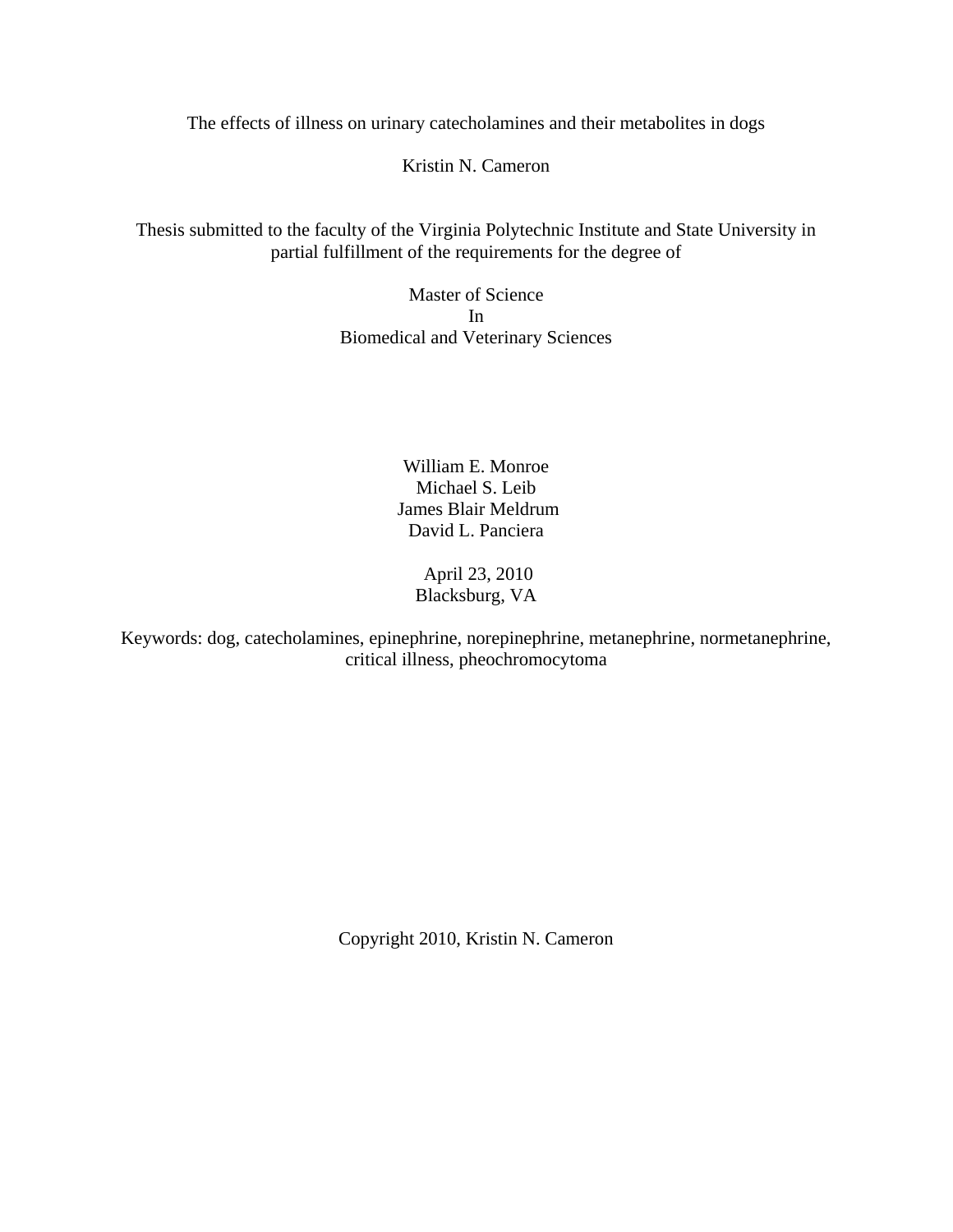# The effects of illness on urinary catecholamines and their metabolites in dogs

Kristin N. Cameron

Thesis submitted to the faculty of the Virginia Polytechnic Institute and State University in partial fulfillment of the requirements for the degree of

Master of Science
In
Biomedical and Veterinary Sciences

William E. Monroe
Michael S. Leib
James Blair Meldrum
David L. Panciera

April 23, 2010
Blacksburg, VA

Keywords: dog, catecholamines, epinephrine, norepinephrine, metanephrine, normetanephrine, critical illness, pheochromocytoma

Copyright 2010, Kristin N. Cameron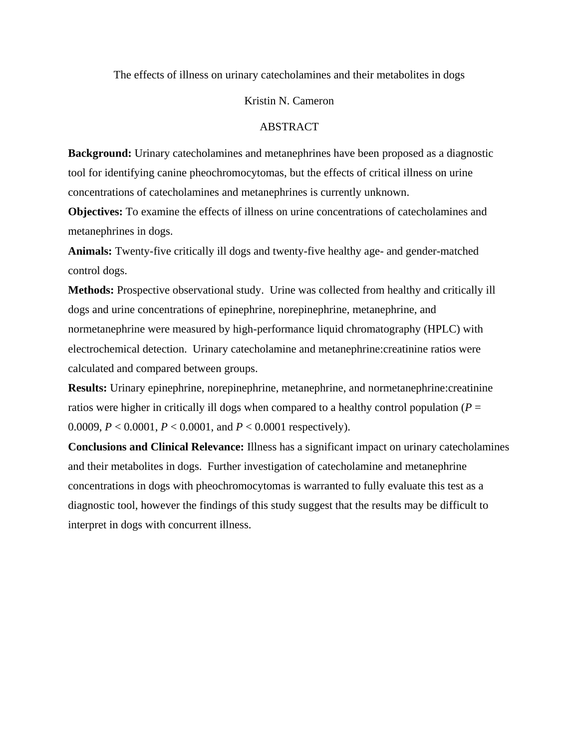# The effects of illness on urinary catecholamines and their metabolites in dogs

Kristin N. Cameron

## ABSTRACT

**Background:** Urinary catecholamines and metanephrines have been proposed as a diagnostic tool for identifying canine pheochromocytomas, but the effects of critical illness on urine concentrations of catecholamines and metanephrines is currently unknown.

**Objectives:** To examine the effects of illness on urine concentrations of catecholamines and metanephrines in dogs.

**Animals:** Twenty-five critically ill dogs and twenty-five healthy age- and gender-matched control dogs.

**Methods:** Prospective observational study. Urine was collected from healthy and critically ill dogs and urine concentrations of epinephrine, norepinephrine, metanephrine, and normetanephrine were measured by high-performance liquid chromatography (HPLC) with electrochemical detection. Urinary catecholamine and metanephrine:creatinine ratios were calculated and compared between groups.

**Results:** Urinary epinephrine, norepinephrine, metanephrine, and normetanephrine:creatinine ratios were higher in critically ill dogs when compared to a healthy control population ($P$ = 0.0009, $P < 0.0001$, $P < 0.0001$, and $P < 0.0001$ respectively).

**Conclusions and Clinical Relevance:** Illness has a significant impact on urinary catecholamines and their metabolites in dogs. Further investigation of catecholamine and metanephrine concentrations in dogs with pheochromocytomas is warranted to fully evaluate this test as a diagnostic tool, however the findings of this study suggest that the results may be difficult to interpret in dogs with concurrent illness.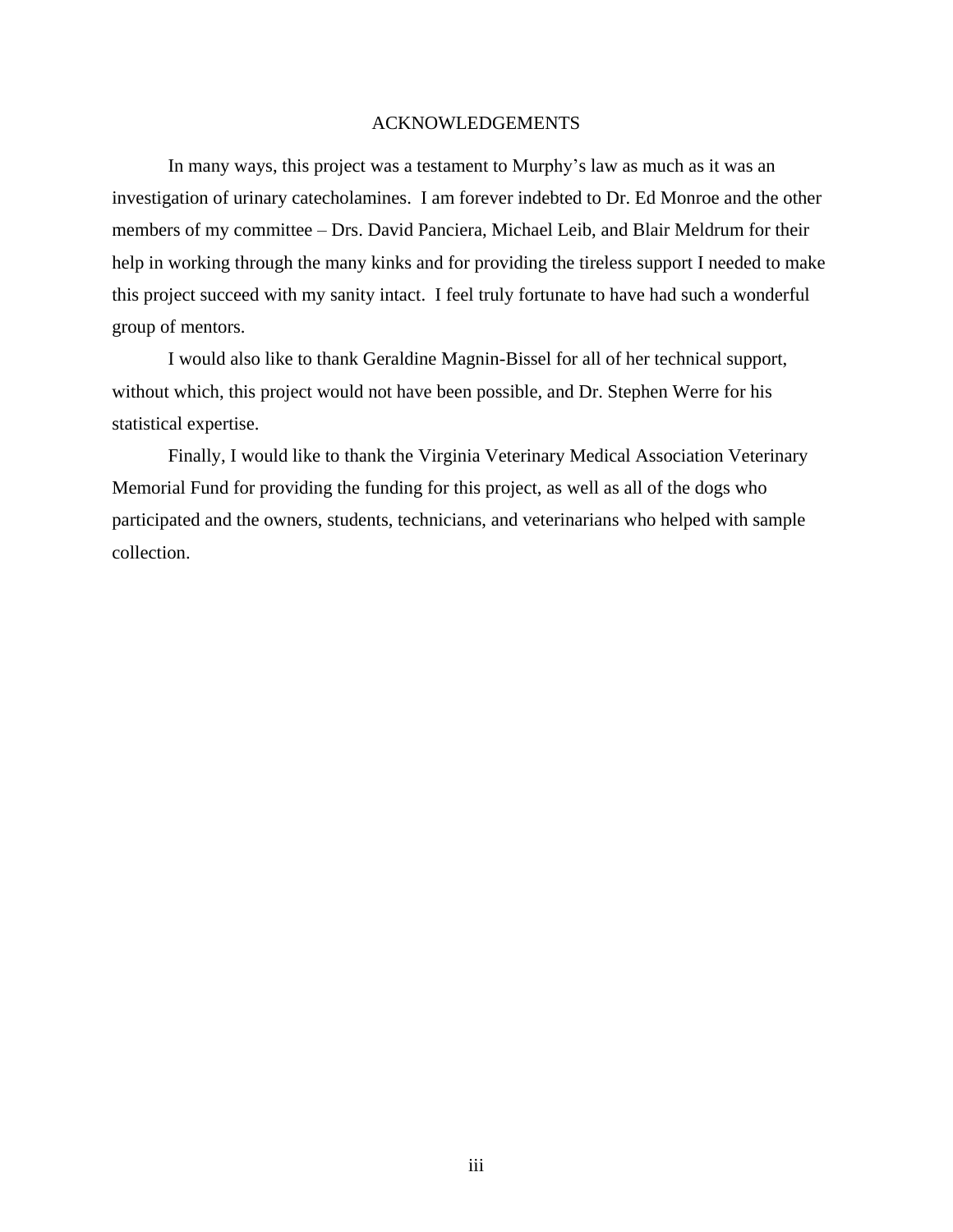# ACKNOWLEDGEMENTS

In many ways, this project was a testament to Murphy's law as much as it was an investigation of urinary catecholamines. I am forever indebted to Dr. Ed Monroe and the other members of my committee – Drs. David Panciera, Michael Leib, and Blair Meldrum for their help in working through the many kinks and for providing the tireless support I needed to make this project succeed with my sanity intact. I feel truly fortunate to have had such a wonderful group of mentors.

I would also like to thank Geraldine Magnin-Bissel for all of her technical support, without which, this project would not have been possible, and Dr. Stephen Werre for his statistical expertise.

Finally, I would like to thank the Virginia Veterinary Medical Association Veterinary Memorial Fund for providing the funding for this project, as well as all of the dogs who participated and the owners, students, technicians, and veterinarians who helped with sample collection.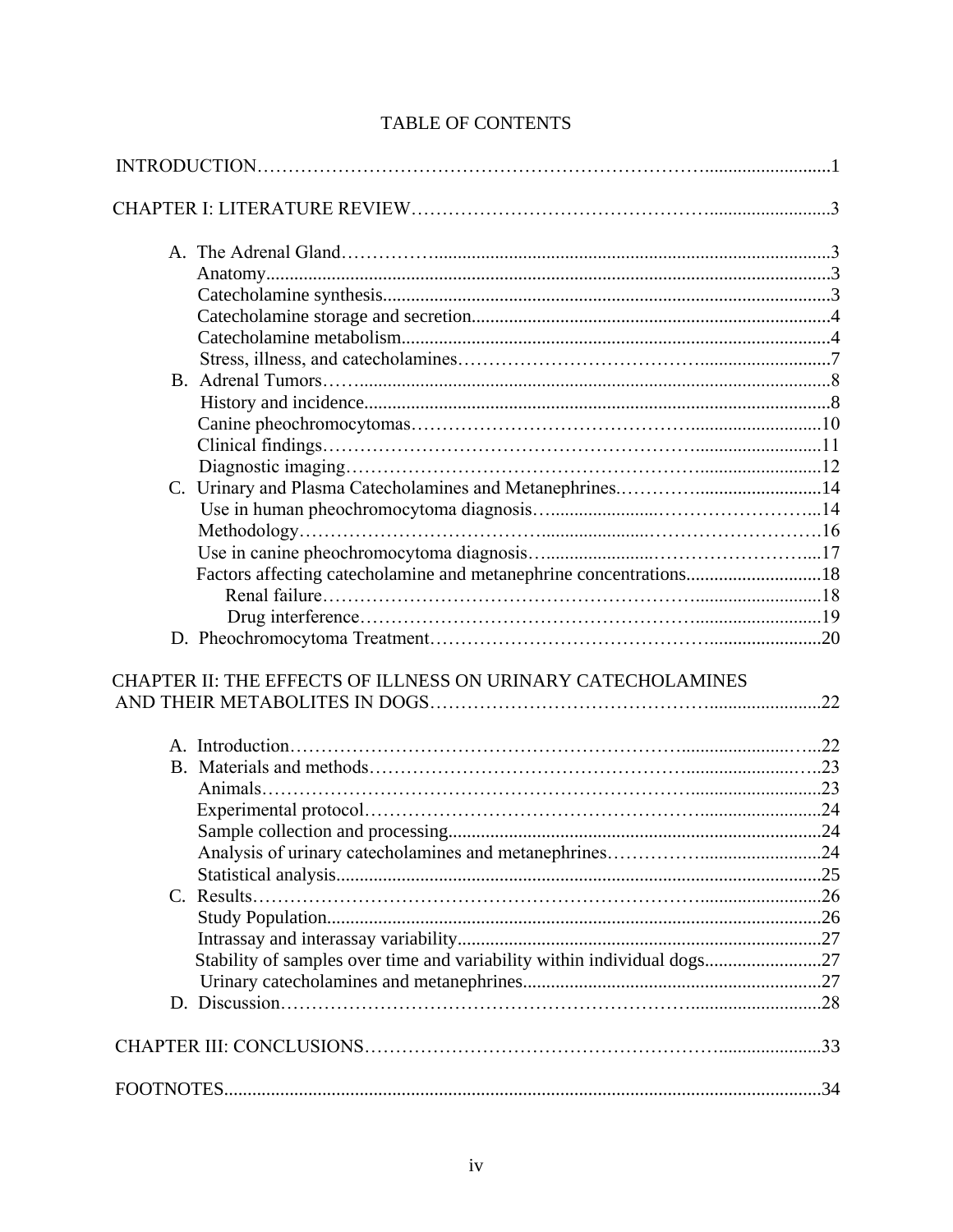# TABLE OF CONTENTS

INTRODUCTION......1

CHAPTER I: LITERATURE REVIEW......3

- A. The Adrenal Gland......3
  - Anatomy......3
  - Catecholamine synthesis......3
  - Catecholamine storage and secretion......4
  - Catecholamine metabolism......4
  - Stress, illness, and catecholamines......7
- B. Adrenal Tumors......8
  - History and incidence......8
  - Canine pheochromocytomas......10
  - Clinical findings......11
  - Diagnostic imaging......12
- C. Urinary and Plasma Catecholamines and Metanephrines......14
  - Use in human pheochromocytoma diagnosis......14
  - Methodology......16
  - Use in canine pheochromocytoma diagnosis......17
  - Factors affecting catecholamine and metanephrine concentrations......18
    - Renal failure......18
    - Drug interference......19
- D. Pheochromocytoma Treatment......20

CHAPTER II: THE EFFECTS OF ILLNESS ON URINARY CATECHOLAMINES AND THEIR METABOLITES IN DOGS......22

- A. Introduction......22
- B. Materials and methods......23
  - Animals......23
  - Experimental protocol......24
  - Sample collection and processing......24
  - Analysis of urinary catecholamines and metanephrines......24
  - Statistical analysis......25
- C. Results......26
  - Study Population......26
  - Intrassay and interassay variability......27
  - Stability of samples over time and variability within individual dogs......27
  - Urinary catecholamines and metanephrines......27
- D. Discussion......28

CHAPTER III: CONCLUSIONS......33

FOOTNOTES......34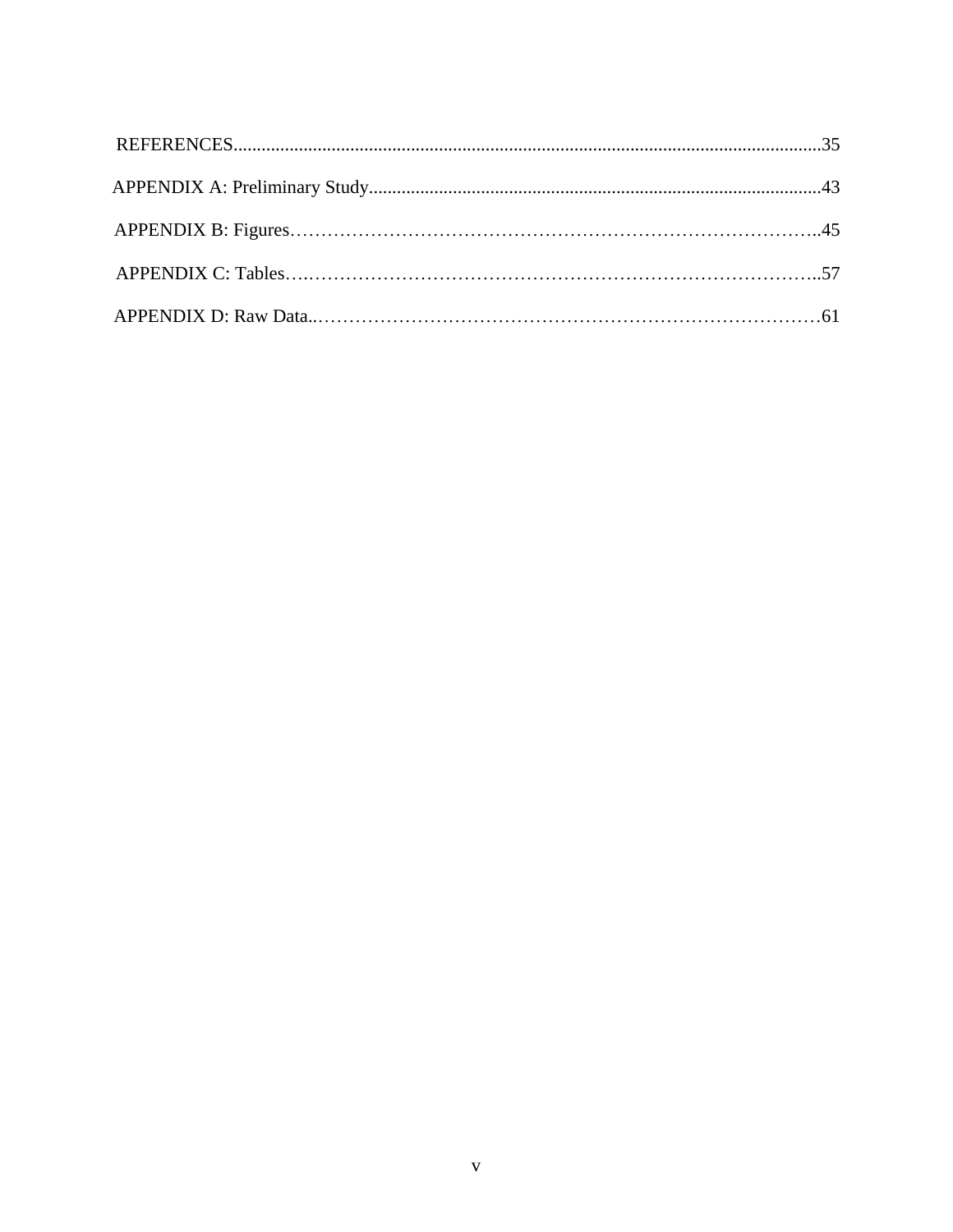REFERENCES.............................................................................................................................35

APPENDIX A: Preliminary Study.................................................................................................43

APPENDIX B: Figures……………………………………………………………………………..45

APPENDIX C: Tables….…………………………………………………………………………..57

APPENDIX D: Raw Data..…………………………………………………………………………61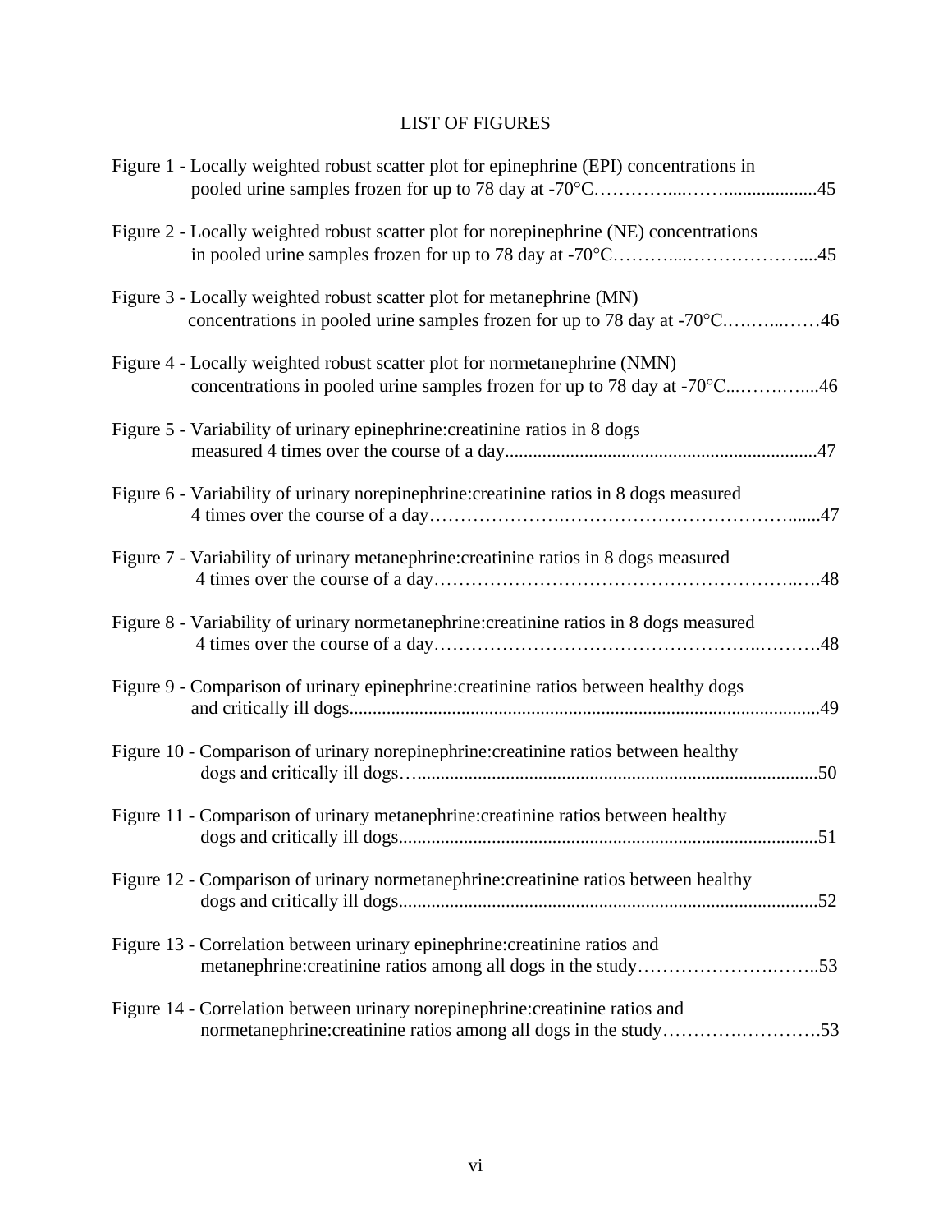# LIST OF FIGURES

Figure 1 - Locally weighted robust scatter plot for epinephrine (EPI) concentrations in pooled urine samples frozen for up to 78 day at -70°C……………...……....................45

Figure 2 - Locally weighted robust scatter plot for norepinephrine (NE) concentrations in pooled urine samples frozen for up to 78 day at -70°C………...………………....45

Figure 3 - Locally weighted robust scatter plot for metanephrine (MN) concentrations in pooled urine samples frozen for up to 78 day at -70°C.……...……46

Figure 4 - Locally weighted robust scatter plot for normetanephrine (NMN) concentrations in pooled urine samples frozen for up to 78 day at -70°C...…….…....46

Figure 5 - Variability of urinary epinephrine:creatinine ratios in 8 dogs measured 4 times over the course of a day..................................................................47

Figure 6 - Variability of urinary norepinephrine:creatinine ratios in 8 dogs measured 4 times over the course of a day…………………..……………………………......47

Figure 7 - Variability of urinary metanephrine:creatinine ratios in 8 dogs measured 4 times over the course of a day……………………………………………..…48

Figure 8 - Variability of urinary normetanephrine:creatinine ratios in 8 dogs measured 4 times over the course of a day…………………………………………..……….48

Figure 9 - Comparison of urinary epinephrine:creatinine ratios between healthy dogs and critically ill dogs....................................................................................................49

Figure 10 - Comparison of urinary norepinephrine:creatinine ratios between healthy dogs and critically ill dogs…......................................................................................50

Figure 11 - Comparison of urinary metanephrine:creatinine ratios between healthy dogs and critically ill dogs.........................................................................................51

Figure 12 - Comparison of urinary normetanephrine:creatinine ratios between healthy dogs and critically ill dogs.........................................................................................52

Figure 13 - Correlation between urinary epinephrine:creatinine ratios and metanephrine:creatinine ratios among all dogs in the study…………………….……..53

Figure 14 - Correlation between urinary norepinephrine:creatinine ratios and normetanephrine:creatinine ratios among all dogs in the study………….………….53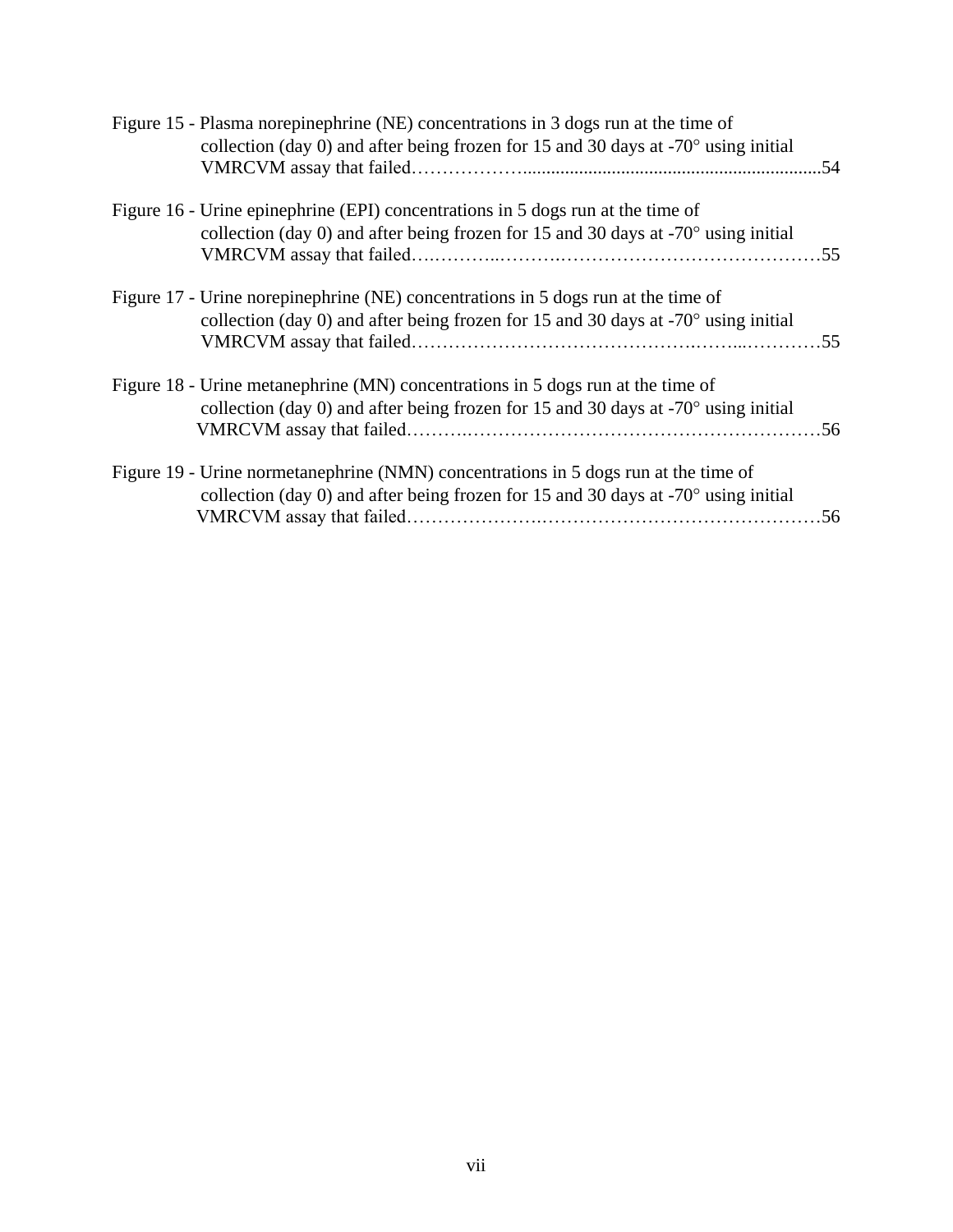Figure 15 - Plasma norepinephrine (NE) concentrations in 3 dogs run at the time of collection (day 0) and after being frozen for 15 and 30 days at -70° using initial VMRCVM assay that failed……………….................................................................54

Figure 16 - Urine epinephrine (EPI) concentrations in 5 dogs run at the time of collection (day 0) and after being frozen for 15 and 30 days at -70° using initial VMRCVM assay that failed….………..……….……………………………………55

Figure 17 - Urine norepinephrine (NE) concentrations in 5 dogs run at the time of collection (day 0) and after being frozen for 15 and 30 days at -70° using initial VMRCVM assay that failed……………………………………….……...…………55

Figure 18 - Urine metanephrine (MN) concentrations in 5 dogs run at the time of collection (day 0) and after being frozen for 15 and 30 days at -70° using initial VMRCVM assay that failed……….……………………………………………………56

Figure 19 - Urine normetanephrine (NMN) concentrations in 5 dogs run at the time of collection (day 0) and after being frozen for 15 and 30 days at -70° using initial VMRCVM assay that failed………………….…………………………………………56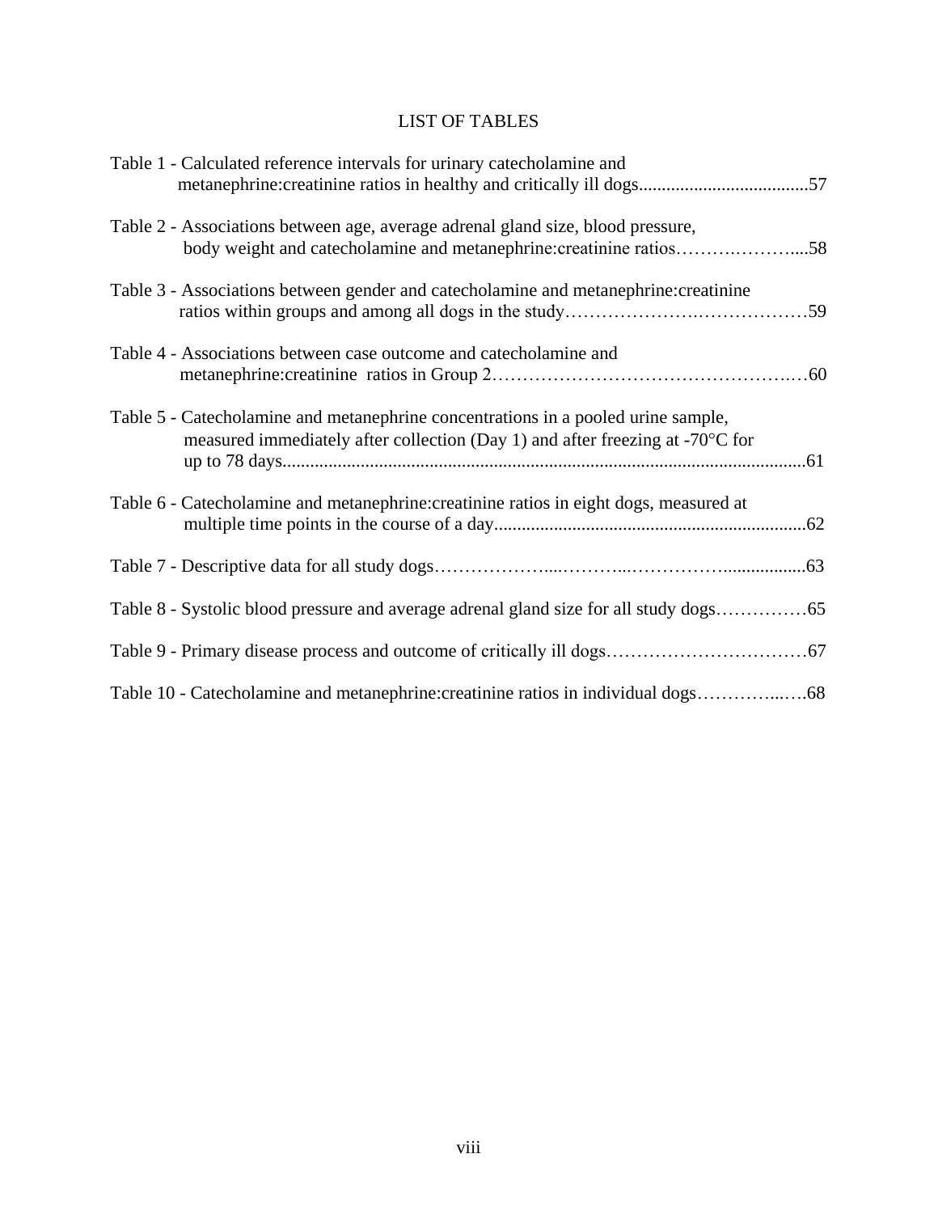# LIST OF TABLES

Table 1 - Calculated reference intervals for urinary catecholamine and metanephrine:creatinine ratios in healthy and critically ill dogs....................................57

Table 2 - Associations between age, average adrenal gland size, blood pressure, body weight and catecholamine and metanephrine:creatinine ratios……….………....58

Table 3 - Associations between gender and catecholamine and metanephrine:creatinine ratios within groups and among all dogs in the study…………………….………………59

Table 4 - Associations between case outcome and catecholamine and metanephrine:creatinine ratios in Group 2…………………………………………….…60

Table 5 - Catecholamine and metanephrine concentrations in a pooled urine sample, measured immediately after collection (Day 1) and after freezing at -70°C for up to 78 days.................................................................................................................61

Table 6 - Catecholamine and metanephrine:creatinine ratios in eight dogs, measured at multiple time points in the course of a day....................................................................62

Table 7 - Descriptive data for all study dogs………………....………...…………….................63

Table 8 - Systolic blood pressure and average adrenal gland size for all study dogs……………65

Table 9 - Primary disease process and outcome of critically ill dogs……………………………67

Table 10 - Catecholamine and metanephrine:creatinine ratios in individual dogs…………...….68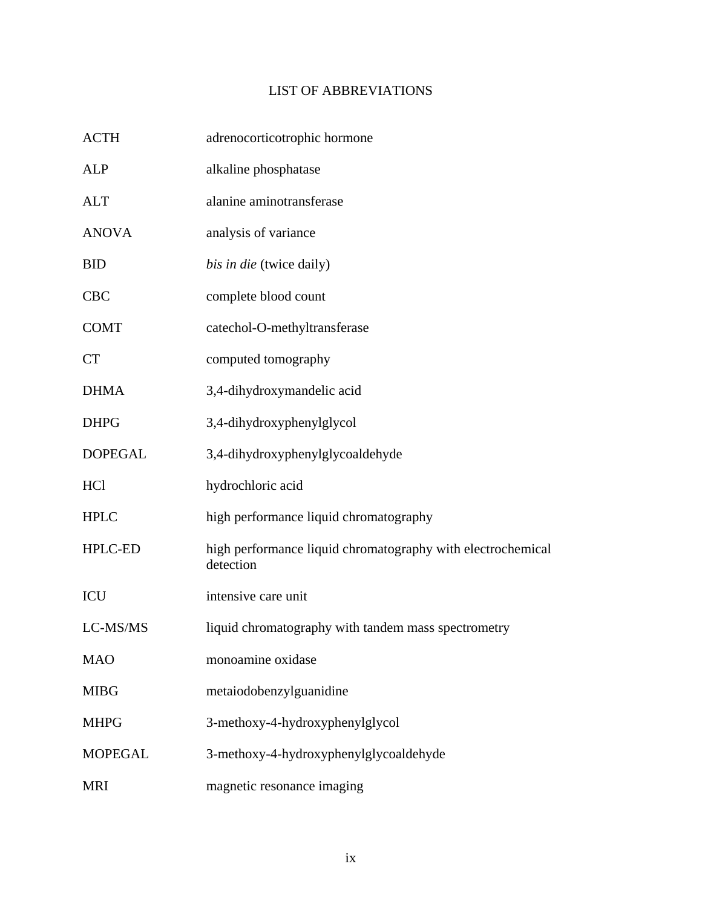# LIST OF ABBREVIATIONS

| | |
|---|---|
| ACTH | adrenocorticotrophic hormone |
| ALP | alkaline phosphatase |
| ALT | alanine aminotransferase |
| ANOVA | analysis of variance |
| BID | *bis in die* (twice daily) |
| CBC | complete blood count |
| COMT | catechol-O-methyltransferase |
| CT | computed tomography |
| DHMA | 3,4-dihydroxymandelic acid |
| DHPG | 3,4-dihydroxyphenylglycol |
| DOPEGAL | 3,4-dihydroxyphenylglycoaldehyde |
| HCl | hydrochloric acid |
| HPLC | high performance liquid chromatography |
| HPLC-ED | high performance liquid chromatography with electrochemical detection |
| ICU | intensive care unit |
| LC-MS/MS | liquid chromatography with tandem mass spectrometry |
| MAO | monoamine oxidase |
| MIBG | metaiodobenzylguanidine |
| MHPG | 3-methoxy-4-hydroxyphenylglycol |
| MOPEGAL | 3-methoxy-4-hydroxyphenylglycoaldehyde |
| MRI | magnetic resonance imaging |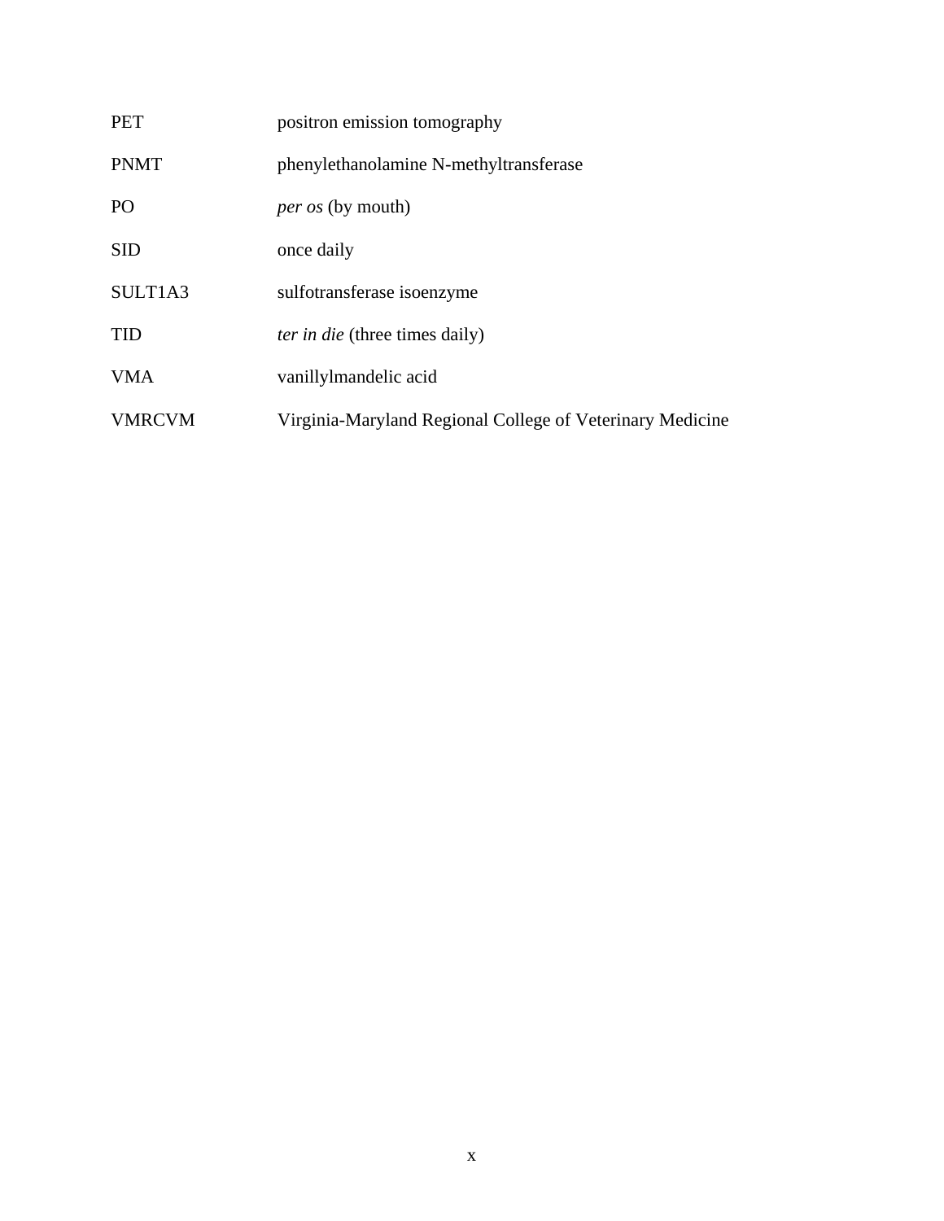| | |
|---|---|
| PET | positron emission tomography |
| PNMT | phenylethanolamine N-methyltransferase |
| PO | *per os* (by mouth) |
| SID | once daily |
| SULT1A3 | sulfotransferase isoenzyme |
| TID | *ter in die* (three times daily) |
| VMA | vanillylmandelic acid |
| VMRCVM | Virginia-Maryland Regional College of Veterinary Medicine |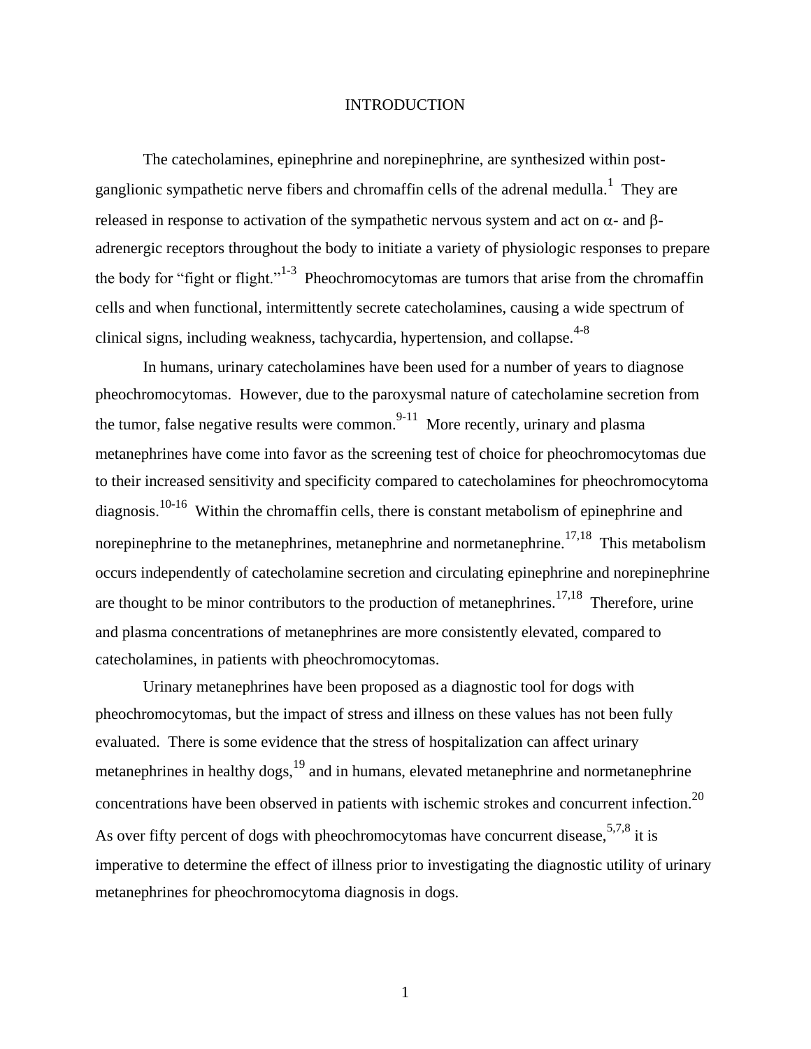# INTRODUCTION

The catecholamines, epinephrine and norepinephrine, are synthesized within post-ganglionic sympathetic nerve fibers and chromaffin cells of the adrenal medulla.[1] They are released in response to activation of the sympathetic nervous system and act on α- and β-adrenergic receptors throughout the body to initiate a variety of physiologic responses to prepare the body for "fight or flight."[1-3] Pheochromocytomas are tumors that arise from the chromaffin cells and when functional, intermittently secrete catecholamines, causing a wide spectrum of clinical signs, including weakness, tachycardia, hypertension, and collapse.[4-8]

In humans, urinary catecholamines have been used for a number of years to diagnose pheochromocytomas. However, due to the paroxysmal nature of catecholamine secretion from the tumor, false negative results were common.[9-11] More recently, urinary and plasma metanephrines have come into favor as the screening test of choice for pheochromocytomas due to their increased sensitivity and specificity compared to catecholamines for pheochromocytoma diagnosis.[10-16] Within the chromaffin cells, there is constant metabolism of epinephrine and norepinephrine to the metanephrines, metanephrine and normetanephrine.[17,18] This metabolism occurs independently of catecholamine secretion and circulating epinephrine and norepinephrine are thought to be minor contributors to the production of metanephrines.[17,18] Therefore, urine and plasma concentrations of metanephrines are more consistently elevated, compared to catecholamines, in patients with pheochromocytomas.

Urinary metanephrines have been proposed as a diagnostic tool for dogs with pheochromocytomas, but the impact of stress and illness on these values has not been fully evaluated. There is some evidence that the stress of hospitalization can affect urinary metanephrines in healthy dogs,[19] and in humans, elevated metanephrine and normetanephrine concentrations have been observed in patients with ischemic strokes and concurrent infection.[20] As over fifty percent of dogs with pheochromocytomas have concurrent disease,[5,7,8] it is imperative to determine the effect of illness prior to investigating the diagnostic utility of urinary metanephrines for pheochromocytoma diagnosis in dogs.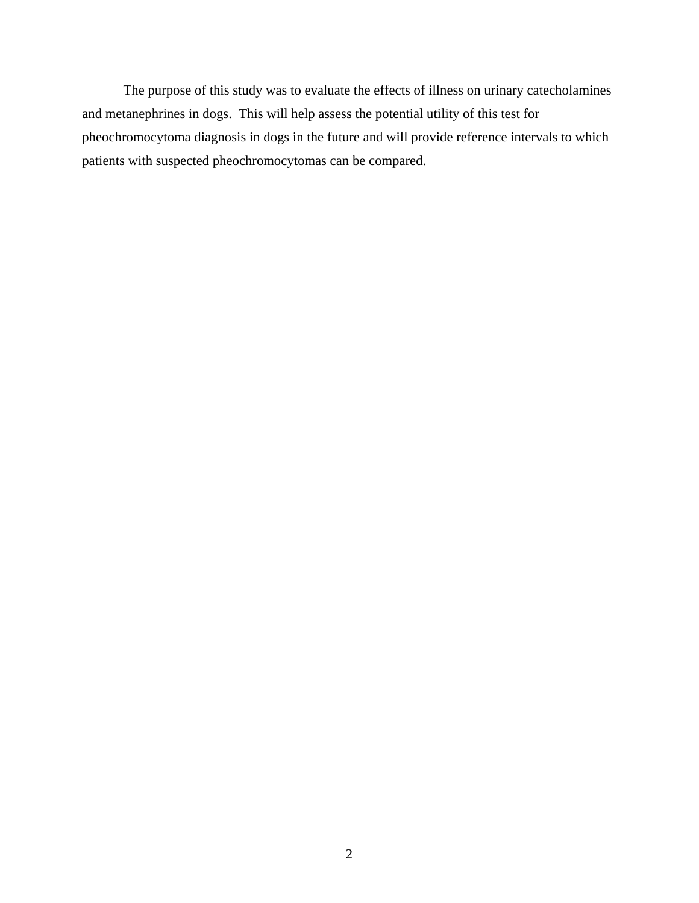The purpose of this study was to evaluate the effects of illness on urinary catecholamines and metanephrines in dogs. This will help assess the potential utility of this test for pheochromocytoma diagnosis in dogs in the future and will provide reference intervals to which patients with suspected pheochromocytomas can be compared.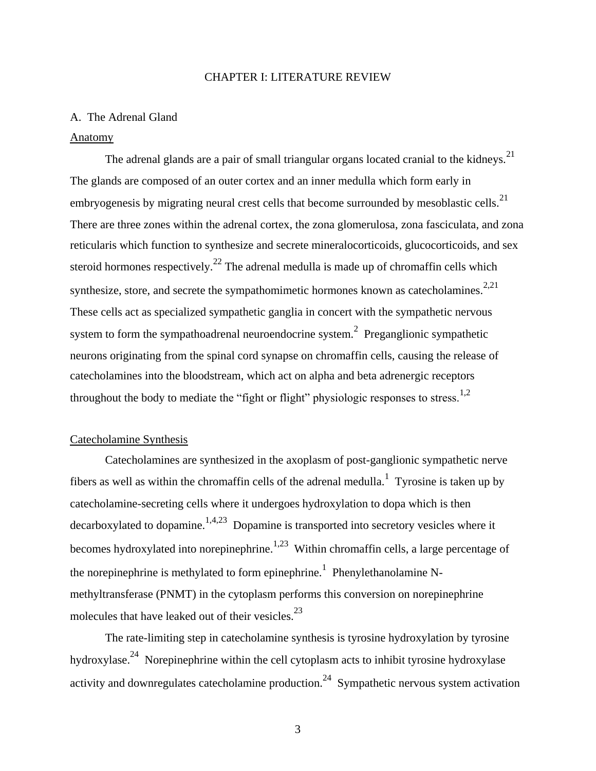# CHAPTER I: LITERATURE REVIEW

## A. The Adrenal Gland

### Anatomy

The adrenal glands are a pair of small triangular organs located cranial to the kidneys.[21] The glands are composed of an outer cortex and an inner medulla which form early in embryogenesis by migrating neural crest cells that become surrounded by mesoblastic cells.[21] There are three zones within the adrenal cortex, the zona glomerulosa, zona fasciculata, and zona reticularis which function to synthesize and secrete mineralocorticoids, glucocorticoids, and sex steroid hormones respectively.[22] The adrenal medulla is made up of chromaffin cells which synthesize, store, and secrete the sympathomimetic hormones known as catecholamines.[2,21] These cells act as specialized sympathetic ganglia in concert with the sympathetic nervous system to form the sympathoadrenal neuroendocrine system.[2] Preganglionic sympathetic neurons originating from the spinal cord synapse on chromaffin cells, causing the release of catecholamines into the bloodstream, which act on alpha and beta adrenergic receptors throughout the body to mediate the "fight or flight" physiologic responses to stress.[1,2]

### Catecholamine Synthesis

Catecholamines are synthesized in the axoplasm of post-ganglionic sympathetic nerve fibers as well as within the chromaffin cells of the adrenal medulla.[1] Tyrosine is taken up by catecholamine-secreting cells where it undergoes hydroxylation to dopa which is then decarboxylated to dopamine.[1,4,23] Dopamine is transported into secretory vesicles where it becomes hydroxylated into norepinephrine.[1,23] Within chromaffin cells, a large percentage of the norepinephrine is methylated to form epinephrine.[1] Phenylethanolamine N-methyltransferase (PNMT) in the cytoplasm performs this conversion on norepinephrine molecules that have leaked out of their vesicles.[23]

The rate-limiting step in catecholamine synthesis is tyrosine hydroxylation by tyrosine hydroxylase.[24] Norepinephrine within the cell cytoplasm acts to inhibit tyrosine hydroxylase activity and downregulates catecholamine production.[24] Sympathetic nervous system activation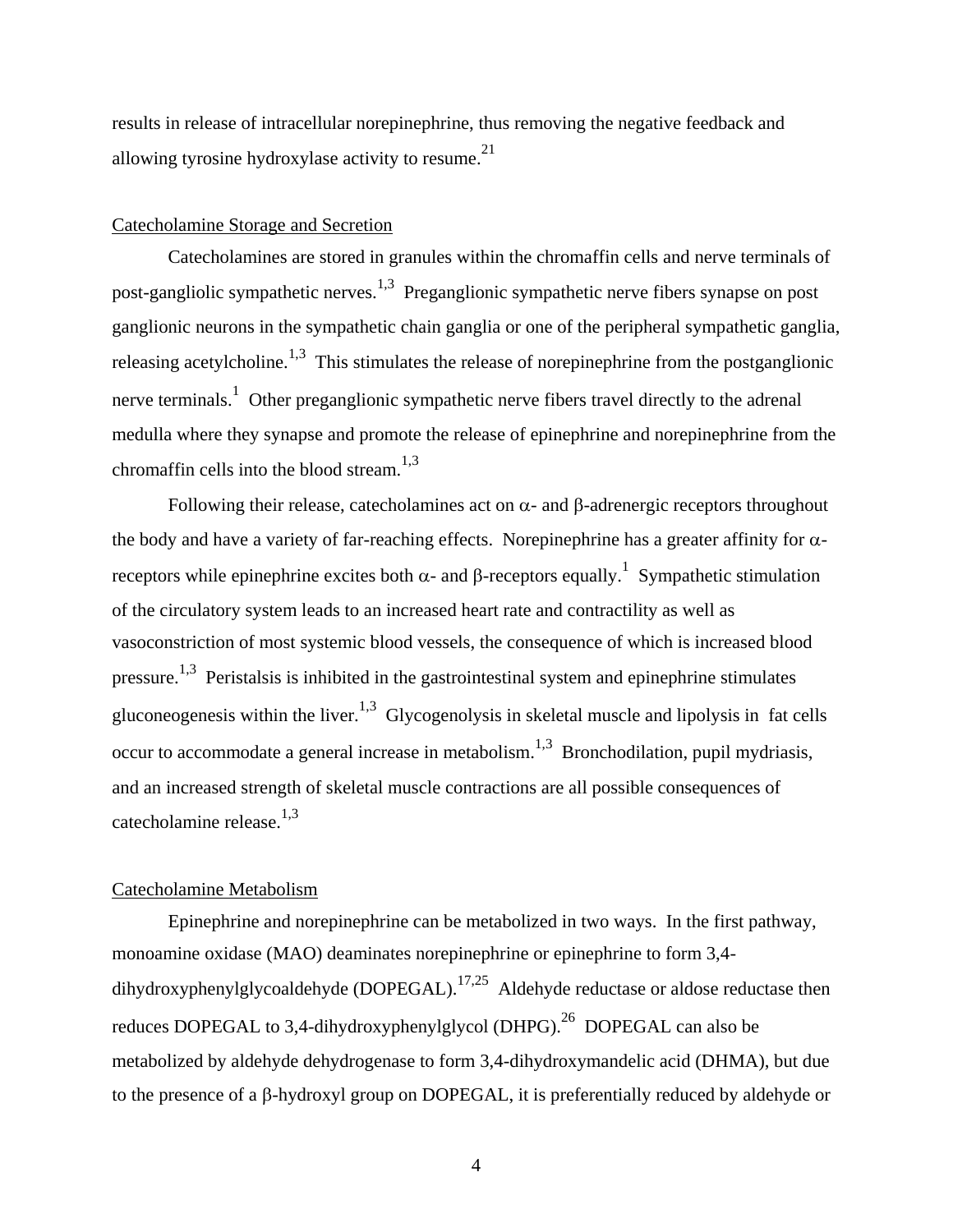results in release of intracellular norepinephrine, thus removing the negative feedback and allowing tyrosine hydroxylase activity to resume.[21]

Catecholamine Storage and Secretion

Catecholamines are stored in granules within the chromaffin cells and nerve terminals of post-gangliolic sympathetic nerves.[1,3] Preganglionic sympathetic nerve fibers synapse on post ganglionic neurons in the sympathetic chain ganglia or one of the peripheral sympathetic ganglia, releasing acetylcholine.[1,3] This stimulates the release of norepinephrine from the postganglionic nerve terminals.[1] Other preganglionic sympathetic nerve fibers travel directly to the adrenal medulla where they synapse and promote the release of epinephrine and norepinephrine from the chromaffin cells into the blood stream.[1,3]

Following their release, catecholamines act on α- and β-adrenergic receptors throughout the body and have a variety of far-reaching effects. Norepinephrine has a greater affinity for α-receptors while epinephrine excites both α- and β-receptors equally.[1] Sympathetic stimulation of the circulatory system leads to an increased heart rate and contractility as well as vasoconstriction of most systemic blood vessels, the consequence of which is increased blood pressure.[1,3] Peristalsis is inhibited in the gastrointestinal system and epinephrine stimulates gluconeogenesis within the liver.[1,3] Glycogenolysis in skeletal muscle and lipolysis in fat cells occur to accommodate a general increase in metabolism.[1,3] Bronchodilation, pupil mydriasis, and an increased strength of skeletal muscle contractions are all possible consequences of catecholamine release.[1,3]

Catecholamine Metabolism

Epinephrine and norepinephrine can be metabolized in two ways. In the first pathway, monoamine oxidase (MAO) deaminates norepinephrine or epinephrine to form 3,4-dihydroxyphenylglycoaldehyde (DOPEGAL).[17,25] Aldehyde reductase or aldose reductase then reduces DOPEGAL to 3,4-dihydroxyphenylglycol (DHPG).[26] DOPEGAL can also be metabolized by aldehyde dehydrogenase to form 3,4-dihydroxymandelic acid (DHMA), but due to the presence of a β-hydroxyl group on DOPEGAL, it is preferentially reduced by aldehyde or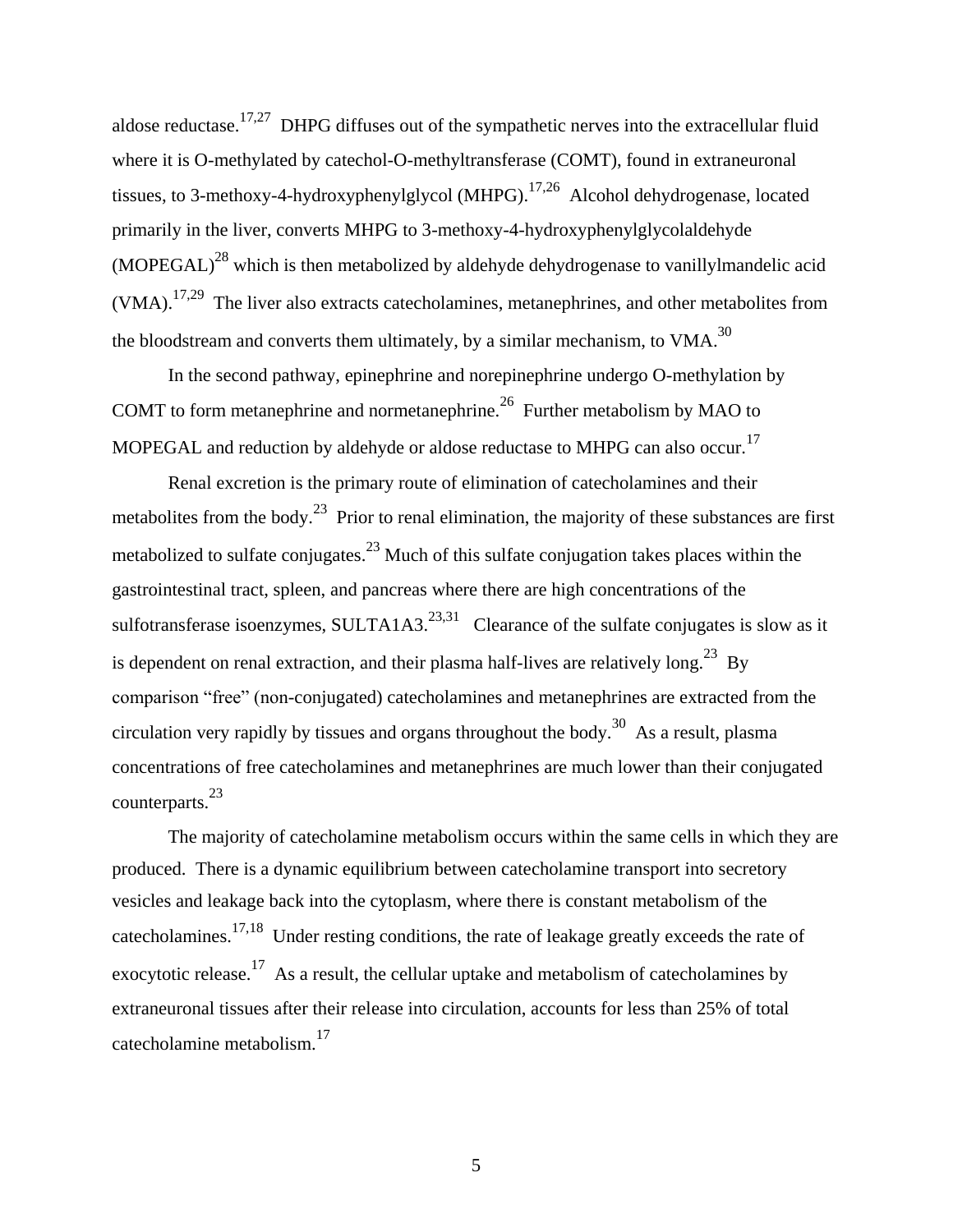aldose reductase.[17,27] DHPG diffuses out of the sympathetic nerves into the extracellular fluid where it is O-methylated by catechol-O-methyltransferase (COMT), found in extraneuronal tissues, to 3-methoxy-4-hydroxyphenylglycol (MHPG).[17,26] Alcohol dehydrogenase, located primarily in the liver, converts MHPG to 3-methoxy-4-hydroxyphenylglycolaldehyde (MOPEGAL)[28] which is then metabolized by aldehyde dehydrogenase to vanillylmandelic acid (VMA).[17,29] The liver also extracts catecholamines, metanephrines, and other metabolites from the bloodstream and converts them ultimately, by a similar mechanism, to VMA.[30]

In the second pathway, epinephrine and norepinephrine undergo O-methylation by COMT to form metanephrine and normetanephrine.[26] Further metabolism by MAO to MOPEGAL and reduction by aldehyde or aldose reductase to MHPG can also occur.[17]

Renal excretion is the primary route of elimination of catecholamines and their metabolites from the body.[23] Prior to renal elimination, the majority of these substances are first metabolized to sulfate conjugates.[23] Much of this sulfate conjugation takes places within the gastrointestinal tract, spleen, and pancreas where there are high concentrations of the sulfotransferase isoenzymes, SULTA1A3.[23,31] Clearance of the sulfate conjugates is slow as it is dependent on renal extraction, and their plasma half-lives are relatively long.[23] By comparison "free" (non-conjugated) catecholamines and metanephrines are extracted from the circulation very rapidly by tissues and organs throughout the body.[30] As a result, plasma concentrations of free catecholamines and metanephrines are much lower than their conjugated counterparts.[23]

The majority of catecholamine metabolism occurs within the same cells in which they are produced. There is a dynamic equilibrium between catecholamine transport into secretory vesicles and leakage back into the cytoplasm, where there is constant metabolism of the catecholamines.[17,18] Under resting conditions, the rate of leakage greatly exceeds the rate of exocytotic release.[17] As a result, the cellular uptake and metabolism of catecholamines by extraneuronal tissues after their release into circulation, accounts for less than 25% of total catecholamine metabolism.[17]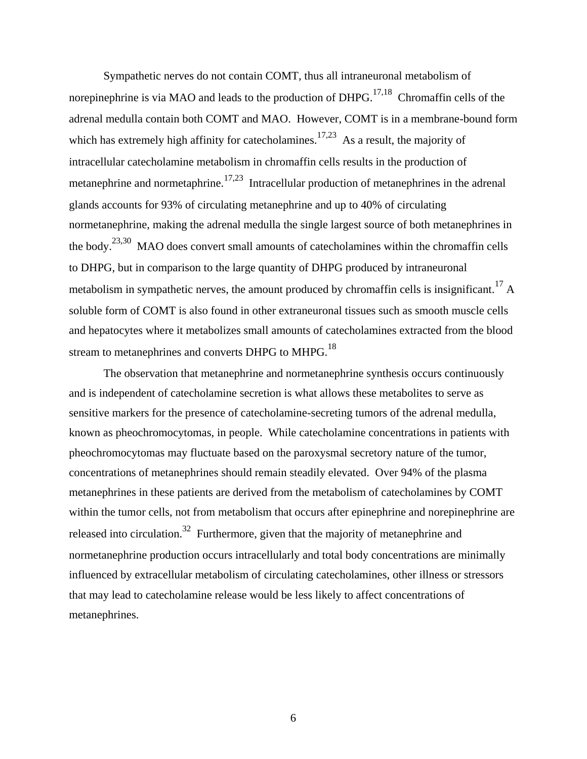Sympathetic nerves do not contain COMT, thus all intraneuronal metabolism of norepinephrine is via MAO and leads to the production of DHPG.[17,18] Chromaffin cells of the adrenal medulla contain both COMT and MAO. However, COMT is in a membrane-bound form which has extremely high affinity for catecholamines.[17,23] As a result, the majority of intracellular catecholamine metabolism in chromaffin cells results in the production of metanephrine and normetaphrine.[17,23] Intracellular production of metanephrines in the adrenal glands accounts for 93% of circulating metanephrine and up to 40% of circulating normetanephrine, making the adrenal medulla the single largest source of both metanephrines in the body.[23,30] MAO does convert small amounts of catecholamines within the chromaffin cells to DHPG, but in comparison to the large quantity of DHPG produced by intraneuronal metabolism in sympathetic nerves, the amount produced by chromaffin cells is insignificant.[17] A soluble form of COMT is also found in other extraneuronal tissues such as smooth muscle cells and hepatocytes where it metabolizes small amounts of catecholamines extracted from the blood stream to metanephrines and converts DHPG to MHPG.[18]

The observation that metanephrine and normetanephrine synthesis occurs continuously and is independent of catecholamine secretion is what allows these metabolites to serve as sensitive markers for the presence of catecholamine-secreting tumors of the adrenal medulla, known as pheochromocytomas, in people. While catecholamine concentrations in patients with pheochromocytomas may fluctuate based on the paroxysmal secretory nature of the tumor, concentrations of metanephrines should remain steadily elevated. Over 94% of the plasma metanephrines in these patients are derived from the metabolism of catecholamines by COMT within the tumor cells, not from metabolism that occurs after epinephrine and norepinephrine are released into circulation.[32] Furthermore, given that the majority of metanephrine and normetanephrine production occurs intracellularly and total body concentrations are minimally influenced by extracellular metabolism of circulating catecholamines, other illness or stressors that may lead to catecholamine release would be less likely to affect concentrations of metanephrines.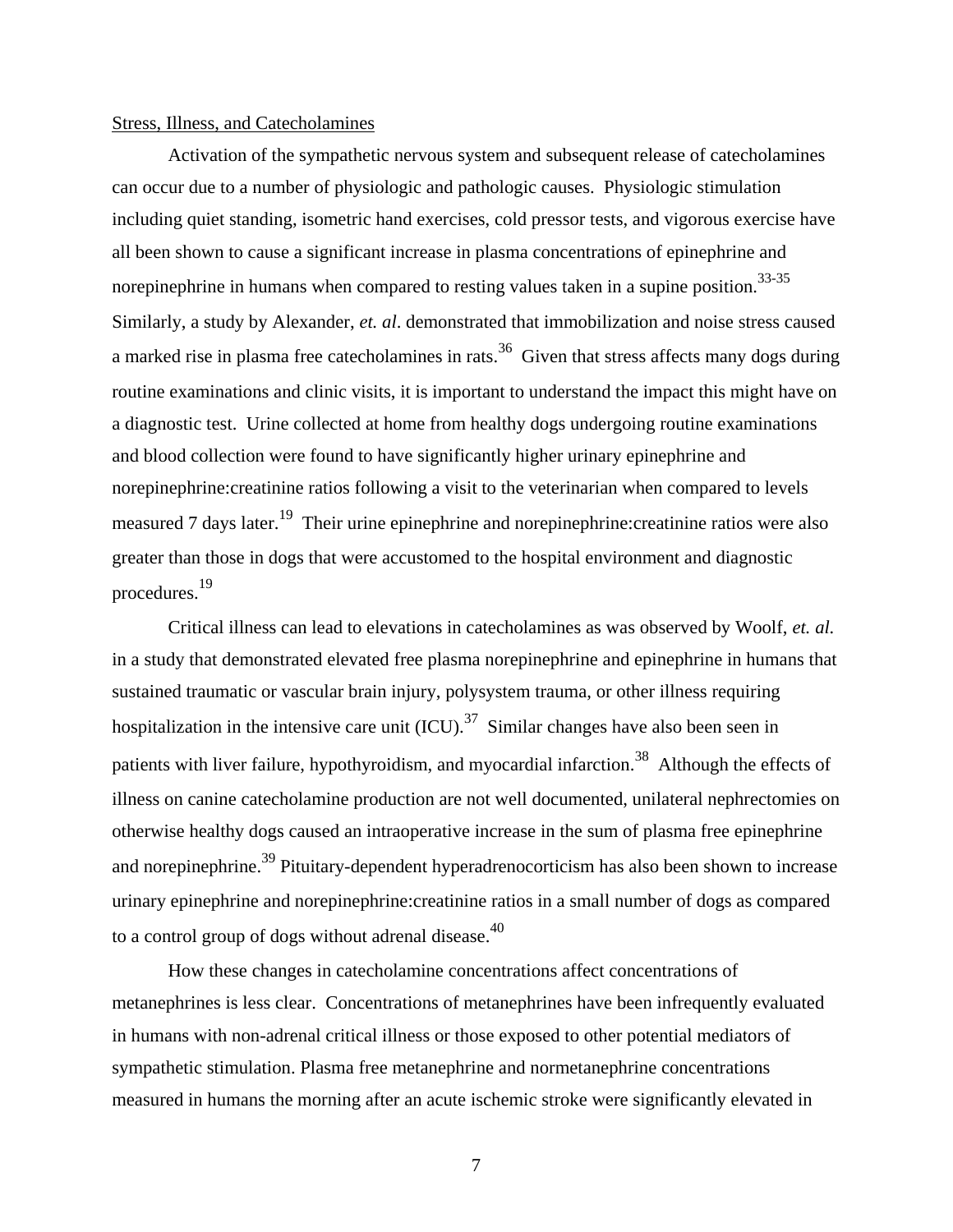Stress, Illness, and Catecholamines

Activation of the sympathetic nervous system and subsequent release of catecholamines can occur due to a number of physiologic and pathologic causes. Physiologic stimulation including quiet standing, isometric hand exercises, cold pressor tests, and vigorous exercise have all been shown to cause a significant increase in plasma concentrations of epinephrine and norepinephrine in humans when compared to resting values taken in a supine position.[33-35] Similarly, a study by Alexander, *et. al*. demonstrated that immobilization and noise stress caused a marked rise in plasma free catecholamines in rats.[36] Given that stress affects many dogs during routine examinations and clinic visits, it is important to understand the impact this might have on a diagnostic test. Urine collected at home from healthy dogs undergoing routine examinations and blood collection were found to have significantly higher urinary epinephrine and norepinephrine:creatinine ratios following a visit to the veterinarian when compared to levels measured 7 days later.[19] Their urine epinephrine and norepinephrine:creatinine ratios were also greater than those in dogs that were accustomed to the hospital environment and diagnostic procedures.[19]

Critical illness can lead to elevations in catecholamines as was observed by Woolf, *et. al.* in a study that demonstrated elevated free plasma norepinephrine and epinephrine in humans that sustained traumatic or vascular brain injury, polysystem trauma, or other illness requiring hospitalization in the intensive care unit (ICU).[37] Similar changes have also been seen in patients with liver failure, hypothyroidism, and myocardial infarction.[38] Although the effects of illness on canine catecholamine production are not well documented, unilateral nephrectomies on otherwise healthy dogs caused an intraoperative increase in the sum of plasma free epinephrine and norepinephrine.[39] Pituitary-dependent hyperadrenocorticism has also been shown to increase urinary epinephrine and norepinephrine:creatinine ratios in a small number of dogs as compared to a control group of dogs without adrenal disease.[40]

How these changes in catecholamine concentrations affect concentrations of metanephrines is less clear. Concentrations of metanephrines have been infrequently evaluated in humans with non-adrenal critical illness or those exposed to other potential mediators of sympathetic stimulation. Plasma free metanephrine and normetanephrine concentrations measured in humans the morning after an acute ischemic stroke were significantly elevated in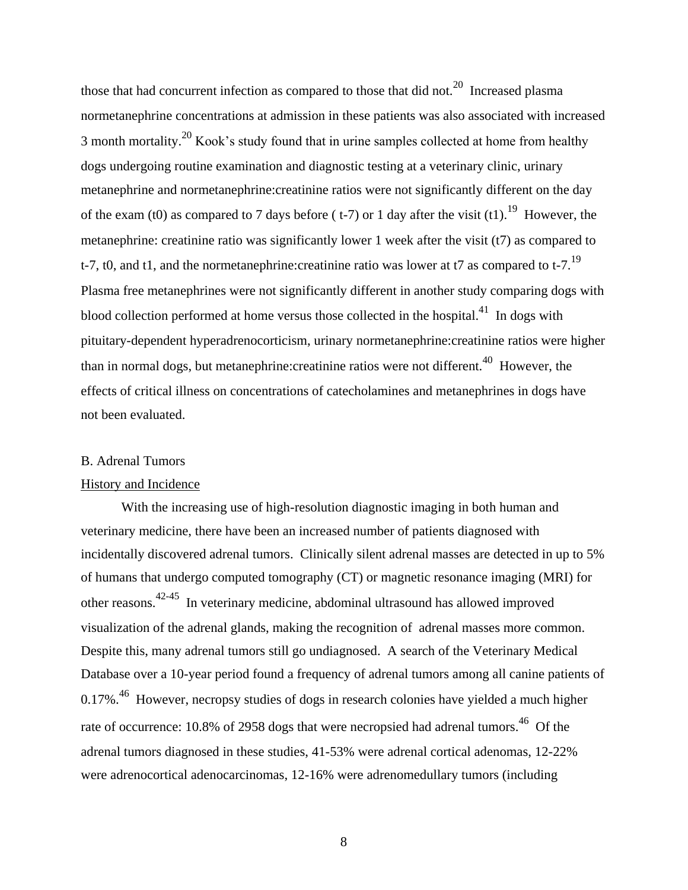those that had concurrent infection as compared to those that did not.[20] Increased plasma normetanephrine concentrations at admission in these patients was also associated with increased 3 month mortality.[20] Kook's study found that in urine samples collected at home from healthy dogs undergoing routine examination and diagnostic testing at a veterinary clinic, urinary metanephrine and normetanephrine:creatinine ratios were not significantly different on the day of the exam (t0) as compared to 7 days before ( t-7) or 1 day after the visit (t1).[19] However, the metanephrine: creatinine ratio was significantly lower 1 week after the visit (t7) as compared to t-7, t0, and t1, and the normetanephrine:creatinine ratio was lower at t7 as compared to t-7.[19] Plasma free metanephrines were not significantly different in another study comparing dogs with blood collection performed at home versus those collected in the hospital.[41] In dogs with pituitary-dependent hyperadrenocorticism, urinary normetanephrine:creatinine ratios were higher than in normal dogs, but metanephrine:creatinine ratios were not different.[40] However, the effects of critical illness on concentrations of catecholamines and metanephrines in dogs have not been evaluated.

B. Adrenal Tumors

History and Incidence

With the increasing use of high-resolution diagnostic imaging in both human and veterinary medicine, there have been an increased number of patients diagnosed with incidentally discovered adrenal tumors. Clinically silent adrenal masses are detected in up to 5% of humans that undergo computed tomography (CT) or magnetic resonance imaging (MRI) for other reasons.[42-45] In veterinary medicine, abdominal ultrasound has allowed improved visualization of the adrenal glands, making the recognition of adrenal masses more common. Despite this, many adrenal tumors still go undiagnosed. A search of the Veterinary Medical Database over a 10-year period found a frequency of adrenal tumors among all canine patients of 0.17%.[46] However, necropsy studies of dogs in research colonies have yielded a much higher rate of occurrence: 10.8% of 2958 dogs that were necropsied had adrenal tumors.[46] Of the adrenal tumors diagnosed in these studies, 41-53% were adrenal cortical adenomas, 12-22% were adrenocortical adenocarcinomas, 12-16% were adrenomedullary tumors (including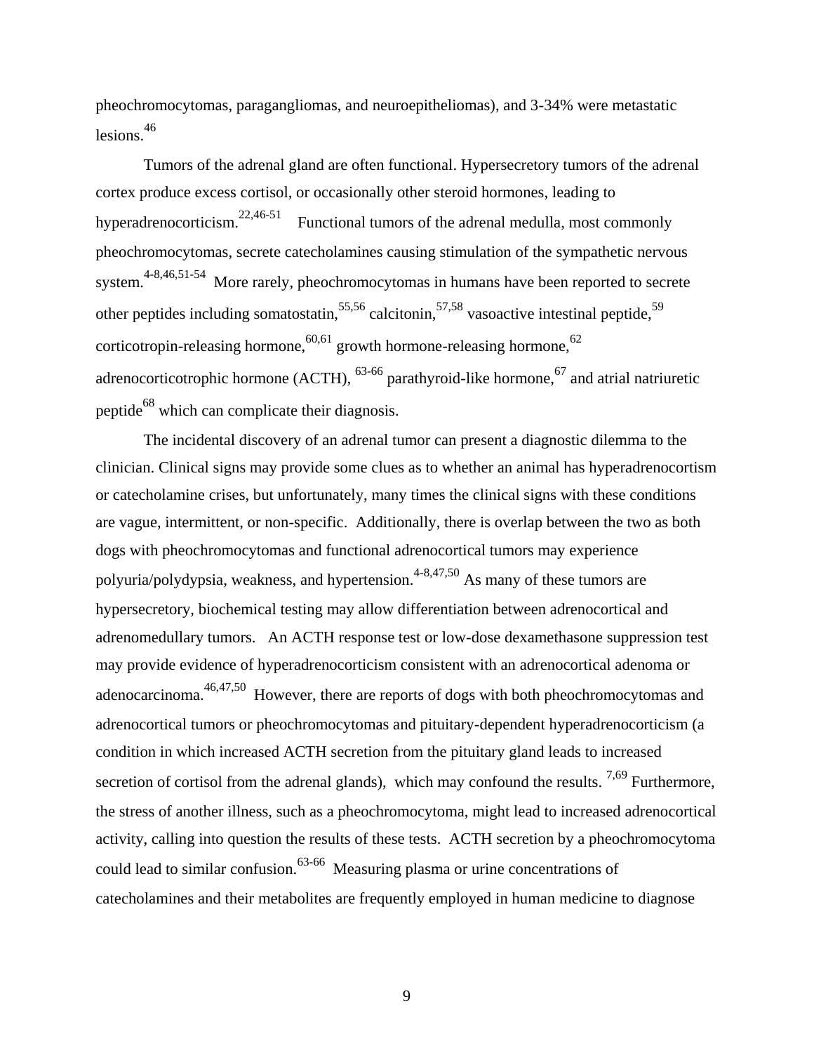pheochromocytomas, paragangliomas, and neuroepitheliomas), and 3-34% were metastatic lesions.[46]

Tumors of the adrenal gland are often functional. Hypersecretory tumors of the adrenal cortex produce excess cortisol, or occasionally other steroid hormones, leading to hyperadrenocorticism.[22,46-51] Functional tumors of the adrenal medulla, most commonly pheochromocytomas, secrete catecholamines causing stimulation of the sympathetic nervous system.[4-8,46,51-54] More rarely, pheochromocytomas in humans have been reported to secrete other peptides including somatostatin,[55,56] calcitonin,[57,58] vasoactive intestinal peptide,[59] corticotropin-releasing hormone,[60,61] growth hormone-releasing hormone,[62] adrenocorticotrophic hormone (ACTH),[63-66] parathyroid-like hormone,[67] and atrial natriuretic peptide[68] which can complicate their diagnosis.

The incidental discovery of an adrenal tumor can present a diagnostic dilemma to the clinician. Clinical signs may provide some clues as to whether an animal has hyperadrenocortism or catecholamine crises, but unfortunately, many times the clinical signs with these conditions are vague, intermittent, or non-specific. Additionally, there is overlap between the two as both dogs with pheochromocytomas and functional adrenocortical tumors may experience polyuria/polydypsia, weakness, and hypertension.[4-8,47,50] As many of these tumors are hypersecretory, biochemical testing may allow differentiation between adrenocortical and adrenomedullary tumors. An ACTH response test or low-dose dexamethasone suppression test may provide evidence of hyperadrenocorticism consistent with an adrenocortical adenoma or adenocarcinoma.[46,47,50] However, there are reports of dogs with both pheochromocytomas and adrenocortical tumors or pheochromocytomas and pituitary-dependent hyperadrenocorticism (a condition in which increased ACTH secretion from the pituitary gland leads to increased secretion of cortisol from the adrenal glands), which may confound the results.[7,69] Furthermore, the stress of another illness, such as a pheochromocytoma, might lead to increased adrenocortical activity, calling into question the results of these tests. ACTH secretion by a pheochromocytoma could lead to similar confusion.[63-66] Measuring plasma or urine concentrations of catecholamines and their metabolites are frequently employed in human medicine to diagnose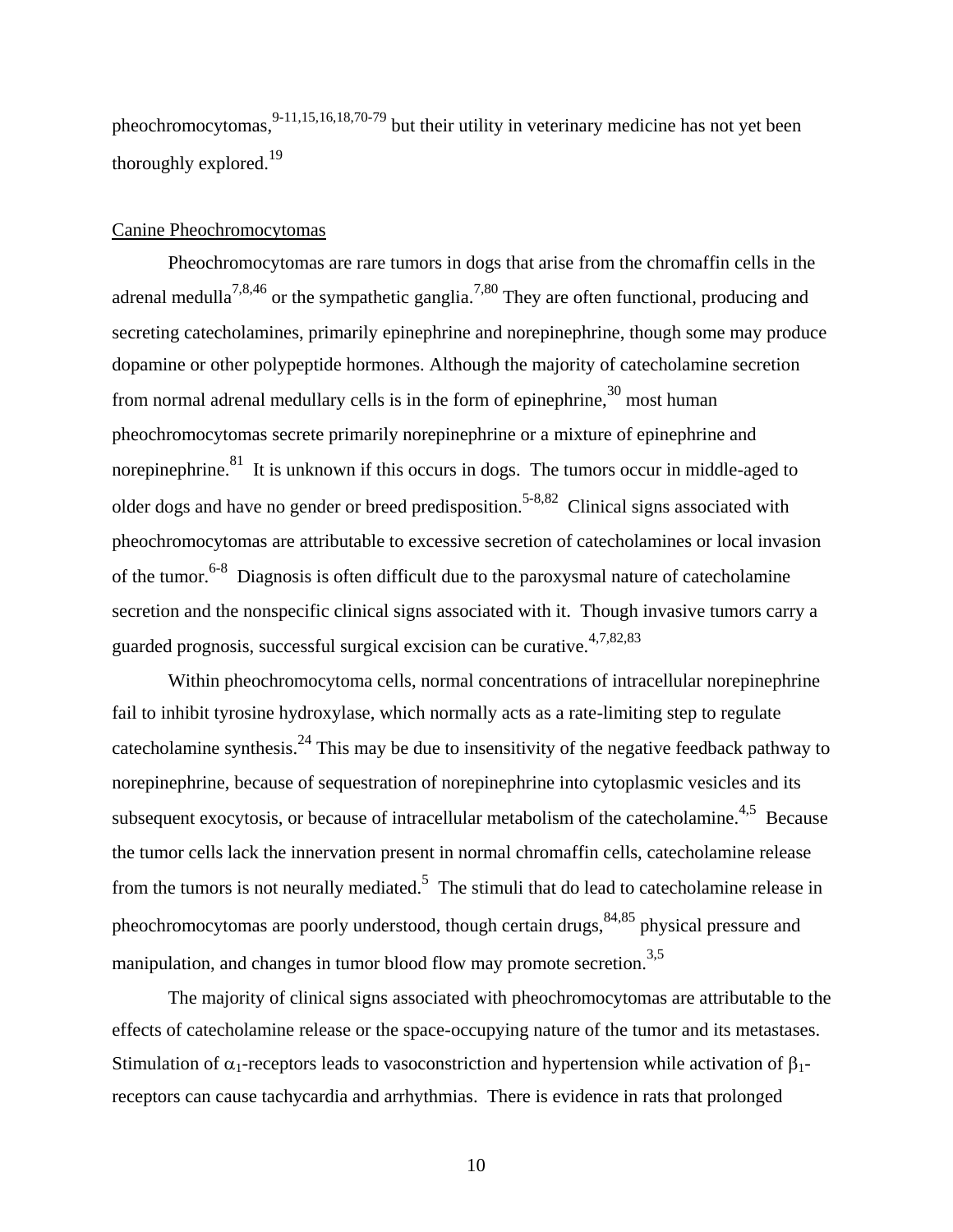pheochromocytomas,[9-11,15,16,18,70-79] but their utility in veterinary medicine has not yet been thoroughly explored.[19]

## Canine Pheochromocytomas

Pheochromocytomas are rare tumors in dogs that arise from the chromaffin cells in the adrenal medulla[7,8,46] or the sympathetic ganglia.[7,80] They are often functional, producing and secreting catecholamines, primarily epinephrine and norepinephrine, though some may produce dopamine or other polypeptide hormones. Although the majority of catecholamine secretion from normal adrenal medullary cells is in the form of epinephrine,[30] most human pheochromocytomas secrete primarily norepinephrine or a mixture of epinephrine and norepinephrine.[81] It is unknown if this occurs in dogs. The tumors occur in middle-aged to older dogs and have no gender or breed predisposition.[5-8,82] Clinical signs associated with pheochromocytomas are attributable to excessive secretion of catecholamines or local invasion of the tumor.[6-8] Diagnosis is often difficult due to the paroxysmal nature of catecholamine secretion and the nonspecific clinical signs associated with it. Though invasive tumors carry a guarded prognosis, successful surgical excision can be curative.[4,7,82,83]

Within pheochromocytoma cells, normal concentrations of intracellular norepinephrine fail to inhibit tyrosine hydroxylase, which normally acts as a rate-limiting step to regulate catecholamine synthesis.[24] This may be due to insensitivity of the negative feedback pathway to norepinephrine, because of sequestration of norepinephrine into cytoplasmic vesicles and its subsequent exocytosis, or because of intracellular metabolism of the catecholamine.[4,5] Because the tumor cells lack the innervation present in normal chromaffin cells, catecholamine release from the tumors is not neurally mediated.[5] The stimuli that do lead to catecholamine release in pheochromocytomas are poorly understood, though certain drugs,[84,85] physical pressure and manipulation, and changes in tumor blood flow may promote secretion.[3,5]

The majority of clinical signs associated with pheochromocytomas are attributable to the effects of catecholamine release or the space-occupying nature of the tumor and its metastases. Stimulation of $\alpha_1$-receptors leads to vasoconstriction and hypertension while activation of $\beta_1$-receptors can cause tachycardia and arrhythmias. There is evidence in rats that prolonged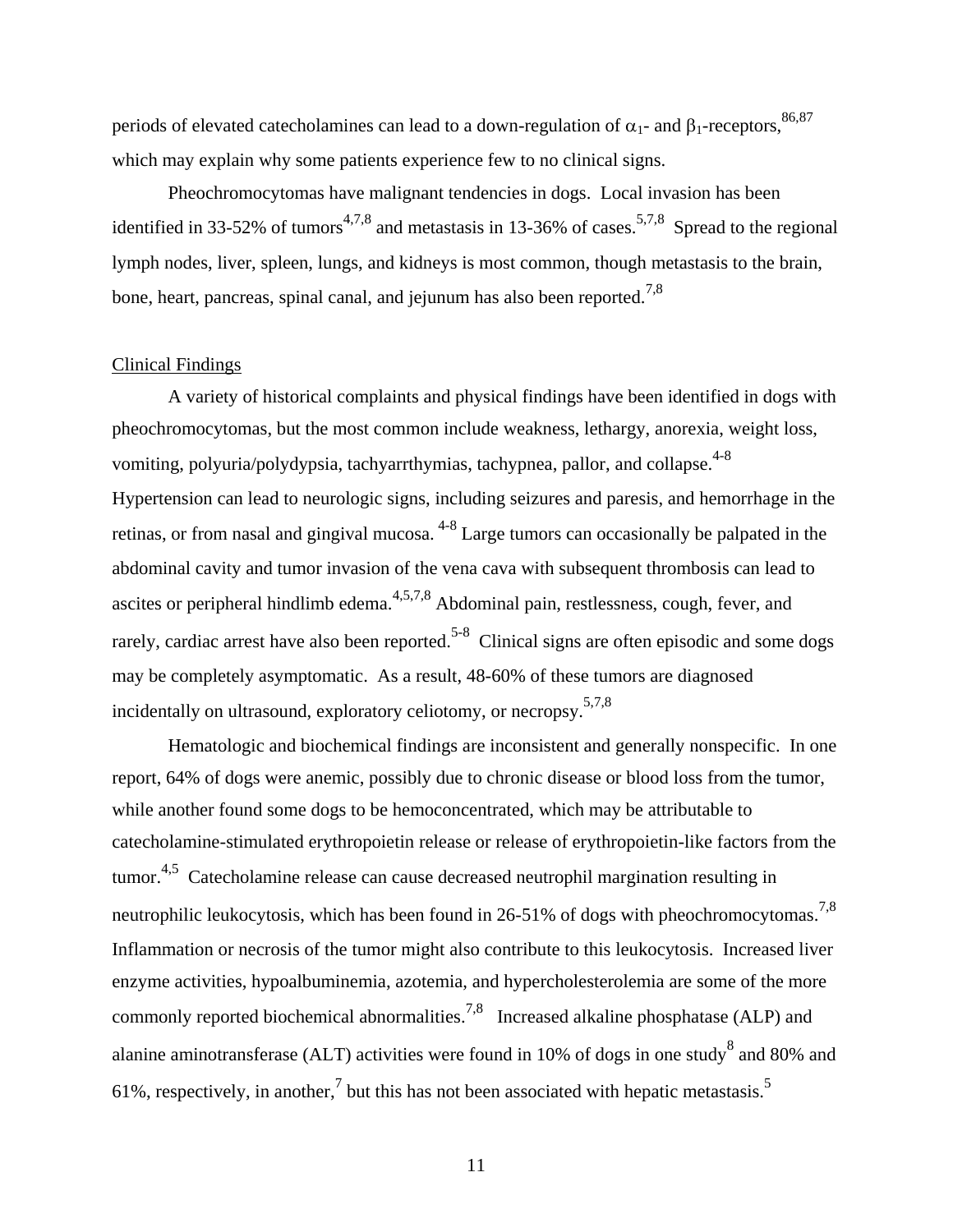periods of elevated catecholamines can lead to a down-regulation of $\alpha_1$- and $\beta_1$-receptors,[86,87] which may explain why some patients experience few to no clinical signs.

Pheochromocytomas have malignant tendencies in dogs. Local invasion has been identified in 33-52% of tumors[4,7,8] and metastasis in 13-36% of cases.[5,7,8] Spread to the regional lymph nodes, liver, spleen, lungs, and kidneys is most common, though metastasis to the brain, bone, heart, pancreas, spinal canal, and jejunum has also been reported.[7,8]

Clinical Findings

A variety of historical complaints and physical findings have been identified in dogs with pheochromocytomas, but the most common include weakness, lethargy, anorexia, weight loss, vomiting, polyuria/polydypsia, tachyarrthymias, tachypnea, pallor, and collapse.[4-8] Hypertension can lead to neurologic signs, including seizures and paresis, and hemorrhage in the retinas, or from nasal and gingival mucosa.[4-8] Large tumors can occasionally be palpated in the abdominal cavity and tumor invasion of the vena cava with subsequent thrombosis can lead to ascites or peripheral hindlimb edema.[4,5,7,8] Abdominal pain, restlessness, cough, fever, and rarely, cardiac arrest have also been reported.[5-8] Clinical signs are often episodic and some dogs may be completely asymptomatic. As a result, 48-60% of these tumors are diagnosed incidentally on ultrasound, exploratory celiotomy, or necropsy.[5,7,8]

Hematologic and biochemical findings are inconsistent and generally nonspecific. In one report, 64% of dogs were anemic, possibly due to chronic disease or blood loss from the tumor, while another found some dogs to be hemoconcentrated, which may be attributable to catecholamine-stimulated erythropoietin release or release of erythropoietin-like factors from the tumor.[4,5] Catecholamine release can cause decreased neutrophil margination resulting in neutrophilic leukocytosis, which has been found in 26-51% of dogs with pheochromocytomas.[7,8] Inflammation or necrosis of the tumor might also contribute to this leukocytosis. Increased liver enzyme activities, hypoalbuminemia, azotemia, and hypercholesterolemia are some of the more commonly reported biochemical abnormalities.[7,8] Increased alkaline phosphatase (ALP) and alanine aminotransferase (ALT) activities were found in 10% of dogs in one study[8] and 80% and 61%, respectively, in another,[7] but this has not been associated with hepatic metastasis.[5]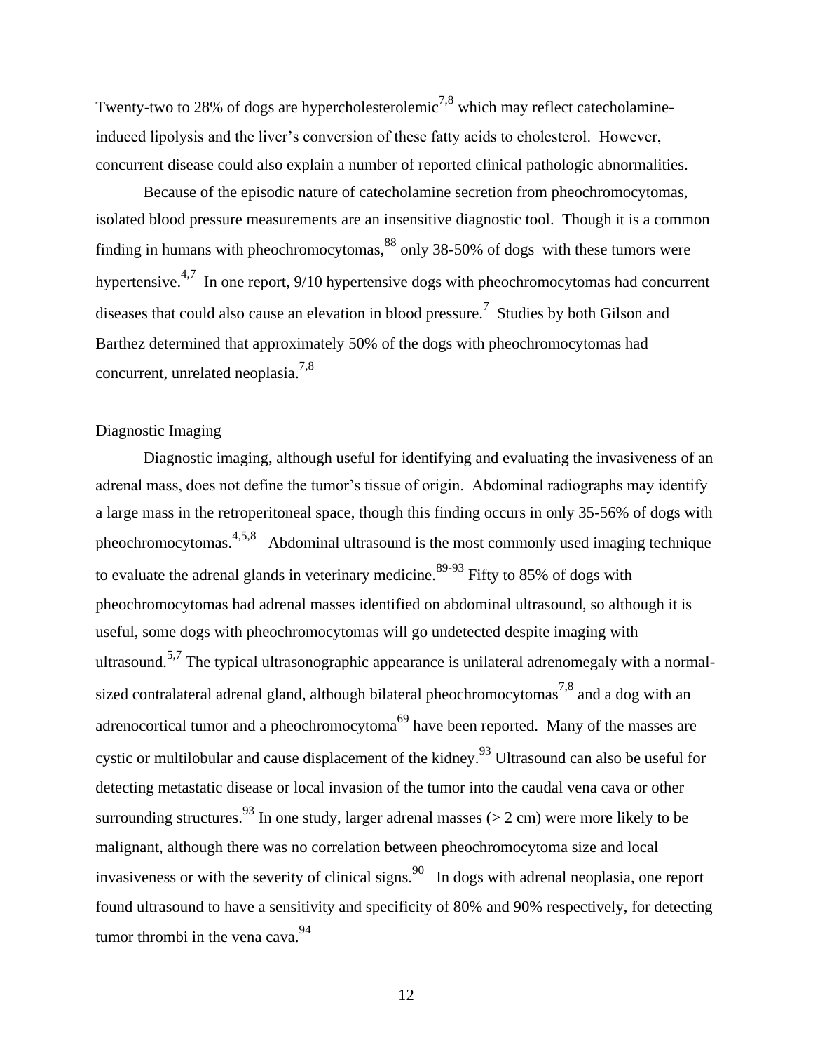Twenty-two to 28% of dogs are hypercholesterolemic[7,8] which may reflect catecholamine-induced lipolysis and the liver's conversion of these fatty acids to cholesterol. However, concurrent disease could also explain a number of reported clinical pathologic abnormalities.

Because of the episodic nature of catecholamine secretion from pheochromocytomas, isolated blood pressure measurements are an insensitive diagnostic tool. Though it is a common finding in humans with pheochromocytomas,[88] only 38-50% of dogs with these tumors were hypertensive.[4,7] In one report, 9/10 hypertensive dogs with pheochromocytomas had concurrent diseases that could also cause an elevation in blood pressure.[7] Studies by both Gilson and Barthez determined that approximately 50% of the dogs with pheochromocytomas had concurrent, unrelated neoplasia.[7,8]

## Diagnostic Imaging

Diagnostic imaging, although useful for identifying and evaluating the invasiveness of an adrenal mass, does not define the tumor's tissue of origin. Abdominal radiographs may identify a large mass in the retroperitoneal space, though this finding occurs in only 35-56% of dogs with pheochromocytomas.[4,5,8] Abdominal ultrasound is the most commonly used imaging technique to evaluate the adrenal glands in veterinary medicine.[89-93] Fifty to 85% of dogs with pheochromocytomas had adrenal masses identified on abdominal ultrasound, so although it is useful, some dogs with pheochromocytomas will go undetected despite imaging with ultrasound.[5,7] The typical ultrasonographic appearance is unilateral adrenomegaly with a normal-sized contralateral adrenal gland, although bilateral pheochromocytomas[7,8] and a dog with an adrenocortical tumor and a pheochromocytoma[69] have been reported. Many of the masses are cystic or multilobular and cause displacement of the kidney.[93] Ultrasound can also be useful for detecting metastatic disease or local invasion of the tumor into the caudal vena cava or other surrounding structures.[93] In one study, larger adrenal masses (> 2 cm) were more likely to be malignant, although there was no correlation between pheochromocytoma size and local invasiveness or with the severity of clinical signs.[90] In dogs with adrenal neoplasia, one report found ultrasound to have a sensitivity and specificity of 80% and 90% respectively, for detecting tumor thrombi in the vena cava.[94]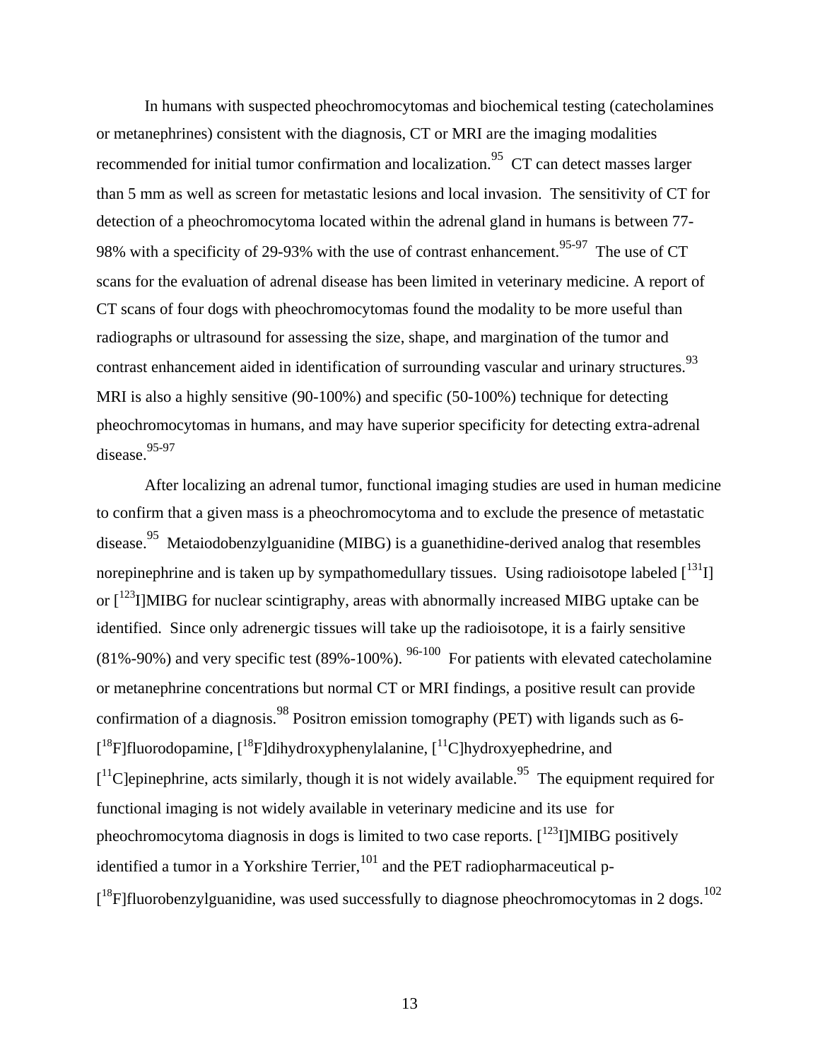In humans with suspected pheochromocytomas and biochemical testing (catecholamines or metanephrines) consistent with the diagnosis, CT or MRI are the imaging modalities recommended for initial tumor confirmation and localization.[95] CT can detect masses larger than 5 mm as well as screen for metastatic lesions and local invasion. The sensitivity of CT for detection of a pheochromocytoma located within the adrenal gland in humans is between 77-98% with a specificity of 29-93% with the use of contrast enhancement.[95-97] The use of CT scans for the evaluation of adrenal disease has been limited in veterinary medicine. A report of CT scans of four dogs with pheochromocytomas found the modality to be more useful than radiographs or ultrasound for assessing the size, shape, and margination of the tumor and contrast enhancement aided in identification of surrounding vascular and urinary structures.[93] MRI is also a highly sensitive (90-100%) and specific (50-100%) technique for detecting pheochromocytomas in humans, and may have superior specificity for detecting extra-adrenal disease.[95-97]

After localizing an adrenal tumor, functional imaging studies are used in human medicine to confirm that a given mass is a pheochromocytoma and to exclude the presence of metastatic disease.[95] Metaiodobenzylguanidine (MIBG) is a guanethidine-derived analog that resembles norepinephrine and is taken up by sympathomedullary tissues. Using radioisotope labeled [$^{131}$I] or [$^{123}$I]MIBG for nuclear scintigraphy, areas with abnormally increased MIBG uptake can be identified. Since only adrenergic tissues will take up the radioisotope, it is a fairly sensitive (81%-90%) and very specific test (89%-100%).[96-100] For patients with elevated catecholamine or metanephrine concentrations but normal CT or MRI findings, a positive result can provide confirmation of a diagnosis.[98] Positron emission tomography (PET) with ligands such as 6-[$^{18}$F]fluorodopamine, [$^{18}$F]dihydroxyphenylalanine, [$^{11}$C]hydroxyephedrine, and [$^{11}$C]epinephrine, acts similarly, though it is not widely available.[95] The equipment required for functional imaging is not widely available in veterinary medicine and its use for pheochromocytoma diagnosis in dogs is limited to two case reports. [$^{123}$I]MIBG positively identified a tumor in a Yorkshire Terrier,[101] and the PET radiopharmaceutical p-[$^{18}$F]fluorobenzylguanidine, was used successfully to diagnose pheochromocytomas in 2 dogs.[102]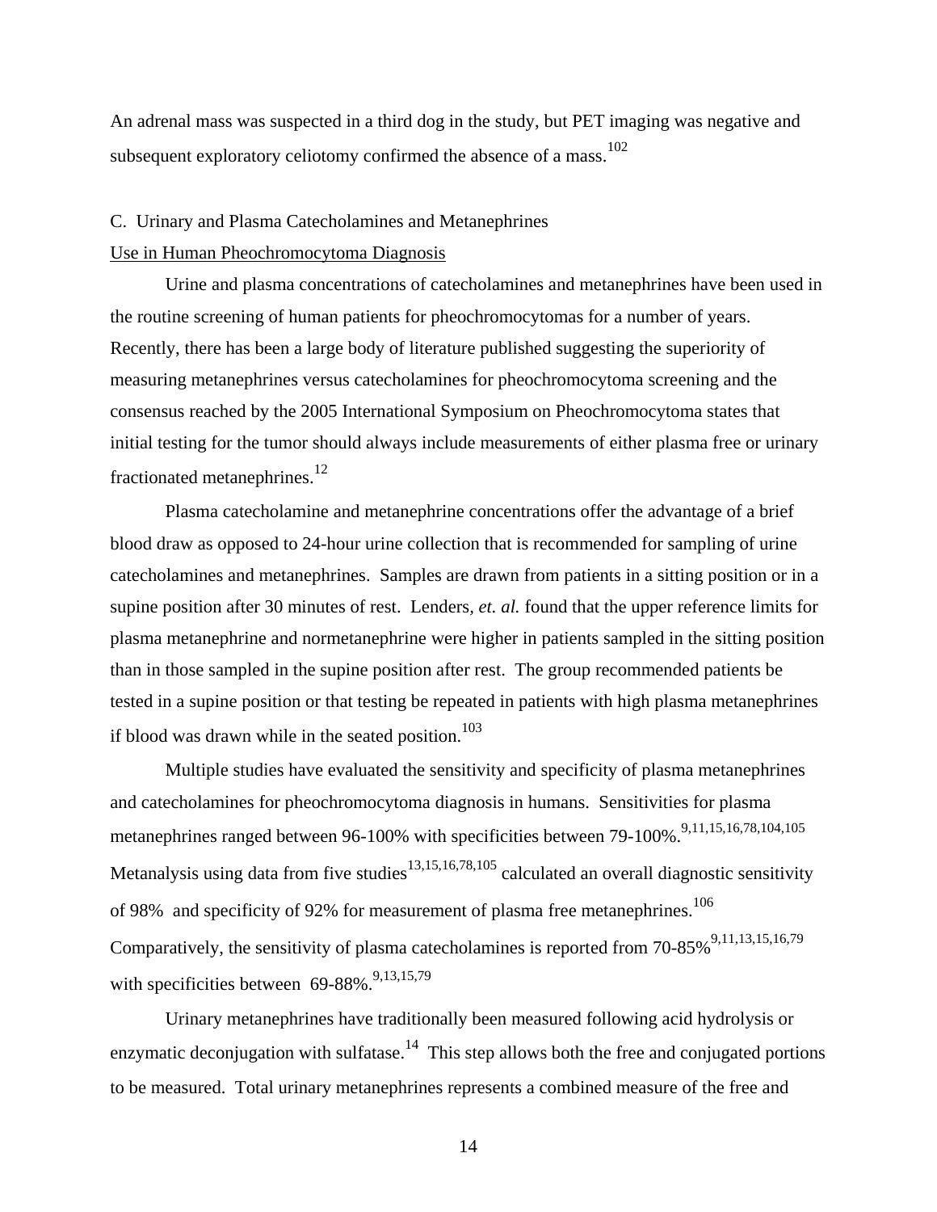An adrenal mass was suspected in a third dog in the study, but PET imaging was negative and subsequent exploratory celiotomy confirmed the absence of a mass.[102]

C. Urinary and Plasma Catecholamines and Metanephrines

Use in Human Pheochromocytoma Diagnosis

Urine and plasma concentrations of catecholamines and metanephrines have been used in the routine screening of human patients for pheochromocytomas for a number of years. Recently, there has been a large body of literature published suggesting the superiority of measuring metanephrines versus catecholamines for pheochromocytoma screening and the consensus reached by the 2005 International Symposium on Pheochromocytoma states that initial testing for the tumor should always include measurements of either plasma free or urinary fractionated metanephrines.[12]

Plasma catecholamine and metanephrine concentrations offer the advantage of a brief blood draw as opposed to 24-hour urine collection that is recommended for sampling of urine catecholamines and metanephrines. Samples are drawn from patients in a sitting position or in a supine position after 30 minutes of rest. Lenders, *et. al.* found that the upper reference limits for plasma metanephrine and normetanephrine were higher in patients sampled in the sitting position than in those sampled in the supine position after rest. The group recommended patients be tested in a supine position or that testing be repeated in patients with high plasma metanephrines if blood was drawn while in the seated position.[103]

Multiple studies have evaluated the sensitivity and specificity of plasma metanephrines and catecholamines for pheochromocytoma diagnosis in humans. Sensitivities for plasma metanephrines ranged between 96-100% with specificities between 79-100%.[9,11,15,16,78,104,105] Metanalysis using data from five studies[13,15,16,78,105] calculated an overall diagnostic sensitivity of 98% and specificity of 92% for measurement of plasma free metanephrines.[106] Comparatively, the sensitivity of plasma catecholamines is reported from 70-85%[9,11,13,15,16,79] with specificities between 69-88%.[9,13,15,79]

Urinary metanephrines have traditionally been measured following acid hydrolysis or enzymatic deconjugation with sulfatase.[14] This step allows both the free and conjugated portions to be measured. Total urinary metanephrines represents a combined measure of the free and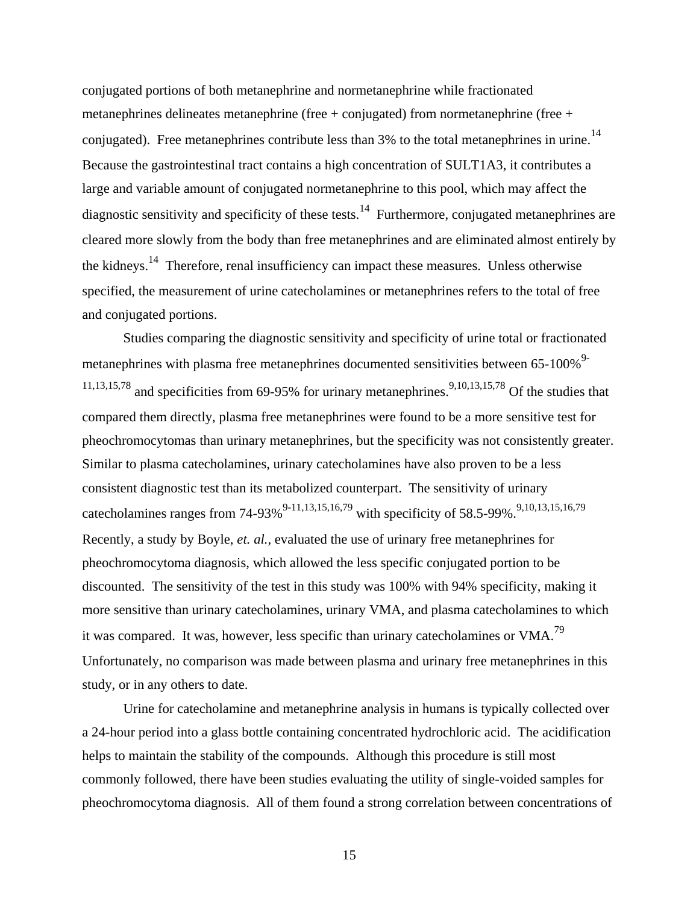conjugated portions of both metanephrine and normetanephrine while fractionated metanephrines delineates metanephrine (free + conjugated) from normetanephrine (free + conjugated). Free metanephrines contribute less than 3% to the total metanephrines in urine.[14] Because the gastrointestinal tract contains a high concentration of SULT1A3, it contributes a large and variable amount of conjugated normetanephrine to this pool, which may affect the diagnostic sensitivity and specificity of these tests.[14] Furthermore, conjugated metanephrines are cleared more slowly from the body than free metanephrines and are eliminated almost entirely by the kidneys.[14] Therefore, renal insufficiency can impact these measures. Unless otherwise specified, the measurement of urine catecholamines or metanephrines refers to the total of free and conjugated portions.

Studies comparing the diagnostic sensitivity and specificity of urine total or fractionated metanephrines with plasma free metanephrines documented sensitivities between 65-100%[9-11,13,15,78] and specificities from 69-95% for urinary metanephrines.[9,10,13,15,78] Of the studies that compared them directly, plasma free metanephrines were found to be a more sensitive test for pheochromocytomas than urinary metanephrines, but the specificity was not consistently greater. Similar to plasma catecholamines, urinary catecholamines have also proven to be a less consistent diagnostic test than its metabolized counterpart. The sensitivity of urinary catecholamines ranges from 74-93%[9-11,13,15,16,79] with specificity of 58.5-99%.[9,10,13,15,16,79] Recently, a study by Boyle, *et. al.*, evaluated the use of urinary free metanephrines for pheochromocytoma diagnosis, which allowed the less specific conjugated portion to be discounted. The sensitivity of the test in this study was 100% with 94% specificity, making it more sensitive than urinary catecholamines, urinary VMA, and plasma catecholamines to which it was compared. It was, however, less specific than urinary catecholamines or VMA.[79] Unfortunately, no comparison was made between plasma and urinary free metanephrines in this study, or in any others to date.

Urine for catecholamine and metanephrine analysis in humans is typically collected over a 24-hour period into a glass bottle containing concentrated hydrochloric acid. The acidification helps to maintain the stability of the compounds. Although this procedure is still most commonly followed, there have been studies evaluating the utility of single-voided samples for pheochromocytoma diagnosis. All of them found a strong correlation between concentrations of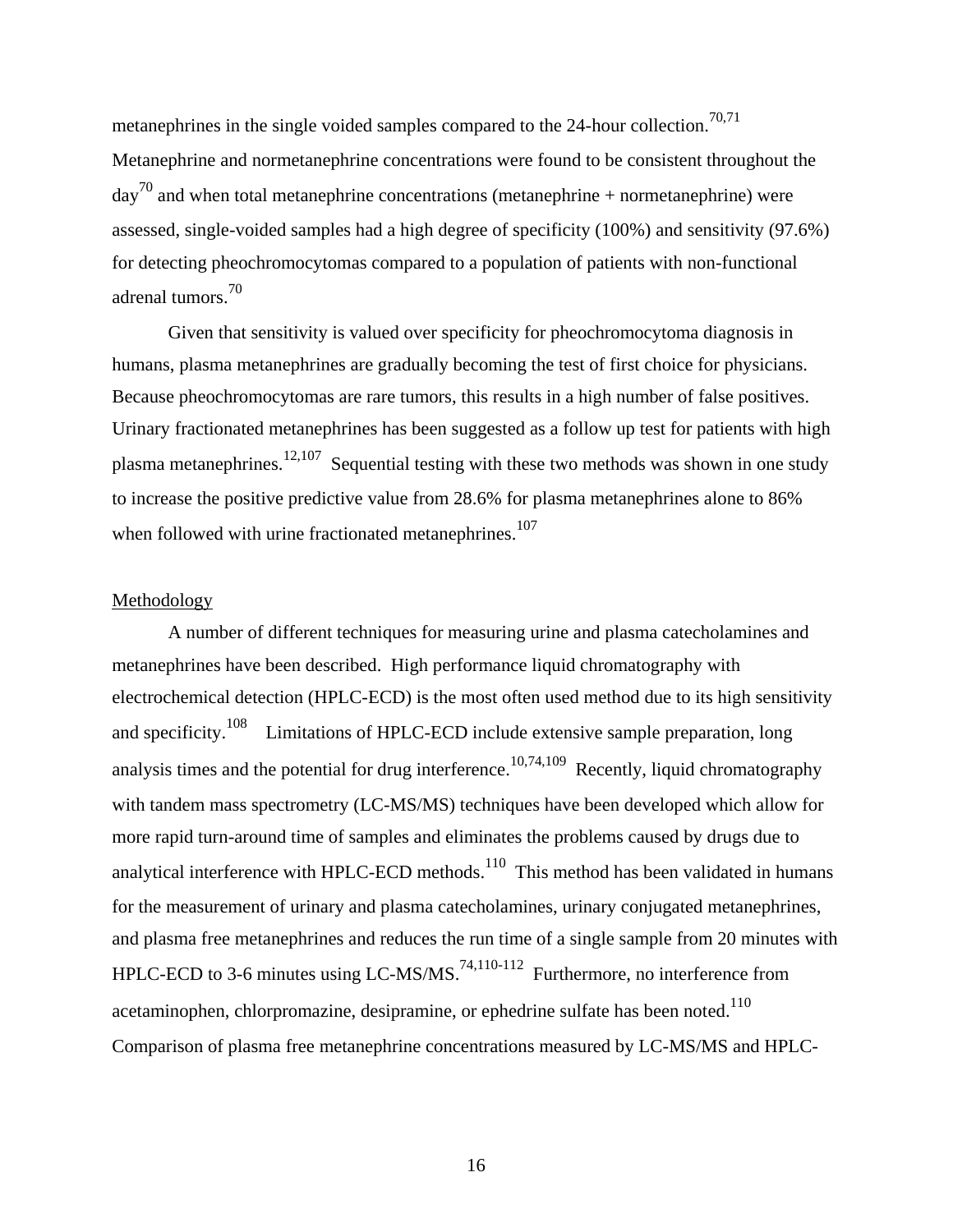metanephrines in the single voided samples compared to the 24-hour collection.[70,71] Metanephrine and normetanephrine concentrations were found to be consistent throughout the day[70] and when total metanephrine concentrations (metanephrine + normetanephrine) were assessed, single-voided samples had a high degree of specificity (100%) and sensitivity (97.6%) for detecting pheochromocytomas compared to a population of patients with non-functional adrenal tumors.[70]

Given that sensitivity is valued over specificity for pheochromocytoma diagnosis in humans, plasma metanephrines are gradually becoming the test of first choice for physicians. Because pheochromocytomas are rare tumors, this results in a high number of false positives. Urinary fractionated metanephrines has been suggested as a follow up test for patients with high plasma metanephrines.[12,107] Sequential testing with these two methods was shown in one study to increase the positive predictive value from 28.6% for plasma metanephrines alone to 86% when followed with urine fractionated metanephrines.[107]

## Methodology

A number of different techniques for measuring urine and plasma catecholamines and metanephrines have been described. High performance liquid chromatography with electrochemical detection (HPLC-ECD) is the most often used method due to its high sensitivity and specificity.[108] Limitations of HPLC-ECD include extensive sample preparation, long analysis times and the potential for drug interference.[10,74,109] Recently, liquid chromatography with tandem mass spectrometry (LC-MS/MS) techniques have been developed which allow for more rapid turn-around time of samples and eliminates the problems caused by drugs due to analytical interference with HPLC-ECD methods.[110] This method has been validated in humans for the measurement of urinary and plasma catecholamines, urinary conjugated metanephrines, and plasma free metanephrines and reduces the run time of a single sample from 20 minutes with HPLC-ECD to 3-6 minutes using LC-MS/MS.[74,110-112] Furthermore, no interference from acetaminophen, chlorpromazine, desipramine, or ephedrine sulfate has been noted.[110] Comparison of plasma free metanephrine concentrations measured by LC-MS/MS and HPLC-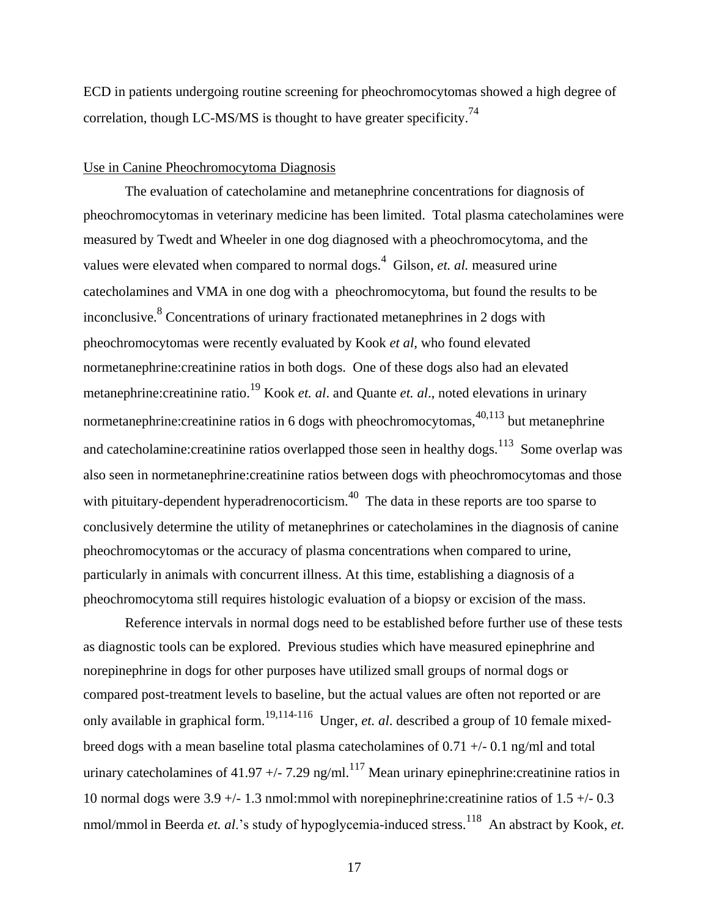ECD in patients undergoing routine screening for pheochromocytomas showed a high degree of correlation, though LC-MS/MS is thought to have greater specificity.[74]

Use in Canine Pheochromocytoma Diagnosis

The evaluation of catecholamine and metanephrine concentrations for diagnosis of pheochromocytomas in veterinary medicine has been limited. Total plasma catecholamines were measured by Twedt and Wheeler in one dog diagnosed with a pheochromocytoma, and the values were elevated when compared to normal dogs.[4] Gilson, *et. al.* measured urine catecholamines and VMA in one dog with a pheochromocytoma, but found the results to be inconclusive.[8] Concentrations of urinary fractionated metanephrines in 2 dogs with pheochromocytomas were recently evaluated by Kook *et al,* who found elevated normetanephrine:creatinine ratios in both dogs. One of these dogs also had an elevated metanephrine:creatinine ratio.[19] Kook *et. al*. and Quante *et. al*., noted elevations in urinary normetanephrine:creatinine ratios in 6 dogs with pheochromocytomas,[40,113] but metanephrine and catecholamine:creatinine ratios overlapped those seen in healthy dogs.[113] Some overlap was also seen in normetanephrine:creatinine ratios between dogs with pheochromocytomas and those with pituitary-dependent hyperadrenocorticism.[40] The data in these reports are too sparse to conclusively determine the utility of metanephrines or catecholamines in the diagnosis of canine pheochromocytomas or the accuracy of plasma concentrations when compared to urine, particularly in animals with concurrent illness. At this time, establishing a diagnosis of a pheochromocytoma still requires histologic evaluation of a biopsy or excision of the mass.

Reference intervals in normal dogs need to be established before further use of these tests as diagnostic tools can be explored. Previous studies which have measured epinephrine and norepinephrine in dogs for other purposes have utilized small groups of normal dogs or compared post-treatment levels to baseline, but the actual values are often not reported or are only available in graphical form.[19,114-116] Unger, *et. al*. described a group of 10 female mixed-breed dogs with a mean baseline total plasma catecholamines of 0.71 +/- 0.1 ng/ml and total urinary catecholamines of 41.97 +/- 7.29 ng/ml.[117] Mean urinary epinephrine:creatinine ratios in 10 normal dogs were 3.9 +/- 1.3 nmol:mmol with norepinephrine:creatinine ratios of 1.5 +/- 0.3 nmol/mmol in Beerda *et. al*.'s study of hypoglycemia-induced stress.[118] An abstract by Kook, *et.*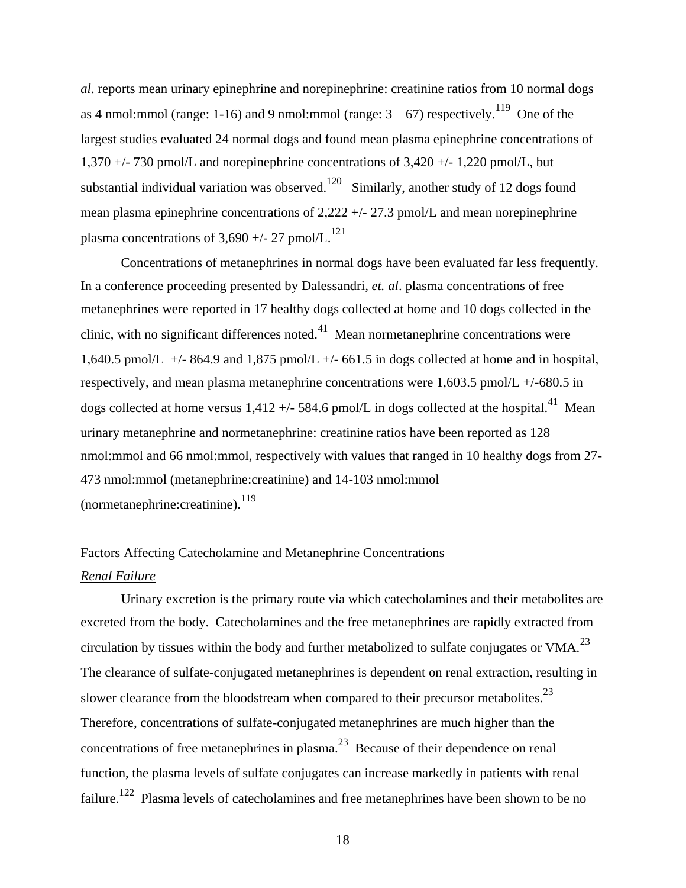*al*. reports mean urinary epinephrine and norepinephrine: creatinine ratios from 10 normal dogs as 4 nmol:mmol (range: 1-16) and 9 nmol:mmol (range: 3 – 67) respectively.[119] One of the largest studies evaluated 24 normal dogs and found mean plasma epinephrine concentrations of 1,370 +/- 730 pmol/L and norepinephrine concentrations of 3,420 +/- 1,220 pmol/L, but substantial individual variation was observed.[120] Similarly, another study of 12 dogs found mean plasma epinephrine concentrations of 2,222 +/- 27.3 pmol/L and mean norepinephrine plasma concentrations of 3,690 +/- 27 pmol/L.[121]

Concentrations of metanephrines in normal dogs have been evaluated far less frequently. In a conference proceeding presented by Dalessandri, *et. al*. plasma concentrations of free metanephrines were reported in 17 healthy dogs collected at home and 10 dogs collected in the clinic, with no significant differences noted.[41] Mean normetanephrine concentrations were 1,640.5 pmol/L +/- 864.9 and 1,875 pmol/L +/- 661.5 in dogs collected at home and in hospital, respectively, and mean plasma metanephrine concentrations were 1,603.5 pmol/L +/-680.5 in dogs collected at home versus 1,412 +/- 584.6 pmol/L in dogs collected at the hospital.[41] Mean urinary metanephrine and normetanephrine: creatinine ratios have been reported as 128 nmol:mmol and 66 nmol:mmol, respectively with values that ranged in 10 healthy dogs from 27-473 nmol:mmol (metanephrine:creatinine) and 14-103 nmol:mmol (normetanephrine:creatinine).[119]

Factors Affecting Catecholamine and Metanephrine Concentrations

*Renal Failure*

Urinary excretion is the primary route via which catecholamines and their metabolites are excreted from the body. Catecholamines and the free metanephrines are rapidly extracted from circulation by tissues within the body and further metabolized to sulfate conjugates or VMA.[23] The clearance of sulfate-conjugated metanephrines is dependent on renal extraction, resulting in slower clearance from the bloodstream when compared to their precursor metabolites.[23] Therefore, concentrations of sulfate-conjugated metanephrines are much higher than the concentrations of free metanephrines in plasma.[23] Because of their dependence on renal function, the plasma levels of sulfate conjugates can increase markedly in patients with renal failure.[122] Plasma levels of catecholamines and free metanephrines have been shown to be no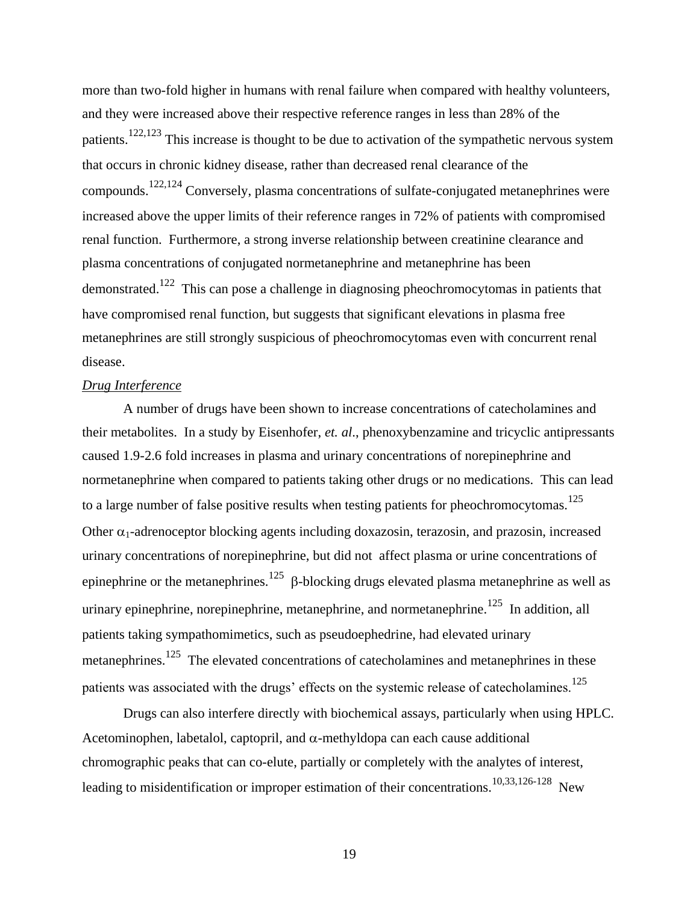more than two-fold higher in humans with renal failure when compared with healthy volunteers, and they were increased above their respective reference ranges in less than 28% of the patients.[122,123] This increase is thought to be due to activation of the sympathetic nervous system that occurs in chronic kidney disease, rather than decreased renal clearance of the compounds.[122,124] Conversely, plasma concentrations of sulfate-conjugated metanephrines were increased above the upper limits of their reference ranges in 72% of patients with compromised renal function. Furthermore, a strong inverse relationship between creatinine clearance and plasma concentrations of conjugated normetanephrine and metanephrine has been demonstrated.[122] This can pose a challenge in diagnosing pheochromocytomas in patients that have compromised renal function, but suggests that significant elevations in plasma free metanephrines are still strongly suspicious of pheochromocytomas even with concurrent renal disease.

<u>*Drug Interference*</u>

A number of drugs have been shown to increase concentrations of catecholamines and their metabolites. In a study by Eisenhofer, *et. al*., phenoxybenzamine and tricyclic antipressants caused 1.9-2.6 fold increases in plasma and urinary concentrations of norepinephrine and normetanephrine when compared to patients taking other drugs or no medications. This can lead to a large number of false positive results when testing patients for pheochromocytomas.[125] Other $\alpha_1$-adrenoceptor blocking agents including doxazosin, terazosin, and prazosin, increased urinary concentrations of norepinephrine, but did not affect plasma or urine concentrations of epinephrine or the metanephrines.[125] $\beta$-blocking drugs elevated plasma metanephrine as well as urinary epinephrine, norepinephrine, metanephrine, and normetanephrine.[125] In addition, all patients taking sympathomimetics, such as pseudoephedrine, had elevated urinary metanephrines.[125] The elevated concentrations of catecholamines and metanephrines in these patients was associated with the drugs' effects on the systemic release of catecholamines.[125]

Drugs can also interfere directly with biochemical assays, particularly when using HPLC. Acetominophen, labetalol, captopril, and $\alpha$-methyldopa can each cause additional chromographic peaks that can co-elute, partially or completely with the analytes of interest, leading to misidentification or improper estimation of their concentrations.[10,33,126-128] New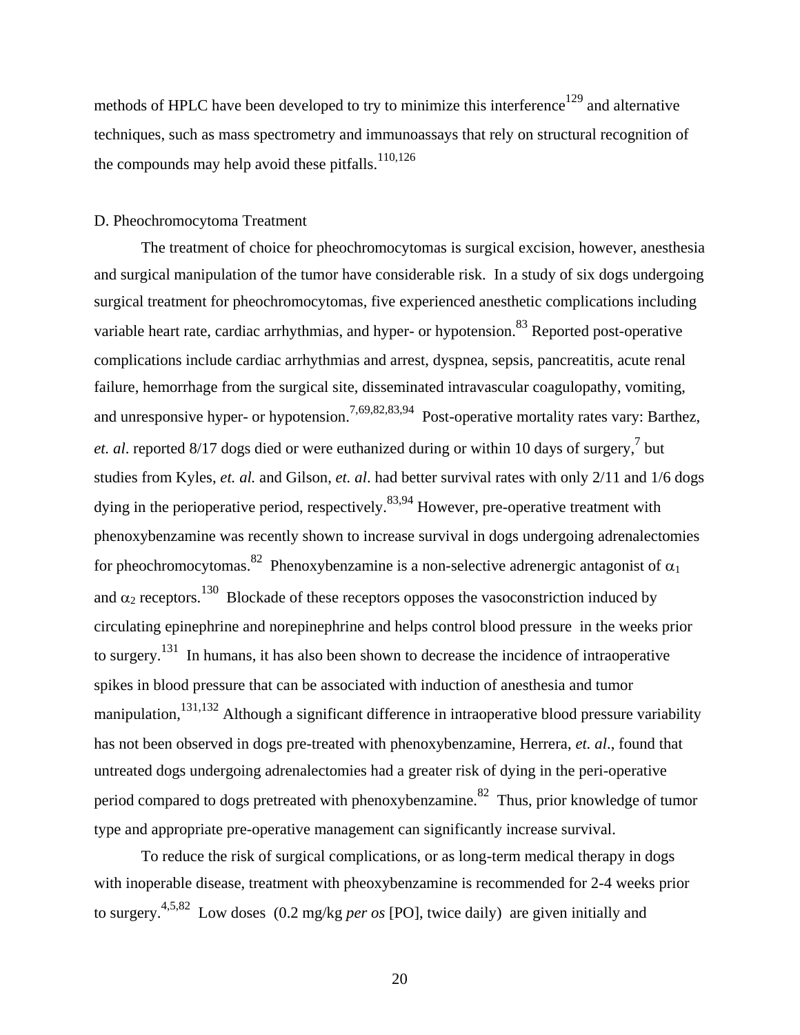methods of HPLC have been developed to try to minimize this interference[129] and alternative techniques, such as mass spectrometry and immunoassays that rely on structural recognition of the compounds may help avoid these pitfalls.[110,126]

D. Pheochromocytoma Treatment

The treatment of choice for pheochromocytomas is surgical excision, however, anesthesia and surgical manipulation of the tumor have considerable risk. In a study of six dogs undergoing surgical treatment for pheochromocytomas, five experienced anesthetic complications including variable heart rate, cardiac arrhythmias, and hyper- or hypotension.[83] Reported post-operative complications include cardiac arrhythmias and arrest, dyspnea, sepsis, pancreatitis, acute renal failure, hemorrhage from the surgical site, disseminated intravascular coagulopathy, vomiting, and unresponsive hyper- or hypotension.[7,69,82,83,94] Post-operative mortality rates vary: Barthez, *et. al*. reported 8/17 dogs died or were euthanized during or within 10 days of surgery,[7] but studies from Kyles, *et. al.* and Gilson, *et. al*. had better survival rates with only 2/11 and 1/6 dogs dying in the perioperative period, respectively.[83,94] However, pre-operative treatment with phenoxybenzamine was recently shown to increase survival in dogs undergoing adrenalectomies for pheochromocytomas.[82] Phenoxybenzamine is a non-selective adrenergic antagonist of $\alpha_1$ and $\alpha_2$ receptors.[130] Blockade of these receptors opposes the vasoconstriction induced by circulating epinephrine and norepinephrine and helps control blood pressure in the weeks prior to surgery.[131] In humans, it has also been shown to decrease the incidence of intraoperative spikes in blood pressure that can be associated with induction of anesthesia and tumor manipulation,[131,132] Although a significant difference in intraoperative blood pressure variability has not been observed in dogs pre-treated with phenoxybenzamine, Herrera, *et. al*., found that untreated dogs undergoing adrenalectomies had a greater risk of dying in the peri-operative period compared to dogs pretreated with phenoxybenzamine.[82] Thus, prior knowledge of tumor type and appropriate pre-operative management can significantly increase survival.

To reduce the risk of surgical complications, or as long-term medical therapy in dogs with inoperable disease, treatment with pheoxybenzamine is recommended for 2-4 weeks prior to surgery.[4,5,82] Low doses (0.2 mg/kg *per os* [PO], twice daily) are given initially and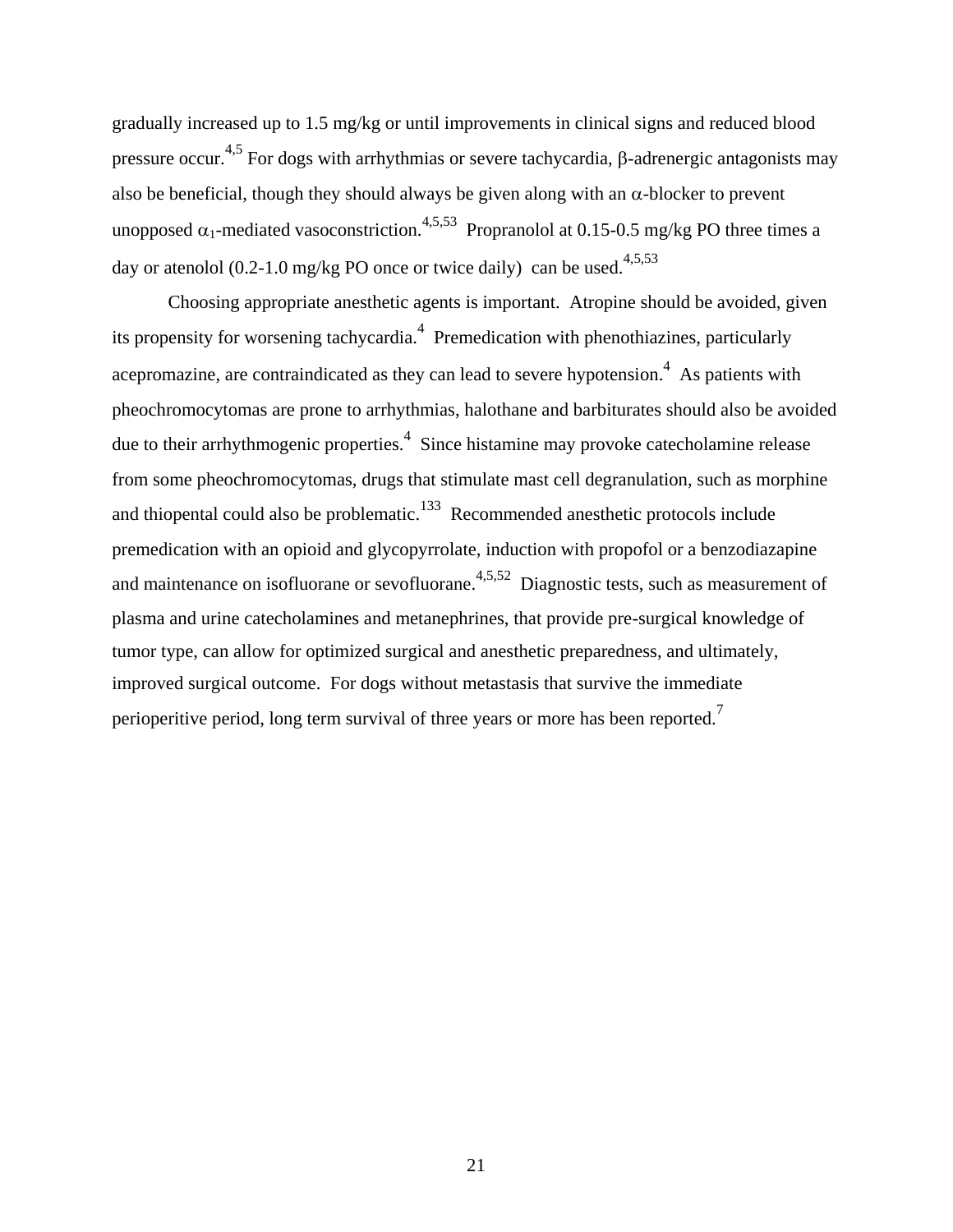gradually increased up to 1.5 mg/kg or until improvements in clinical signs and reduced blood pressure occur.[4,5] For dogs with arrhythmias or severe tachycardia, β-adrenergic antagonists may also be beneficial, though they should always be given along with an α-blocker to prevent unopposed $\alpha_1$-mediated vasoconstriction.[4,5,53] Propranolol at 0.15-0.5 mg/kg PO three times a day or atenolol (0.2-1.0 mg/kg PO once or twice daily) can be used.[4,5,53]

Choosing appropriate anesthetic agents is important. Atropine should be avoided, given its propensity for worsening tachycardia.[4] Premedication with phenothiazines, particularly acepromazine, are contraindicated as they can lead to severe hypotension.[4] As patients with pheochromocytomas are prone to arrhythmias, halothane and barbiturates should also be avoided due to their arrhythmogenic properties.[4] Since histamine may provoke catecholamine release from some pheochromocytomas, drugs that stimulate mast cell degranulation, such as morphine and thiopental could also be problematic.[133] Recommended anesthetic protocols include premedication with an opioid and glycopyrrolate, induction with propofol or a benzodiazapine and maintenance on isofluorane or sevofluorane.[4,5,52] Diagnostic tests, such as measurement of plasma and urine catecholamines and metanephrines, that provide pre-surgical knowledge of tumor type, can allow for optimized surgical and anesthetic preparedness, and ultimately, improved surgical outcome. For dogs without metastasis that survive the immediate perioperitive period, long term survival of three years or more has been reported.[7]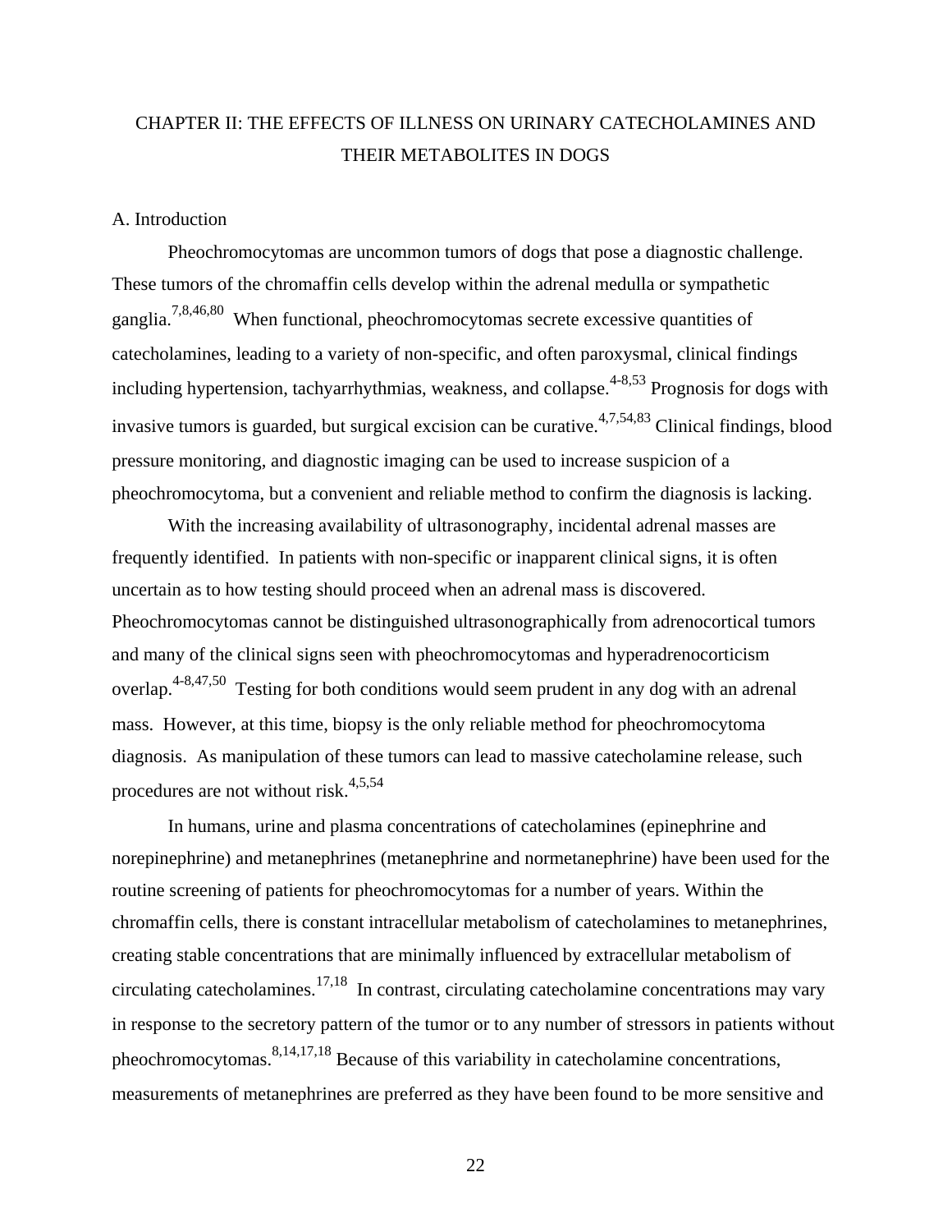# CHAPTER II: THE EFFECTS OF ILLNESS ON URINARY CATECHOLAMINES AND THEIR METABOLITES IN DOGS

## A. Introduction

Pheochromocytomas are uncommon tumors of dogs that pose a diagnostic challenge. These tumors of the chromaffin cells develop within the adrenal medulla or sympathetic ganglia.[7,8,46,80] When functional, pheochromocytomas secrete excessive quantities of catecholamines, leading to a variety of non-specific, and often paroxysmal, clinical findings including hypertension, tachyarrhythmias, weakness, and collapse.[4-8,53] Prognosis for dogs with invasive tumors is guarded, but surgical excision can be curative.[4,7,54,83] Clinical findings, blood pressure monitoring, and diagnostic imaging can be used to increase suspicion of a pheochromocytoma, but a convenient and reliable method to confirm the diagnosis is lacking.

With the increasing availability of ultrasonography, incidental adrenal masses are frequently identified. In patients with non-specific or inapparent clinical signs, it is often uncertain as to how testing should proceed when an adrenal mass is discovered. Pheochromocytomas cannot be distinguished ultrasonographically from adrenocortical tumors and many of the clinical signs seen with pheochromocytomas and hyperadrenocorticism overlap.[4-8,47,50] Testing for both conditions would seem prudent in any dog with an adrenal mass. However, at this time, biopsy is the only reliable method for pheochromocytoma diagnosis. As manipulation of these tumors can lead to massive catecholamine release, such procedures are not without risk.[4,5,54]

In humans, urine and plasma concentrations of catecholamines (epinephrine and norepinephrine) and metanephrines (metanephrine and normetanephrine) have been used for the routine screening of patients for pheochromocytomas for a number of years. Within the chromaffin cells, there is constant intracellular metabolism of catecholamines to metanephrines, creating stable concentrations that are minimally influenced by extracellular metabolism of circulating catecholamines.[17,18] In contrast, circulating catecholamine concentrations may vary in response to the secretory pattern of the tumor or to any number of stressors in patients without pheochromocytomas.[8,14,17,18] Because of this variability in catecholamine concentrations, measurements of metanephrines are preferred as they have been found to be more sensitive and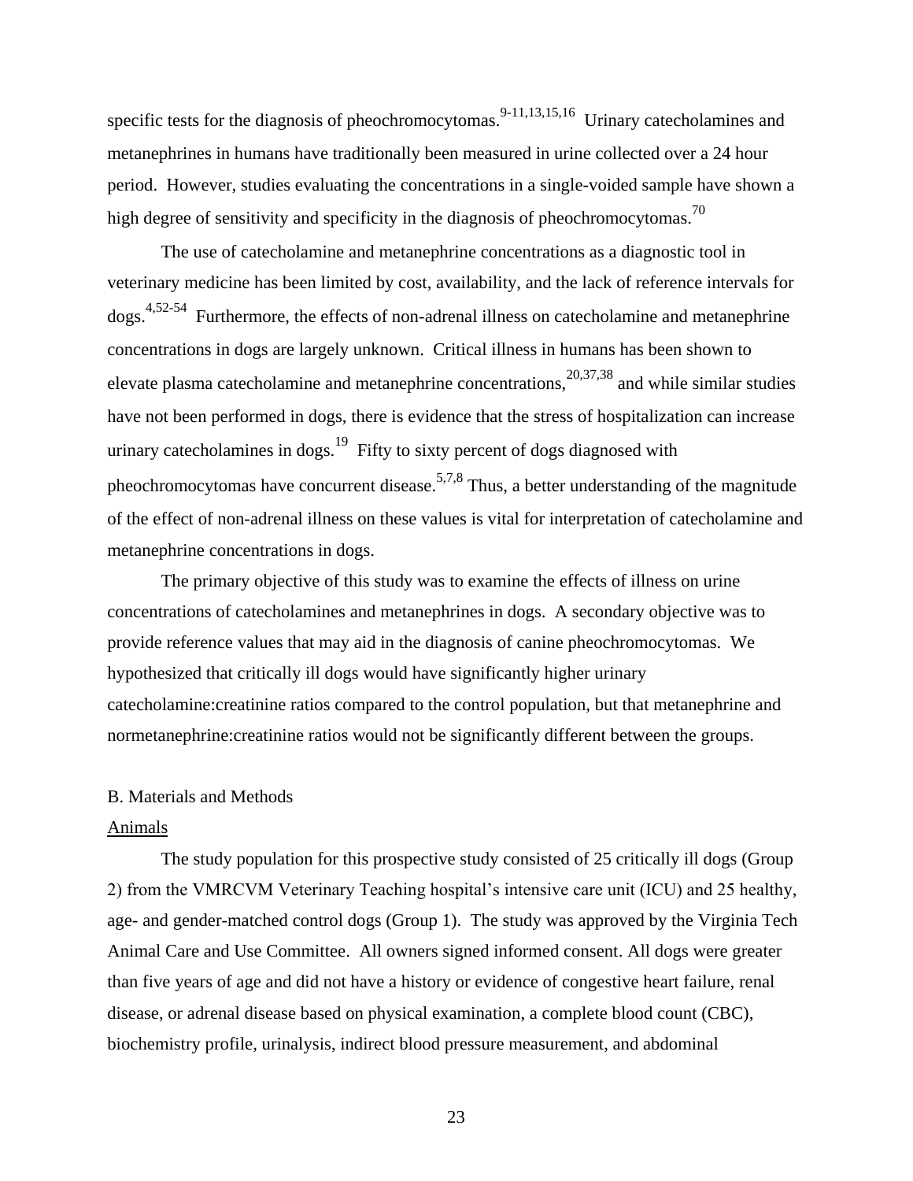specific tests for the diagnosis of pheochromocytomas.[9-11,13,15,16] Urinary catecholamines and metanephrines in humans have traditionally been measured in urine collected over a 24 hour period. However, studies evaluating the concentrations in a single-voided sample have shown a high degree of sensitivity and specificity in the diagnosis of pheochromocytomas.[70]

The use of catecholamine and metanephrine concentrations as a diagnostic tool in veterinary medicine has been limited by cost, availability, and the lack of reference intervals for dogs.[4,52-54] Furthermore, the effects of non-adrenal illness on catecholamine and metanephrine concentrations in dogs are largely unknown. Critical illness in humans has been shown to elevate plasma catecholamine and metanephrine concentrations,[20,37,38] and while similar studies have not been performed in dogs, there is evidence that the stress of hospitalization can increase urinary catecholamines in dogs.[19] Fifty to sixty percent of dogs diagnosed with pheochromocytomas have concurrent disease.[5,7,8] Thus, a better understanding of the magnitude of the effect of non-adrenal illness on these values is vital for interpretation of catecholamine and metanephrine concentrations in dogs.

The primary objective of this study was to examine the effects of illness on urine concentrations of catecholamines and metanephrines in dogs. A secondary objective was to provide reference values that may aid in the diagnosis of canine pheochromocytomas. We hypothesized that critically ill dogs would have significantly higher urinary catecholamine:creatinine ratios compared to the control population, but that metanephrine and normetanephrine:creatinine ratios would not be significantly different between the groups.

## B. Materials and Methods

### Animals

The study population for this prospective study consisted of 25 critically ill dogs (Group 2) from the VMRCVM Veterinary Teaching hospital's intensive care unit (ICU) and 25 healthy, age- and gender-matched control dogs (Group 1). The study was approved by the Virginia Tech Animal Care and Use Committee. All owners signed informed consent. All dogs were greater than five years of age and did not have a history or evidence of congestive heart failure, renal disease, or adrenal disease based on physical examination, a complete blood count (CBC), biochemistry profile, urinalysis, indirect blood pressure measurement, and abdominal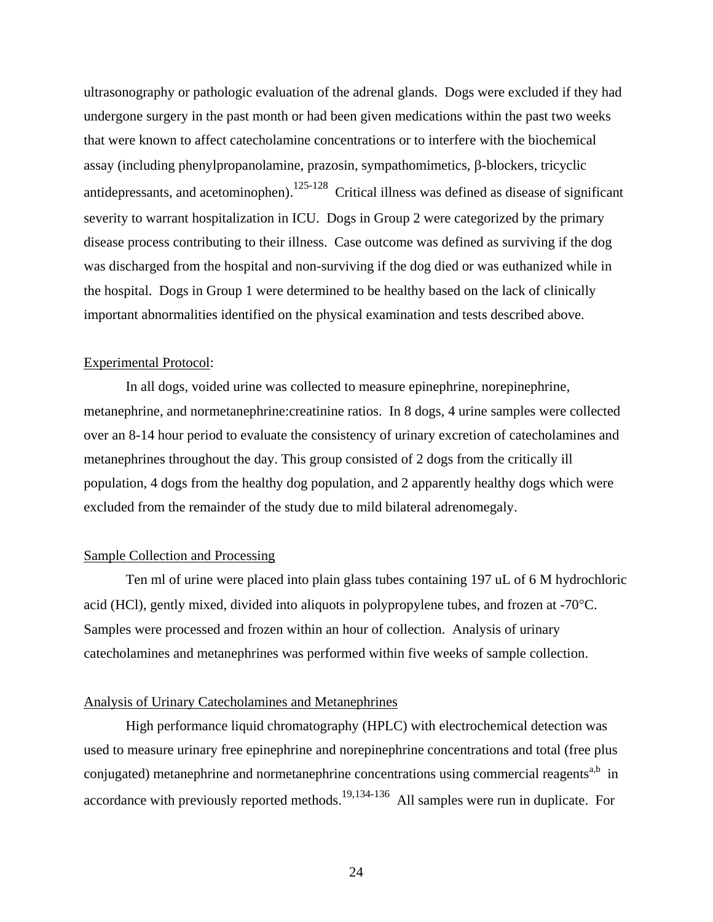ultrasonography or pathologic evaluation of the adrenal glands. Dogs were excluded if they had undergone surgery in the past month or had been given medications within the past two weeks that were known to affect catecholamine concentrations or to interfere with the biochemical assay (including phenylpropanolamine, prazosin, sympathomimetics, β-blockers, tricyclic antidepressants, and acetominophen).[125-128] Critical illness was defined as disease of significant severity to warrant hospitalization in ICU. Dogs in Group 2 were categorized by the primary disease process contributing to their illness. Case outcome was defined as surviving if the dog was discharged from the hospital and non-surviving if the dog died or was euthanized while in the hospital. Dogs in Group 1 were determined to be healthy based on the lack of clinically important abnormalities identified on the physical examination and tests described above.

Experimental Protocol:

In all dogs, voided urine was collected to measure epinephrine, norepinephrine, metanephrine, and normetanephrine:creatinine ratios. In 8 dogs, 4 urine samples were collected over an 8-14 hour period to evaluate the consistency of urinary excretion of catecholamines and metanephrines throughout the day. This group consisted of 2 dogs from the critically ill population, 4 dogs from the healthy dog population, and 2 apparently healthy dogs which were excluded from the remainder of the study due to mild bilateral adrenomegaly.

Sample Collection and Processing

Ten ml of urine were placed into plain glass tubes containing 197 uL of 6 M hydrochloric acid (HCl), gently mixed, divided into aliquots in polypropylene tubes, and frozen at -70°C. Samples were processed and frozen within an hour of collection. Analysis of urinary catecholamines and metanephrines was performed within five weeks of sample collection.

Analysis of Urinary Catecholamines and Metanephrines

High performance liquid chromatography (HPLC) with electrochemical detection was used to measure urinary free epinephrine and norepinephrine concentrations and total (free plus conjugated) metanephrine and normetanephrine concentrations using commercial reagents[a,b] in accordance with previously reported methods.[19,134-136] All samples were run in duplicate. For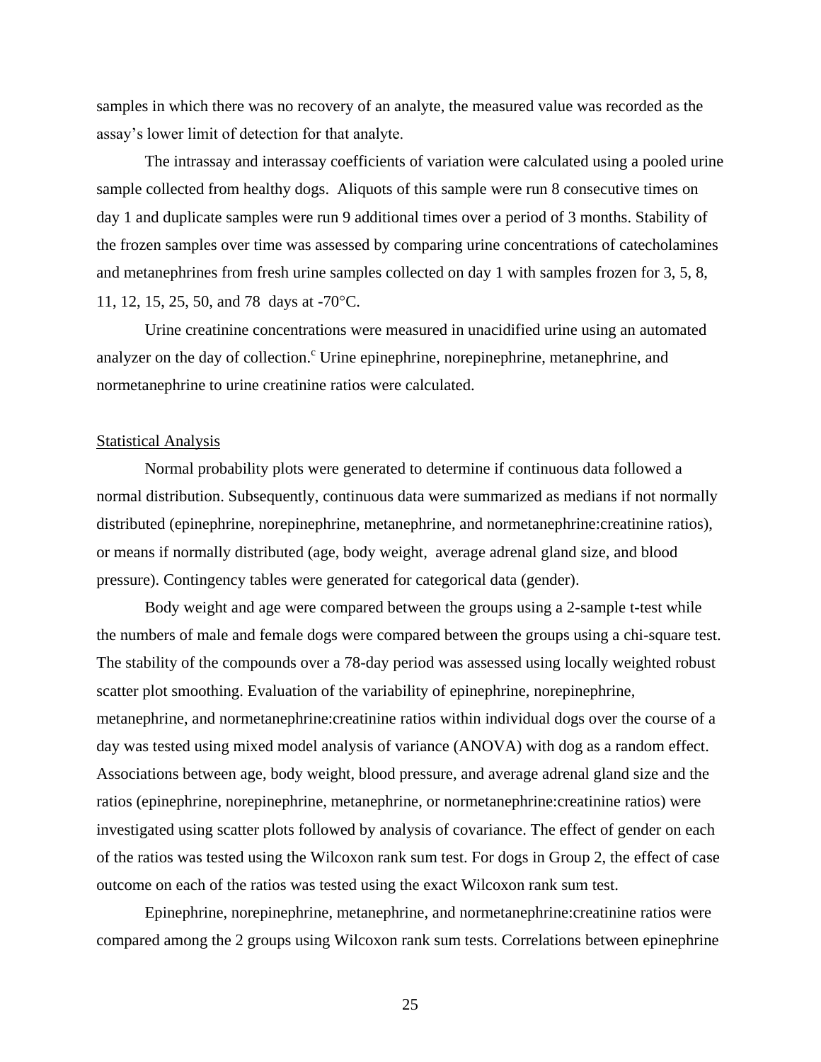samples in which there was no recovery of an analyte, the measured value was recorded as the assay's lower limit of detection for that analyte.

The intrassay and interassay coefficients of variation were calculated using a pooled urine sample collected from healthy dogs. Aliquots of this sample were run 8 consecutive times on day 1 and duplicate samples were run 9 additional times over a period of 3 months. Stability of the frozen samples over time was assessed by comparing urine concentrations of catecholamines and metanephrines from fresh urine samples collected on day 1 with samples frozen for 3, 5, 8, 11, 12, 15, 25, 50, and 78 days at -70°C.

Urine creatinine concentrations were measured in unacidified urine using an automated analyzer on the day of collection.[c] Urine epinephrine, norepinephrine, metanephrine, and normetanephrine to urine creatinine ratios were calculated.

## Statistical Analysis

Normal probability plots were generated to determine if continuous data followed a normal distribution. Subsequently, continuous data were summarized as medians if not normally distributed (epinephrine, norepinephrine, metanephrine, and normetanephrine:creatinine ratios), or means if normally distributed (age, body weight, average adrenal gland size, and blood pressure). Contingency tables were generated for categorical data (gender).

Body weight and age were compared between the groups using a 2-sample t-test while the numbers of male and female dogs were compared between the groups using a chi-square test. The stability of the compounds over a 78-day period was assessed using locally weighted robust scatter plot smoothing. Evaluation of the variability of epinephrine, norepinephrine, metanephrine, and normetanephrine:creatinine ratios within individual dogs over the course of a day was tested using mixed model analysis of variance (ANOVA) with dog as a random effect. Associations between age, body weight, blood pressure, and average adrenal gland size and the ratios (epinephrine, norepinephrine, metanephrine, or normetanephrine:creatinine ratios) were investigated using scatter plots followed by analysis of covariance. The effect of gender on each of the ratios was tested using the Wilcoxon rank sum test. For dogs in Group 2, the effect of case outcome on each of the ratios was tested using the exact Wilcoxon rank sum test.

Epinephrine, norepinephrine, metanephrine, and normetanephrine:creatinine ratios were compared among the 2 groups using Wilcoxon rank sum tests. Correlations between epinephrine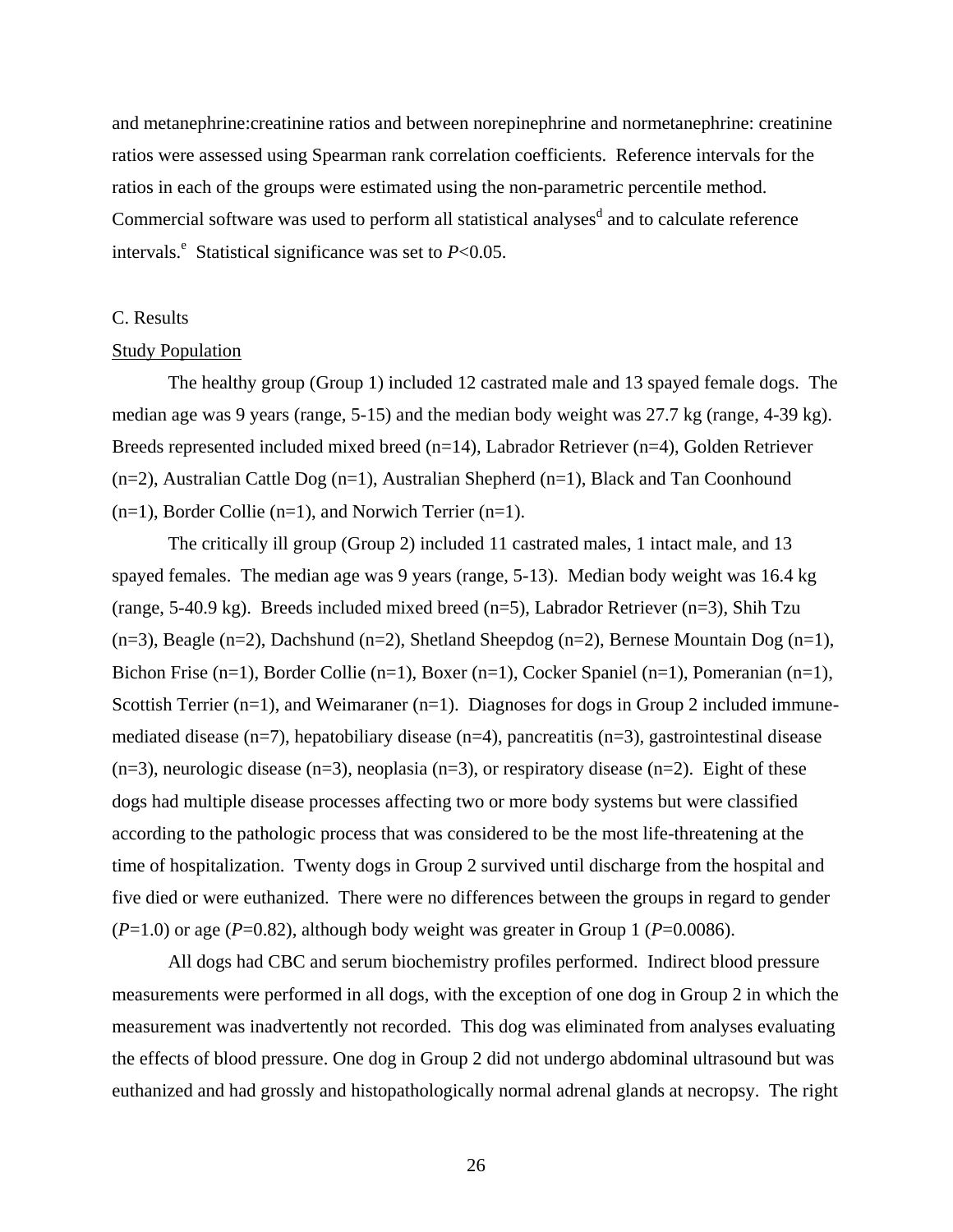and metanephrine:creatinine ratios and between norepinephrine and normetanephrine: creatinine ratios were assessed using Spearman rank correlation coefficients. Reference intervals for the ratios in each of the groups were estimated using the non-parametric percentile method. Commercial software was used to perform all statistical analyses[d] and to calculate reference intervals.[e] Statistical significance was set to $P<0.05$.

C. Results

Study Population

The healthy group (Group 1) included 12 castrated male and 13 spayed female dogs. The median age was 9 years (range, 5-15) and the median body weight was 27.7 kg (range, 4-39 kg). Breeds represented included mixed breed (n=14), Labrador Retriever (n=4), Golden Retriever (n=2), Australian Cattle Dog (n=1), Australian Shepherd (n=1), Black and Tan Coonhound (n=1), Border Collie (n=1), and Norwich Terrier (n=1).

The critically ill group (Group 2) included 11 castrated males, 1 intact male, and 13 spayed females. The median age was 9 years (range, 5-13). Median body weight was 16.4 kg (range, 5-40.9 kg). Breeds included mixed breed (n=5), Labrador Retriever (n=3), Shih Tzu (n=3), Beagle (n=2), Dachshund (n=2), Shetland Sheepdog (n=2), Bernese Mountain Dog (n=1), Bichon Frise (n=1), Border Collie (n=1), Boxer (n=1), Cocker Spaniel (n=1), Pomeranian (n=1), Scottish Terrier (n=1), and Weimaraner (n=1). Diagnoses for dogs in Group 2 included immune-mediated disease (n=7), hepatobiliary disease (n=4), pancreatitis (n=3), gastrointestinal disease (n=3), neurologic disease (n=3), neoplasia (n=3), or respiratory disease (n=2). Eight of these dogs had multiple disease processes affecting two or more body systems but were classified according to the pathologic process that was considered to be the most life-threatening at the time of hospitalization. Twenty dogs in Group 2 survived until discharge from the hospital and five died or were euthanized. There were no differences between the groups in regard to gender ($P$=1.0) or age ($P$=0.82), although body weight was greater in Group 1 ($P$=0.0086).

All dogs had CBC and serum biochemistry profiles performed. Indirect blood pressure measurements were performed in all dogs, with the exception of one dog in Group 2 in which the measurement was inadvertently not recorded. This dog was eliminated from analyses evaluating the effects of blood pressure. One dog in Group 2 did not undergo abdominal ultrasound but was euthanized and had grossly and histopathologically normal adrenal glands at necropsy. The right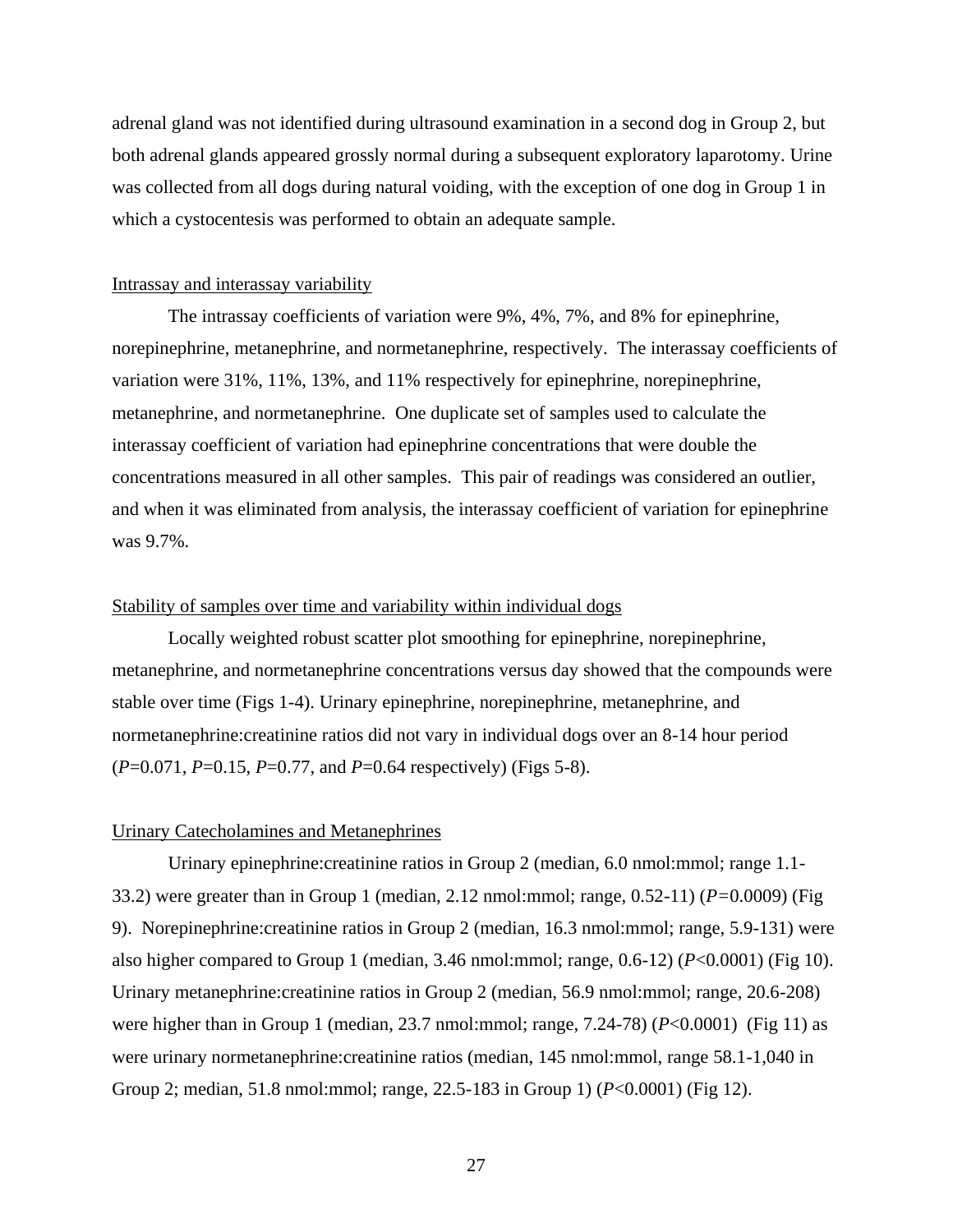adrenal gland was not identified during ultrasound examination in a second dog in Group 2, but both adrenal glands appeared grossly normal during a subsequent exploratory laparotomy. Urine was collected from all dogs during natural voiding, with the exception of one dog in Group 1 in which a cystocentesis was performed to obtain an adequate sample.

Intrassay and interassay variability

The intrassay coefficients of variation were 9%, 4%, 7%, and 8% for epinephrine, norepinephrine, metanephrine, and normetanephrine, respectively. The interassay coefficients of variation were 31%, 11%, 13%, and 11% respectively for epinephrine, norepinephrine, metanephrine, and normetanephrine. One duplicate set of samples used to calculate the interassay coefficient of variation had epinephrine concentrations that were double the concentrations measured in all other samples. This pair of readings was considered an outlier, and when it was eliminated from analysis, the interassay coefficient of variation for epinephrine was 9.7%.

Stability of samples over time and variability within individual dogs

Locally weighted robust scatter plot smoothing for epinephrine, norepinephrine, metanephrine, and normetanephrine concentrations versus day showed that the compounds were stable over time (Figs 1-4). Urinary epinephrine, norepinephrine, metanephrine, and normetanephrine:creatinine ratios did not vary in individual dogs over an 8-14 hour period ($P$=0.071, $P$=0.15, $P$=0.77, and $P$=0.64 respectively) (Figs 5-8).

Urinary Catecholamines and Metanephrines

Urinary epinephrine:creatinine ratios in Group 2 (median, 6.0 nmol:mmol; range 1.1-33.2) were greater than in Group 1 (median, 2.12 nmol:mmol; range, 0.52-11) ($P$=0.0009) (Fig 9). Norepinephrine:creatinine ratios in Group 2 (median, 16.3 nmol:mmol; range, 5.9-131) were also higher compared to Group 1 (median, 3.46 nmol:mmol; range, 0.6-12) ($P$<0.0001) (Fig 10). Urinary metanephrine:creatinine ratios in Group 2 (median, 56.9 nmol:mmol; range, 20.6-208) were higher than in Group 1 (median, 23.7 nmol:mmol; range, 7.24-78) ($P$<0.0001) (Fig 11) as were urinary normetanephrine:creatinine ratios (median, 145 nmol:mmol, range 58.1-1,040 in Group 2; median, 51.8 nmol:mmol; range, 22.5-183 in Group 1) ($P$<0.0001) (Fig 12).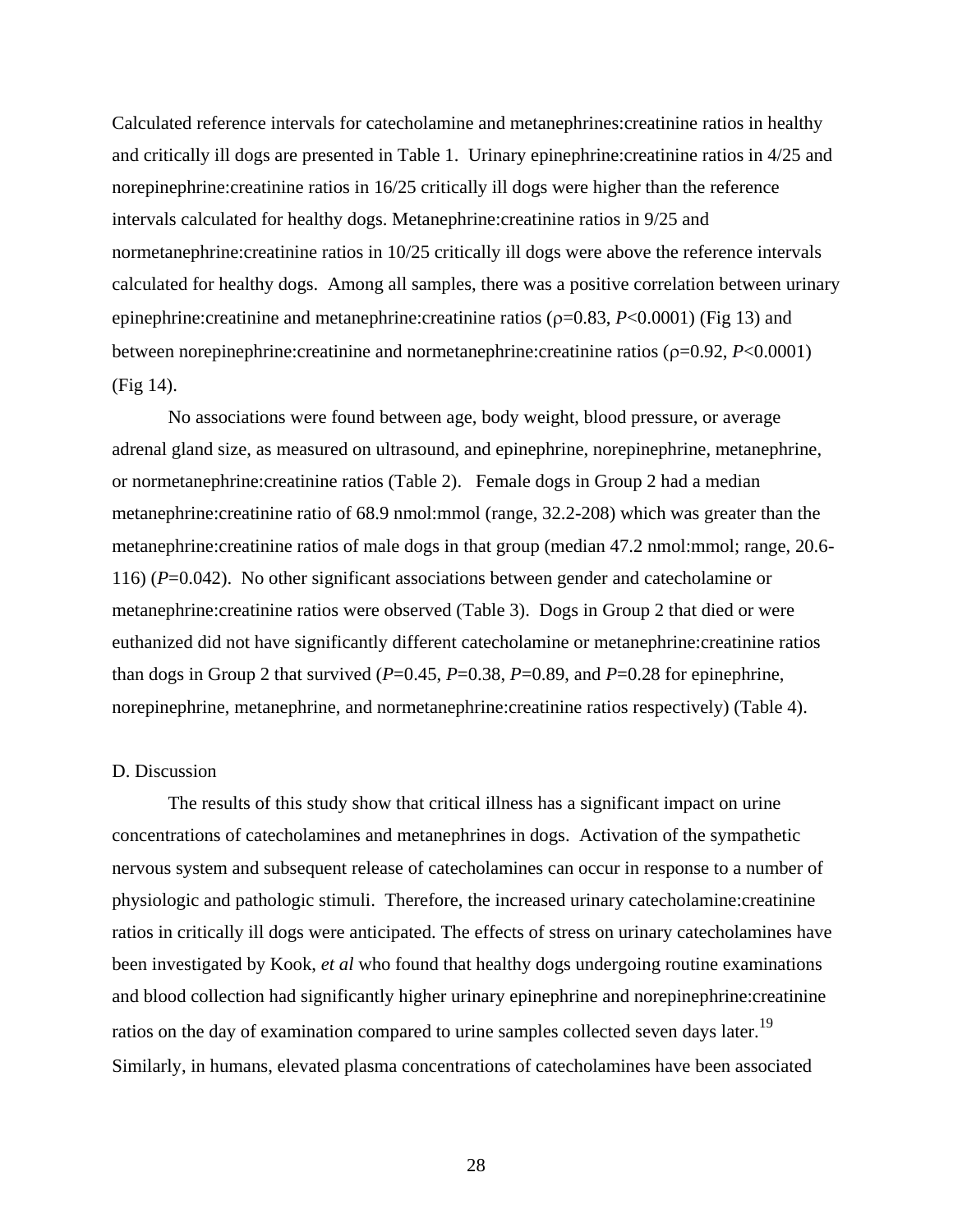Calculated reference intervals for catecholamine and metanephrines:creatinine ratios in healthy and critically ill dogs are presented in Table 1. Urinary epinephrine:creatinine ratios in 4/25 and norepinephrine:creatinine ratios in 16/25 critically ill dogs were higher than the reference intervals calculated for healthy dogs. Metanephrine:creatinine ratios in 9/25 and normetanephrine:creatinine ratios in 10/25 critically ill dogs were above the reference intervals calculated for healthy dogs. Among all samples, there was a positive correlation between urinary epinephrine:creatinine and metanephrine:creatinine ratios ($\rho$=0.83, $P$<0.0001) (Fig 13) and between norepinephrine:creatinine and normetanephrine:creatinine ratios ($\rho$=0.92, $P$<0.0001) (Fig 14).

No associations were found between age, body weight, blood pressure, or average adrenal gland size, as measured on ultrasound, and epinephrine, norepinephrine, metanephrine, or normetanephrine:creatinine ratios (Table 2). Female dogs in Group 2 had a median metanephrine:creatinine ratio of 68.9 nmol:mmol (range, 32.2-208) which was greater than the metanephrine:creatinine ratios of male dogs in that group (median 47.2 nmol:mmol; range, 20.6-116) ($P$=0.042). No other significant associations between gender and catecholamine or metanephrine:creatinine ratios were observed (Table 3). Dogs in Group 2 that died or were euthanized did not have significantly different catecholamine or metanephrine:creatinine ratios than dogs in Group 2 that survived ($P$=0.45, $P$=0.38, $P$=0.89, and $P$=0.28 for epinephrine, norepinephrine, metanephrine, and normetanephrine:creatinine ratios respectively) (Table 4).

## D. Discussion

The results of this study show that critical illness has a significant impact on urine concentrations of catecholamines and metanephrines in dogs. Activation of the sympathetic nervous system and subsequent release of catecholamines can occur in response to a number of physiologic and pathologic stimuli. Therefore, the increased urinary catecholamine:creatinine ratios in critically ill dogs were anticipated. The effects of stress on urinary catecholamines have been investigated by Kook, *et al* who found that healthy dogs undergoing routine examinations and blood collection had significantly higher urinary epinephrine and norepinephrine:creatinine ratios on the day of examination compared to urine samples collected seven days later.[19] Similarly, in humans, elevated plasma concentrations of catecholamines have been associated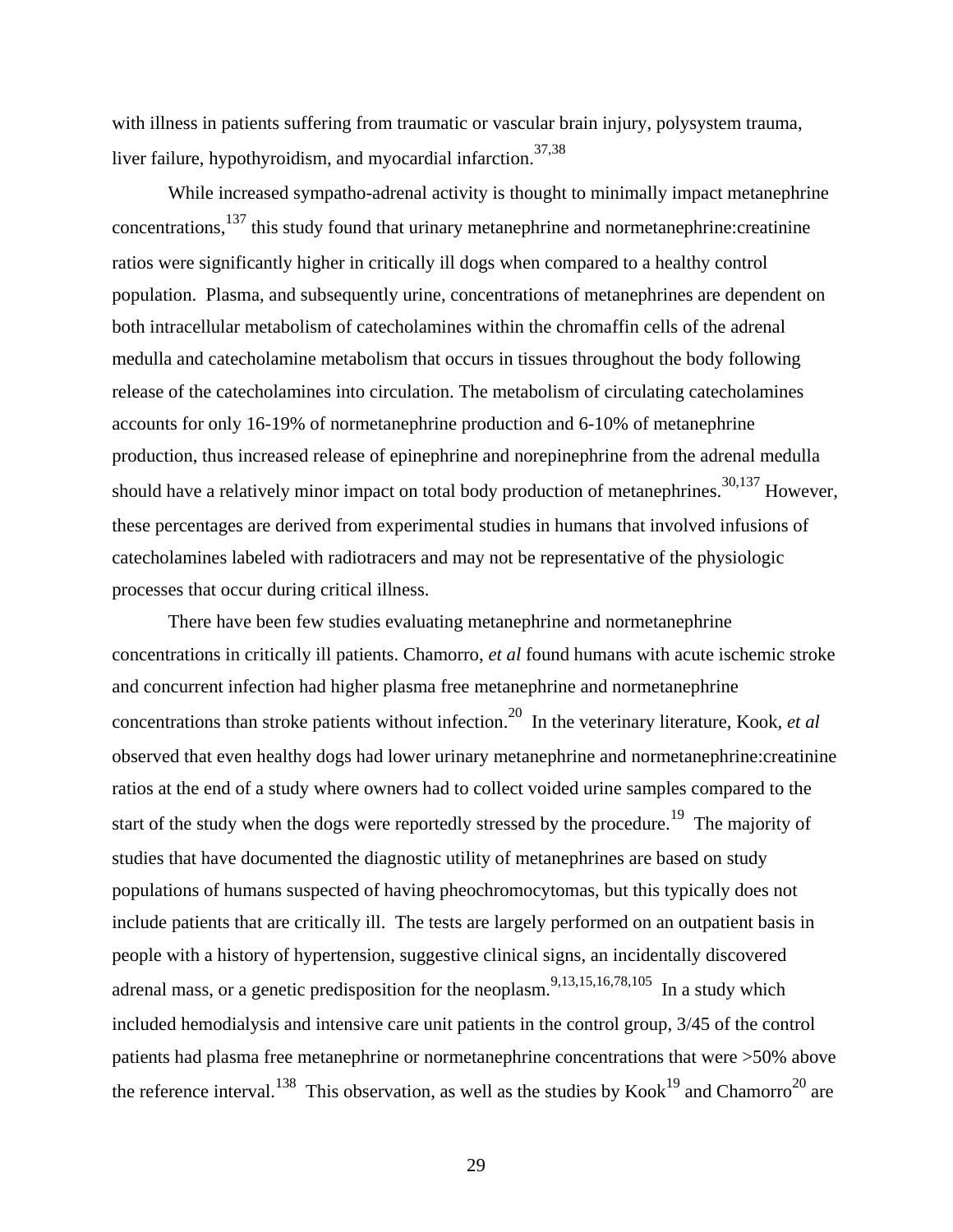with illness in patients suffering from traumatic or vascular brain injury, polysystem trauma, liver failure, hypothyroidism, and myocardial infarction.[37,38]

While increased sympatho-adrenal activity is thought to minimally impact metanephrine concentrations,[137] this study found that urinary metanephrine and normetanephrine:creatinine ratios were significantly higher in critically ill dogs when compared to a healthy control population. Plasma, and subsequently urine, concentrations of metanephrines are dependent on both intracellular metabolism of catecholamines within the chromaffin cells of the adrenal medulla and catecholamine metabolism that occurs in tissues throughout the body following release of the catecholamines into circulation. The metabolism of circulating catecholamines accounts for only 16-19% of normetanephrine production and 6-10% of metanephrine production, thus increased release of epinephrine and norepinephrine from the adrenal medulla should have a relatively minor impact on total body production of metanephrines.[30,137] However, these percentages are derived from experimental studies in humans that involved infusions of catecholamines labeled with radiotracers and may not be representative of the physiologic processes that occur during critical illness.

There have been few studies evaluating metanephrine and normetanephrine concentrations in critically ill patients. Chamorro, *et al* found humans with acute ischemic stroke and concurrent infection had higher plasma free metanephrine and normetanephrine concentrations than stroke patients without infection.[20] In the veterinary literature, Kook, *et al* observed that even healthy dogs had lower urinary metanephrine and normetanephrine:creatinine ratios at the end of a study where owners had to collect voided urine samples compared to the start of the study when the dogs were reportedly stressed by the procedure.[19] The majority of studies that have documented the diagnostic utility of metanephrines are based on study populations of humans suspected of having pheochromocytomas, but this typically does not include patients that are critically ill. The tests are largely performed on an outpatient basis in people with a history of hypertension, suggestive clinical signs, an incidentally discovered adrenal mass, or a genetic predisposition for the neoplasm.[9,13,15,16,78,105] In a study which included hemodialysis and intensive care unit patients in the control group, 3/45 of the control patients had plasma free metanephrine or normetanephrine concentrations that were >50% above the reference interval.[138] This observation, as well as the studies by Kook[19] and Chamorro[20] are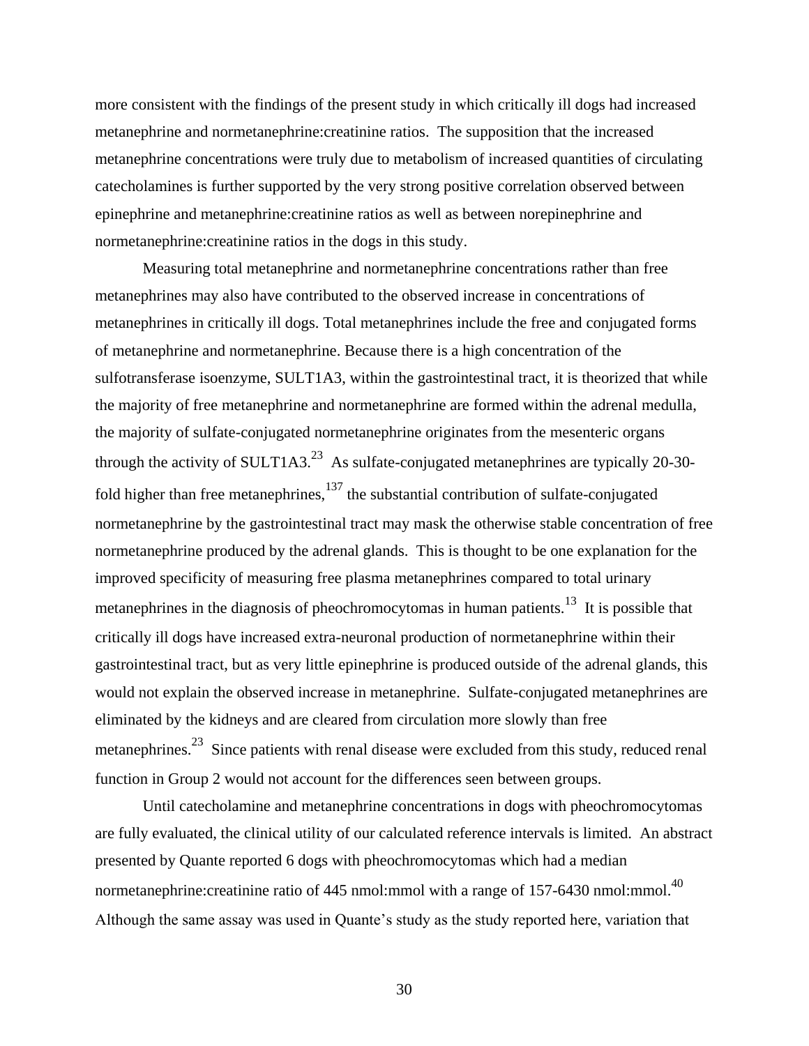more consistent with the findings of the present study in which critically ill dogs had increased metanephrine and normetanephrine:creatinine ratios. The supposition that the increased metanephrine concentrations were truly due to metabolism of increased quantities of circulating catecholamines is further supported by the very strong positive correlation observed between epinephrine and metanephrine:creatinine ratios as well as between norepinephrine and normetanephrine:creatinine ratios in the dogs in this study.

Measuring total metanephrine and normetanephrine concentrations rather than free metanephrines may also have contributed to the observed increase in concentrations of metanephrines in critically ill dogs. Total metanephrines include the free and conjugated forms of metanephrine and normetanephrine. Because there is a high concentration of the sulfotransferase isoenzyme, SULT1A3, within the gastrointestinal tract, it is theorized that while the majority of free metanephrine and normetanephrine are formed within the adrenal medulla, the majority of sulfate-conjugated normetanephrine originates from the mesenteric organs through the activity of SULT1A3.[23] As sulfate-conjugated metanephrines are typically 20-30-fold higher than free metanephrines,[137] the substantial contribution of sulfate-conjugated normetanephrine by the gastrointestinal tract may mask the otherwise stable concentration of free normetanephrine produced by the adrenal glands. This is thought to be one explanation for the improved specificity of measuring free plasma metanephrines compared to total urinary metanephrines in the diagnosis of pheochromocytomas in human patients.[13] It is possible that critically ill dogs have increased extra-neuronal production of normetanephrine within their gastrointestinal tract, but as very little epinephrine is produced outside of the adrenal glands, this would not explain the observed increase in metanephrine. Sulfate-conjugated metanephrines are eliminated by the kidneys and are cleared from circulation more slowly than free metanephrines.[23] Since patients with renal disease were excluded from this study, reduced renal function in Group 2 would not account for the differences seen between groups.

Until catecholamine and metanephrine concentrations in dogs with pheochromocytomas are fully evaluated, the clinical utility of our calculated reference intervals is limited. An abstract presented by Quante reported 6 dogs with pheochromocytomas which had a median normetanephrine:creatinine ratio of 445 nmol:mmol with a range of 157-6430 nmol:mmol.[40] Although the same assay was used in Quante's study as the study reported here, variation that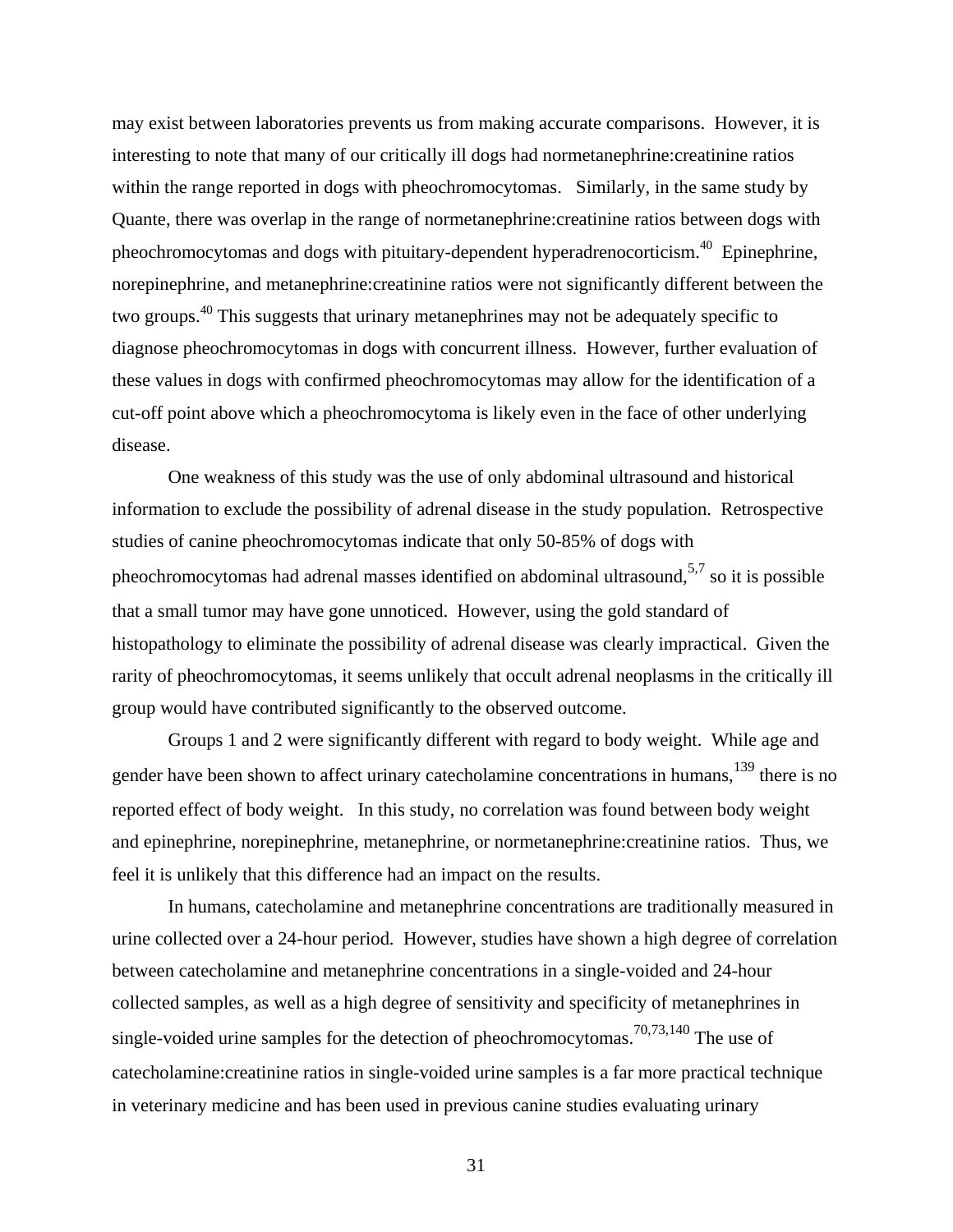may exist between laboratories prevents us from making accurate comparisons. However, it is interesting to note that many of our critically ill dogs had normetanephrine:creatinine ratios within the range reported in dogs with pheochromocytomas. Similarly, in the same study by Quante, there was overlap in the range of normetanephrine:creatinine ratios between dogs with pheochromocytomas and dogs with pituitary-dependent hyperadrenocorticism.[40] Epinephrine, norepinephrine, and metanephrine:creatinine ratios were not significantly different between the two groups.[40] This suggests that urinary metanephrines may not be adequately specific to diagnose pheochromocytomas in dogs with concurrent illness. However, further evaluation of these values in dogs with confirmed pheochromocytomas may allow for the identification of a cut-off point above which a pheochromocytoma is likely even in the face of other underlying disease.

One weakness of this study was the use of only abdominal ultrasound and historical information to exclude the possibility of adrenal disease in the study population. Retrospective studies of canine pheochromocytomas indicate that only 50-85% of dogs with pheochromocytomas had adrenal masses identified on abdominal ultrasound,[5,7] so it is possible that a small tumor may have gone unnoticed. However, using the gold standard of histopathology to eliminate the possibility of adrenal disease was clearly impractical. Given the rarity of pheochromocytomas, it seems unlikely that occult adrenal neoplasms in the critically ill group would have contributed significantly to the observed outcome.

Groups 1 and 2 were significantly different with regard to body weight. While age and gender have been shown to affect urinary catecholamine concentrations in humans,[139] there is no reported effect of body weight. In this study, no correlation was found between body weight and epinephrine, norepinephrine, metanephrine, or normetanephrine:creatinine ratios. Thus, we feel it is unlikely that this difference had an impact on the results.

In humans, catecholamine and metanephrine concentrations are traditionally measured in urine collected over a 24-hour period. However, studies have shown a high degree of correlation between catecholamine and metanephrine concentrations in a single-voided and 24-hour collected samples, as well as a high degree of sensitivity and specificity of metanephrines in single-voided urine samples for the detection of pheochromocytomas.[70,73,140] The use of catecholamine:creatinine ratios in single-voided urine samples is a far more practical technique in veterinary medicine and has been used in previous canine studies evaluating urinary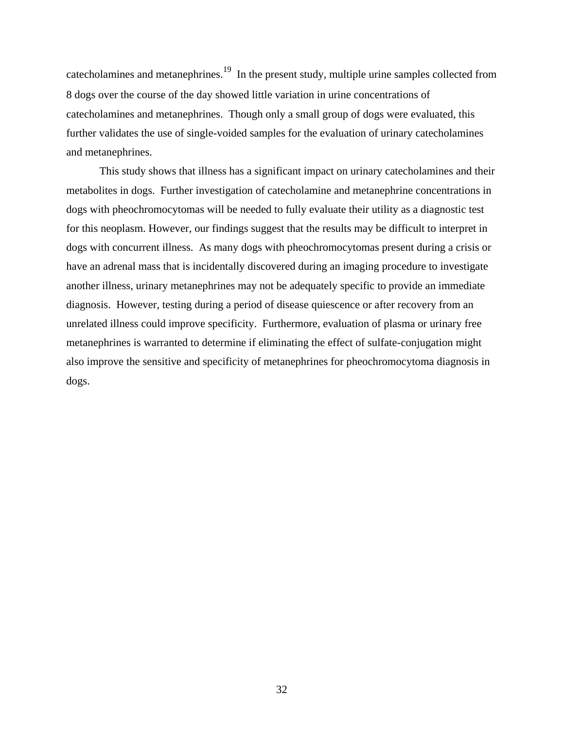catecholamines and metanephrines.[19] In the present study, multiple urine samples collected from 8 dogs over the course of the day showed little variation in urine concentrations of catecholamines and metanephrines. Though only a small group of dogs were evaluated, this further validates the use of single-voided samples for the evaluation of urinary catecholamines and metanephrines.

This study shows that illness has a significant impact on urinary catecholamines and their metabolites in dogs. Further investigation of catecholamine and metanephrine concentrations in dogs with pheochromocytomas will be needed to fully evaluate their utility as a diagnostic test for this neoplasm. However, our findings suggest that the results may be difficult to interpret in dogs with concurrent illness. As many dogs with pheochromocytomas present during a crisis or have an adrenal mass that is incidentally discovered during an imaging procedure to investigate another illness, urinary metanephrines may not be adequately specific to provide an immediate diagnosis. However, testing during a period of disease quiescence or after recovery from an unrelated illness could improve specificity. Furthermore, evaluation of plasma or urinary free metanephrines is warranted to determine if eliminating the effect of sulfate-conjugation might also improve the sensitive and specificity of metanephrines for pheochromocytoma diagnosis in dogs.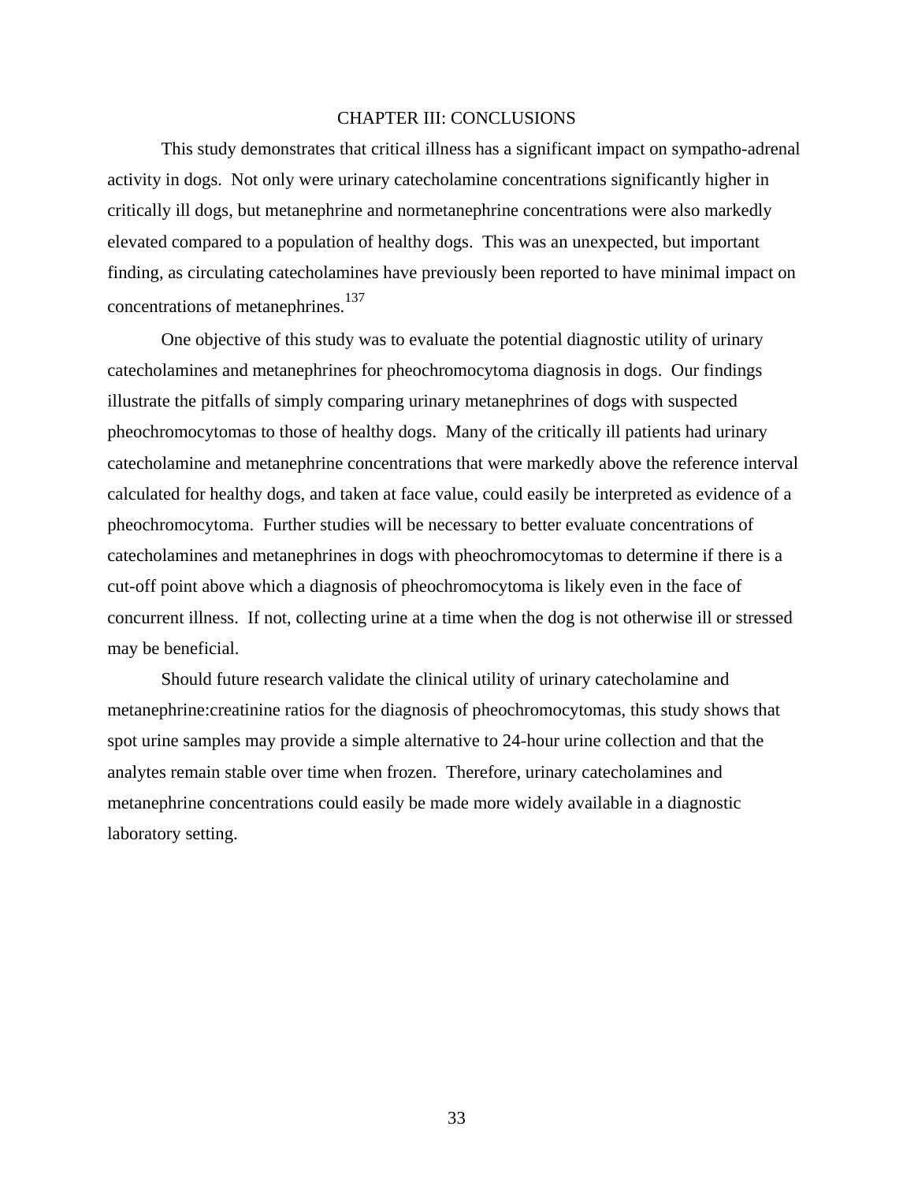# CHAPTER III: CONCLUSIONS

This study demonstrates that critical illness has a significant impact on sympatho-adrenal activity in dogs. Not only were urinary catecholamine concentrations significantly higher in critically ill dogs, but metanephrine and normetanephrine concentrations were also markedly elevated compared to a population of healthy dogs. This was an unexpected, but important finding, as circulating catecholamines have previously been reported to have minimal impact on concentrations of metanephrines.[137]

One objective of this study was to evaluate the potential diagnostic utility of urinary catecholamines and metanephrines for pheochromocytoma diagnosis in dogs. Our findings illustrate the pitfalls of simply comparing urinary metanephrines of dogs with suspected pheochromocytomas to those of healthy dogs. Many of the critically ill patients had urinary catecholamine and metanephrine concentrations that were markedly above the reference interval calculated for healthy dogs, and taken at face value, could easily be interpreted as evidence of a pheochromocytoma. Further studies will be necessary to better evaluate concentrations of catecholamines and metanephrines in dogs with pheochromocytomas to determine if there is a cut-off point above which a diagnosis of pheochromocytoma is likely even in the face of concurrent illness. If not, collecting urine at a time when the dog is not otherwise ill or stressed may be beneficial.

Should future research validate the clinical utility of urinary catecholamine and metanephrine:creatinine ratios for the diagnosis of pheochromocytomas, this study shows that spot urine samples may provide a simple alternative to 24-hour urine collection and that the analytes remain stable over time when frozen. Therefore, urinary catecholamines and metanephrine concentrations could easily be made more widely available in a diagnostic laboratory setting.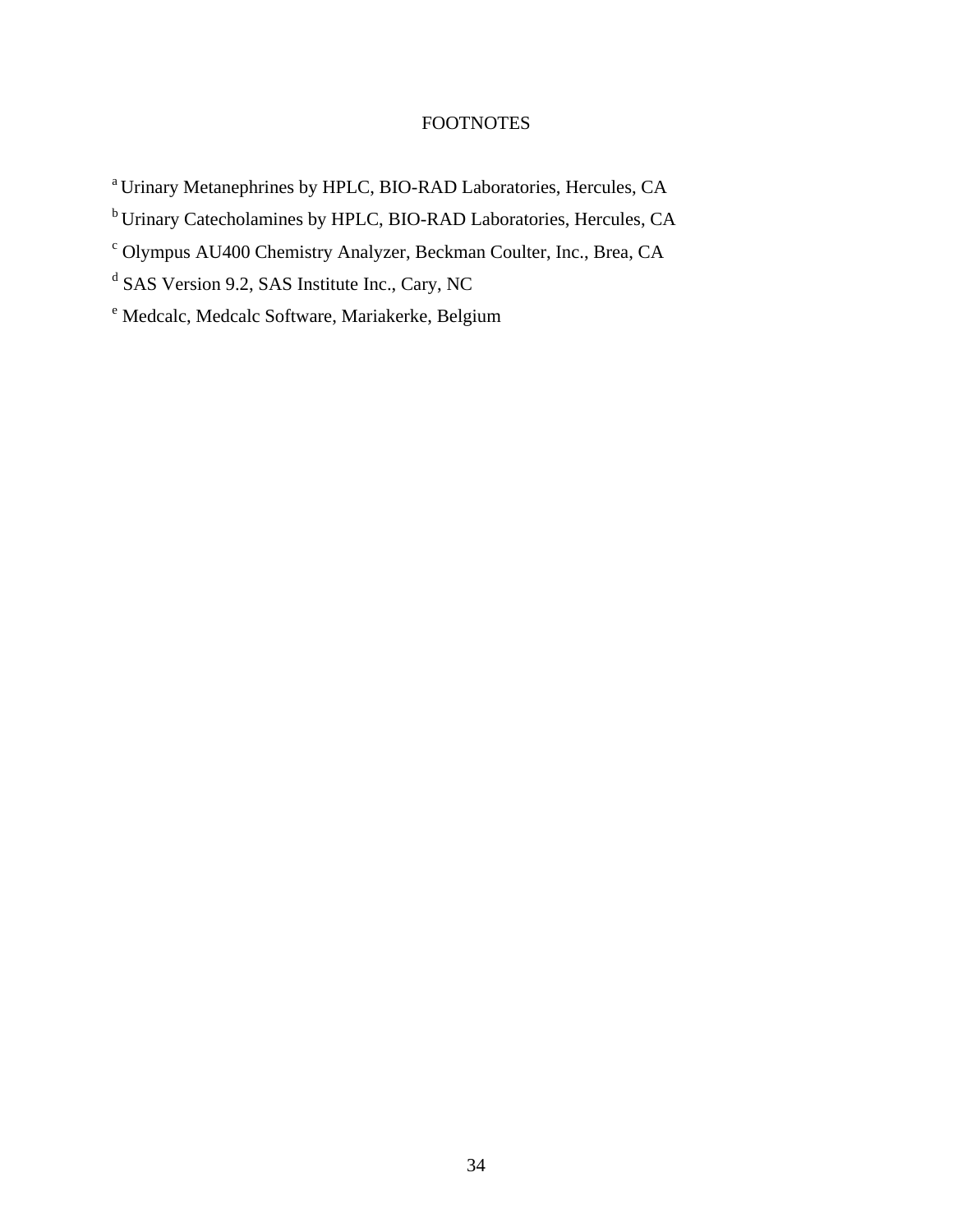# FOOTNOTES

[a] Urinary Metanephrines by HPLC, BIO-RAD Laboratories, Hercules, CA

[b] Urinary Catecholamines by HPLC, BIO-RAD Laboratories, Hercules, CA

[c] Olympus AU400 Chemistry Analyzer, Beckman Coulter, Inc., Brea, CA

[d] SAS Version 9.2, SAS Institute Inc., Cary, NC

[e] Medcalc, Medcalc Software, Mariakerke, Belgium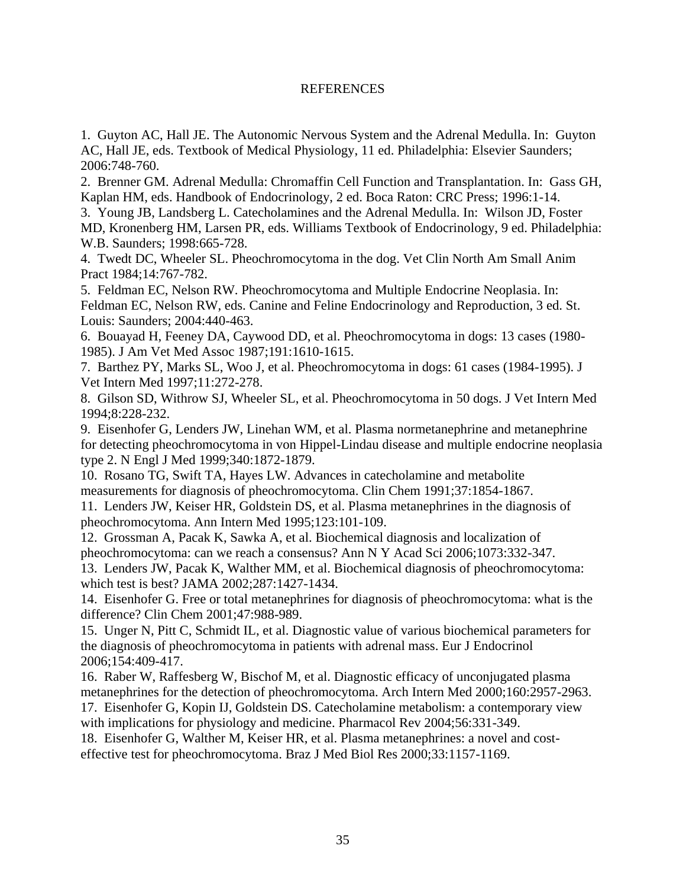# REFERENCES

1. Guyton AC, Hall JE. The Autonomic Nervous System and the Adrenal Medulla. In: Guyton AC, Hall JE, eds. Textbook of Medical Physiology, 11 ed. Philadelphia: Elsevier Saunders; 2006:748-760.
2. Brenner GM. Adrenal Medulla: Chromaffin Cell Function and Transplantation. In: Gass GH, Kaplan HM, eds. Handbook of Endocrinology, 2 ed. Boca Raton: CRC Press; 1996:1-14.
3. Young JB, Landsberg L. Catecholamines and the Adrenal Medulla. In: Wilson JD, Foster MD, Kronenberg HM, Larsen PR, eds. Williams Textbook of Endocrinology, 9 ed. Philadelphia: W.B. Saunders; 1998:665-728.
4. Twedt DC, Wheeler SL. Pheochromocytoma in the dog. Vet Clin North Am Small Anim Pract 1984;14:767-782.
5. Feldman EC, Nelson RW. Pheochromocytoma and Multiple Endocrine Neoplasia. In: Feldman EC, Nelson RW, eds. Canine and Feline Endocrinology and Reproduction, 3 ed. St. Louis: Saunders; 2004:440-463.
6. Bouayad H, Feeney DA, Caywood DD, et al. Pheochromocytoma in dogs: 13 cases (1980-1985). J Am Vet Med Assoc 1987;191:1610-1615.
7. Barthez PY, Marks SL, Woo J, et al. Pheochromocytoma in dogs: 61 cases (1984-1995). J Vet Intern Med 1997;11:272-278.
8. Gilson SD, Withrow SJ, Wheeler SL, et al. Pheochromocytoma in 50 dogs. J Vet Intern Med 1994;8:228-232.
9. Eisenhofer G, Lenders JW, Linehan WM, et al. Plasma normetanephrine and metanephrine for detecting pheochromocytoma in von Hippel-Lindau disease and multiple endocrine neoplasia type 2. N Engl J Med 1999;340:1872-1879.
10. Rosano TG, Swift TA, Hayes LW. Advances in catecholamine and metabolite measurements for diagnosis of pheochromocytoma. Clin Chem 1991;37:1854-1867.
11. Lenders JW, Keiser HR, Goldstein DS, et al. Plasma metanephrines in the diagnosis of pheochromocytoma. Ann Intern Med 1995;123:101-109.
12. Grossman A, Pacak K, Sawka A, et al. Biochemical diagnosis and localization of pheochromocytoma: can we reach a consensus? Ann N Y Acad Sci 2006;1073:332-347.
13. Lenders JW, Pacak K, Walther MM, et al. Biochemical diagnosis of pheochromocytoma: which test is best? JAMA 2002;287:1427-1434.
14. Eisenhofer G. Free or total metanephrines for diagnosis of pheochromocytoma: what is the difference? Clin Chem 2001;47:988-989.
15. Unger N, Pitt C, Schmidt IL, et al. Diagnostic value of various biochemical parameters for the diagnosis of pheochromocytoma in patients with adrenal mass. Eur J Endocrinol 2006;154:409-417.
16. Raber W, Raffesberg W, Bischof M, et al. Diagnostic efficacy of unconjugated plasma metanephrines for the detection of pheochromocytoma. Arch Intern Med 2000;160:2957-2963.
17. Eisenhofer G, Kopin IJ, Goldstein DS. Catecholamine metabolism: a contemporary view with implications for physiology and medicine. Pharmacol Rev 2004;56:331-349.
18. Eisenhofer G, Walther M, Keiser HR, et al. Plasma metanephrines: a novel and cost-effective test for pheochromocytoma. Braz J Med Biol Res 2000;33:1157-1169.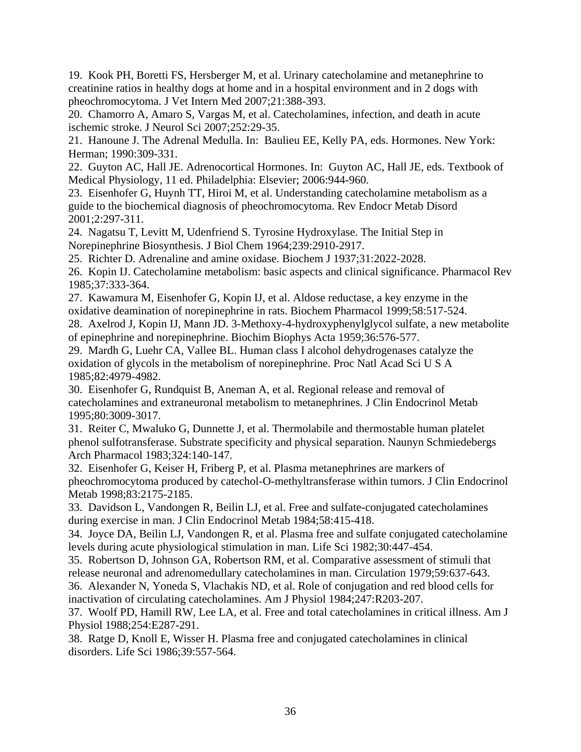19. Kook PH, Boretti FS, Hersberger M, et al. Urinary catecholamine and metanephrine to creatinine ratios in healthy dogs at home and in a hospital environment and in 2 dogs with pheochromocytoma. J Vet Intern Med 2007;21:388-393.

20. Chamorro A, Amaro S, Vargas M, et al. Catecholamines, infection, and death in acute ischemic stroke. J Neurol Sci 2007;252:29-35.

21. Hanoune J. The Adrenal Medulla. In: Baulieu EE, Kelly PA, eds. Hormones. New York: Herman; 1990:309-331.

22. Guyton AC, Hall JE. Adrenocortical Hormones. In: Guyton AC, Hall JE, eds. Textbook of Medical Physiology, 11 ed. Philadelphia: Elsevier; 2006:944-960.

23. Eisenhofer G, Huynh TT, Hiroi M, et al. Understanding catecholamine metabolism as a guide to the biochemical diagnosis of pheochromocytoma. Rev Endocr Metab Disord 2001;2:297-311.

24. Nagatsu T, Levitt M, Udenfriend S. Tyrosine Hydroxylase. The Initial Step in Norepinephrine Biosynthesis. J Biol Chem 1964;239:2910-2917.

25. Richter D. Adrenaline and amine oxidase. Biochem J 1937;31:2022-2028.

26. Kopin IJ. Catecholamine metabolism: basic aspects and clinical significance. Pharmacol Rev 1985;37:333-364.

27. Kawamura M, Eisenhofer G, Kopin IJ, et al. Aldose reductase, a key enzyme in the oxidative deamination of norepinephrine in rats. Biochem Pharmacol 1999;58:517-524.

28. Axelrod J, Kopin IJ, Mann JD. 3-Methoxy-4-hydroxyphenylglycol sulfate, a new metabolite of epinephrine and norepinephrine. Biochim Biophys Acta 1959;36:576-577.

29. Mardh G, Luehr CA, Vallee BL. Human class I alcohol dehydrogenases catalyze the oxidation of glycols in the metabolism of norepinephrine. Proc Natl Acad Sci U S A 1985;82:4979-4982.

30. Eisenhofer G, Rundquist B, Aneman A, et al. Regional release and removal of catecholamines and extraneuronal metabolism to metanephrines. J Clin Endocrinol Metab 1995;80:3009-3017.

31. Reiter C, Mwaluko G, Dunnette J, et al. Thermolabile and thermostable human platelet phenol sulfotransferase. Substrate specificity and physical separation. Naunyn Schmiedebergs Arch Pharmacol 1983;324:140-147.

32. Eisenhofer G, Keiser H, Friberg P, et al. Plasma metanephrines are markers of pheochromocytoma produced by catechol-O-methyltransferase within tumors. J Clin Endocrinol Metab 1998;83:2175-2185.

33. Davidson L, Vandongen R, Beilin LJ, et al. Free and sulfate-conjugated catecholamines during exercise in man. J Clin Endocrinol Metab 1984;58:415-418.

34. Joyce DA, Beilin LJ, Vandongen R, et al. Plasma free and sulfate conjugated catecholamine levels during acute physiological stimulation in man. Life Sci 1982;30:447-454.

35. Robertson D, Johnson GA, Robertson RM, et al. Comparative assessment of stimuli that release neuronal and adrenomedullary catecholamines in man. Circulation 1979;59:637-643.

36. Alexander N, Yoneda S, Vlachakis ND, et al. Role of conjugation and red blood cells for inactivation of circulating catecholamines. Am J Physiol 1984;247:R203-207.

37. Woolf PD, Hamill RW, Lee LA, et al. Free and total catecholamines in critical illness. Am J Physiol 1988;254:E287-291.

38. Ratge D, Knoll E, Wisser H. Plasma free and conjugated catecholamines in clinical disorders. Life Sci 1986;39:557-564.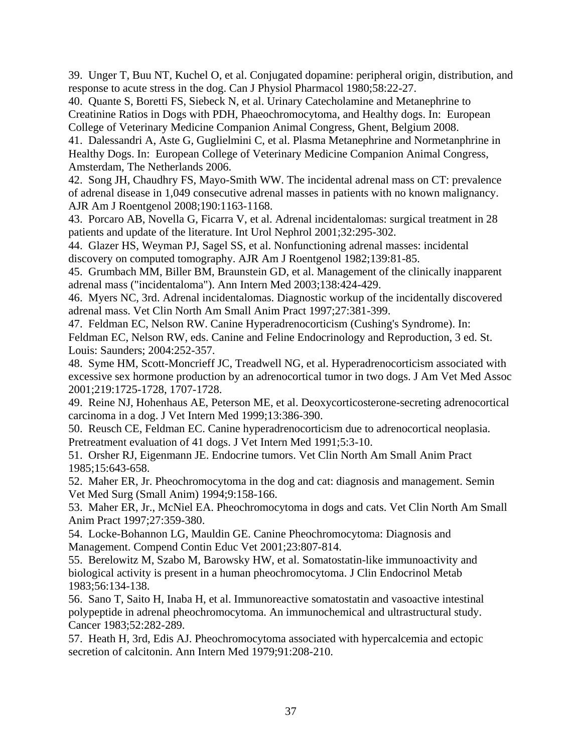39. Unger T, Buu NT, Kuchel O, et al. Conjugated dopamine: peripheral origin, distribution, and response to acute stress in the dog. Can J Physiol Pharmacol 1980;58:22-27.

40. Quante S, Boretti FS, Siebeck N, et al. Urinary Catecholamine and Metanephrine to Creatinine Ratios in Dogs with PDH, Phaeochromocytoma, and Healthy dogs. In: European College of Veterinary Medicine Companion Animal Congress, Ghent, Belgium 2008.

41. Dalessandri A, Aste G, Guglielmini C, et al. Plasma Metanephrine and Normetanphrine in Healthy Dogs. In: European College of Veterinary Medicine Companion Animal Congress, Amsterdam, The Netherlands 2006.

42. Song JH, Chaudhry FS, Mayo-Smith WW. The incidental adrenal mass on CT: prevalence of adrenal disease in 1,049 consecutive adrenal masses in patients with no known malignancy. AJR Am J Roentgenol 2008;190:1163-1168.

43. Porcaro AB, Novella G, Ficarra V, et al. Adrenal incidentalomas: surgical treatment in 28 patients and update of the literature. Int Urol Nephrol 2001;32:295-302.

44. Glazer HS, Weyman PJ, Sagel SS, et al. Nonfunctioning adrenal masses: incidental discovery on computed tomography. AJR Am J Roentgenol 1982;139:81-85.

45. Grumbach MM, Biller BM, Braunstein GD, et al. Management of the clinically inapparent adrenal mass ("incidentaloma"). Ann Intern Med 2003;138:424-429.

46. Myers NC, 3rd. Adrenal incidentalomas. Diagnostic workup of the incidentally discovered adrenal mass. Vet Clin North Am Small Anim Pract 1997;27:381-399.

47. Feldman EC, Nelson RW. Canine Hyperadrenocorticism (Cushing's Syndrome). In: Feldman EC, Nelson RW, eds. Canine and Feline Endocrinology and Reproduction, 3 ed. St. Louis: Saunders; 2004:252-357.

48. Syme HM, Scott-Moncrieff JC, Treadwell NG, et al. Hyperadrenocorticism associated with excessive sex hormone production by an adrenocortical tumor in two dogs. J Am Vet Med Assoc 2001;219:1725-1728, 1707-1728.

49. Reine NJ, Hohenhaus AE, Peterson ME, et al. Deoxycorticosterone-secreting adrenocortical carcinoma in a dog. J Vet Intern Med 1999;13:386-390.

50. Reusch CE, Feldman EC. Canine hyperadrenocorticism due to adrenocortical neoplasia. Pretreatment evaluation of 41 dogs. J Vet Intern Med 1991;5:3-10.

51. Orsher RJ, Eigenmann JE. Endocrine tumors. Vet Clin North Am Small Anim Pract 1985;15:643-658.

52. Maher ER, Jr. Pheochromocytoma in the dog and cat: diagnosis and management. Semin Vet Med Surg (Small Anim) 1994;9:158-166.

53. Maher ER, Jr., McNiel EA. Pheochromocytoma in dogs and cats. Vet Clin North Am Small Anim Pract 1997;27:359-380.

54. Locke-Bohannon LG, Mauldin GE. Canine Pheochromocytoma: Diagnosis and Management. Compend Contin Educ Vet 2001;23:807-814.

55. Berelowitz M, Szabo M, Barowsky HW, et al. Somatostatin-like immunoactivity and biological activity is present in a human pheochromocytoma. J Clin Endocrinol Metab 1983;56:134-138.

56. Sano T, Saito H, Inaba H, et al. Immunoreactive somatostatin and vasoactive intestinal polypeptide in adrenal pheochromocytoma. An immunochemical and ultrastructural study. Cancer 1983;52:282-289.

57. Heath H, 3rd, Edis AJ. Pheochromocytoma associated with hypercalcemia and ectopic secretion of calcitonin. Ann Intern Med 1979;91:208-210.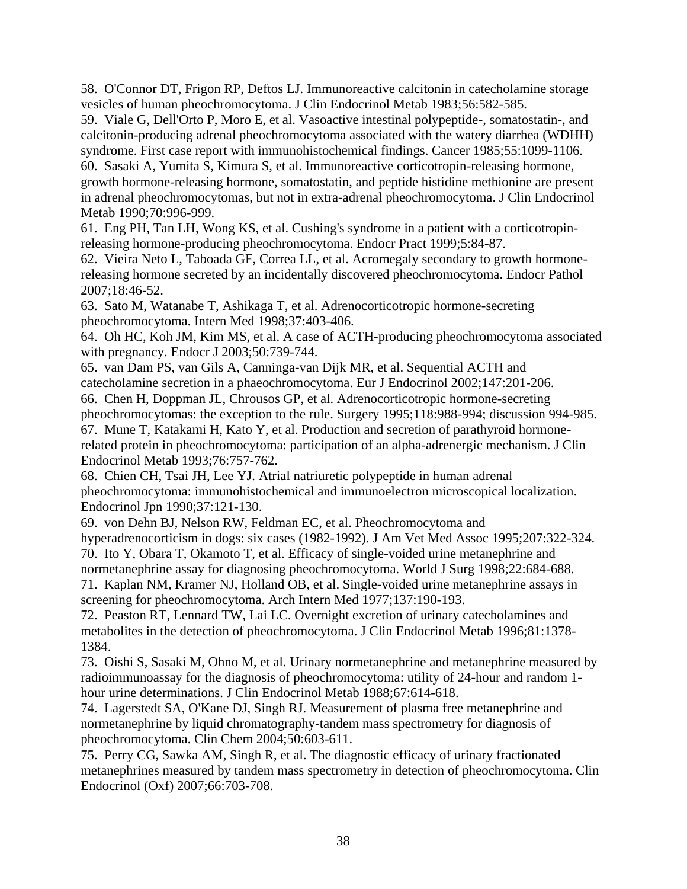58. O'Connor DT, Frigon RP, Deftos LJ. Immunoreactive calcitonin in catecholamine storage vesicles of human pheochromocytoma. J Clin Endocrinol Metab 1983;56:582-585.

59. Viale G, Dell'Orto P, Moro E, et al. Vasoactive intestinal polypeptide-, somatostatin-, and calcitonin-producing adrenal pheochromocytoma associated with the watery diarrhea (WDHH) syndrome. First case report with immunohistochemical findings. Cancer 1985;55:1099-1106.

60. Sasaki A, Yumita S, Kimura S, et al. Immunoreactive corticotropin-releasing hormone, growth hormone-releasing hormone, somatostatin, and peptide histidine methionine are present in adrenal pheochromocytomas, but not in extra-adrenal pheochromocytoma. J Clin Endocrinol Metab 1990;70:996-999.

61. Eng PH, Tan LH, Wong KS, et al. Cushing's syndrome in a patient with a corticotropin-releasing hormone-producing pheochromocytoma. Endocr Pract 1999;5:84-87.

62. Vieira Neto L, Taboada GF, Correa LL, et al. Acromegaly secondary to growth hormone-releasing hormone secreted by an incidentally discovered pheochromocytoma. Endocr Pathol 2007;18:46-52.

63. Sato M, Watanabe T, Ashikaga T, et al. Adrenocorticotropic hormone-secreting pheochromocytoma. Intern Med 1998;37:403-406.

64. Oh HC, Koh JM, Kim MS, et al. A case of ACTH-producing pheochromocytoma associated with pregnancy. Endocr J 2003;50:739-744.

65. van Dam PS, van Gils A, Canninga-van Dijk MR, et al. Sequential ACTH and catecholamine secretion in a phaeochromocytoma. Eur J Endocrinol 2002;147:201-206.

66. Chen H, Doppman JL, Chrousos GP, et al. Adrenocorticotropic hormone-secreting pheochromocytomas: the exception to the rule. Surgery 1995;118:988-994; discussion 994-985.

67. Mune T, Katakami H, Kato Y, et al. Production and secretion of parathyroid hormone-related protein in pheochromocytoma: participation of an alpha-adrenergic mechanism. J Clin Endocrinol Metab 1993;76:757-762.

68. Chien CH, Tsai JH, Lee YJ. Atrial natriuretic polypeptide in human adrenal pheochromocytoma: immunohistochemical and immunoelectron microscopical localization. Endocrinol Jpn 1990;37:121-130.

69. von Dehn BJ, Nelson RW, Feldman EC, et al. Pheochromocytoma and hyperadrenocorticism in dogs: six cases (1982-1992). J Am Vet Med Assoc 1995;207:322-324.

70. Ito Y, Obara T, Okamoto T, et al. Efficacy of single-voided urine metanephrine and normetanephrine assay for diagnosing pheochromocytoma. World J Surg 1998;22:684-688.

71. Kaplan NM, Kramer NJ, Holland OB, et al. Single-voided urine metanephrine assays in screening for pheochromocytoma. Arch Intern Med 1977;137:190-193.

72. Peaston RT, Lennard TW, Lai LC. Overnight excretion of urinary catecholamines and metabolites in the detection of pheochromocytoma. J Clin Endocrinol Metab 1996;81:1378-1384.

73. Oishi S, Sasaki M, Ohno M, et al. Urinary normetanephrine and metanephrine measured by radioimmunoassay for the diagnosis of pheochromocytoma: utility of 24-hour and random 1-hour urine determinations. J Clin Endocrinol Metab 1988;67:614-618.

74. Lagerstedt SA, O'Kane DJ, Singh RJ. Measurement of plasma free metanephrine and normetanephrine by liquid chromatography-tandem mass spectrometry for diagnosis of pheochromocytoma. Clin Chem 2004;50:603-611.

75. Perry CG, Sawka AM, Singh R, et al. The diagnostic efficacy of urinary fractionated metanephrines measured by tandem mass spectrometry in detection of pheochromocytoma. Clin Endocrinol (Oxf) 2007;66:703-708.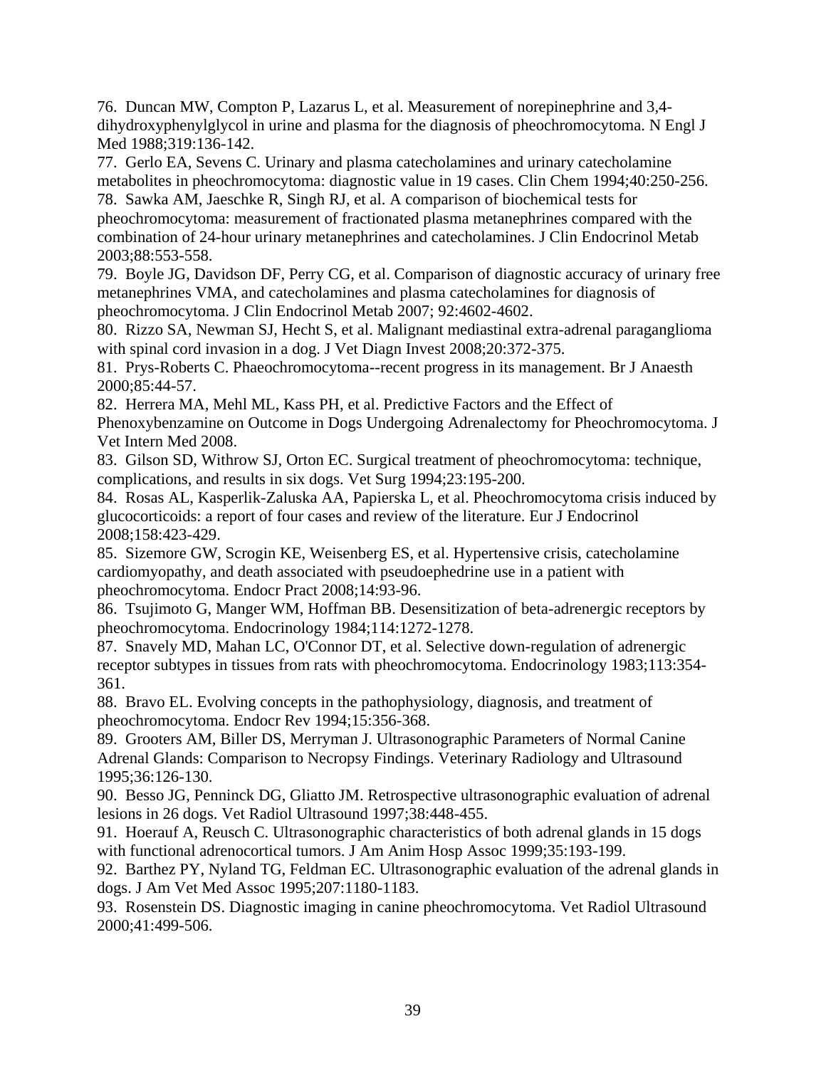76. Duncan MW, Compton P, Lazarus L, et al. Measurement of norepinephrine and 3,4-dihydroxyphenylglycol in urine and plasma for the diagnosis of pheochromocytoma. N Engl J Med 1988;319:136-142.

77. Gerlo EA, Sevens C. Urinary and plasma catecholamines and urinary catecholamine metabolites in pheochromocytoma: diagnostic value in 19 cases. Clin Chem 1994;40:250-256.

78. Sawka AM, Jaeschke R, Singh RJ, et al. A comparison of biochemical tests for pheochromocytoma: measurement of fractionated plasma metanephrines compared with the combination of 24-hour urinary metanephrines and catecholamines. J Clin Endocrinol Metab 2003;88:553-558.

79. Boyle JG, Davidson DF, Perry CG, et al. Comparison of diagnostic accuracy of urinary free metanephrines VMA, and catecholamines and plasma catecholamines for diagnosis of pheochromocytoma. J Clin Endocrinol Metab 2007; 92:4602-4602.

80. Rizzo SA, Newman SJ, Hecht S, et al. Malignant mediastinal extra-adrenal paraganglioma with spinal cord invasion in a dog. J Vet Diagn Invest 2008;20:372-375.

81. Prys-Roberts C. Phaeochromocytoma--recent progress in its management. Br J Anaesth 2000;85:44-57.

82. Herrera MA, Mehl ML, Kass PH, et al. Predictive Factors and the Effect of Phenoxybenzamine on Outcome in Dogs Undergoing Adrenalectomy for Pheochromocytoma. J Vet Intern Med 2008.

83. Gilson SD, Withrow SJ, Orton EC. Surgical treatment of pheochromocytoma: technique, complications, and results in six dogs. Vet Surg 1994;23:195-200.

84. Rosas AL, Kasperlik-Zaluska AA, Papierska L, et al. Pheochromocytoma crisis induced by glucocorticoids: a report of four cases and review of the literature. Eur J Endocrinol 2008;158:423-429.

85. Sizemore GW, Scrogin KE, Weisenberg ES, et al. Hypertensive crisis, catecholamine cardiomyopathy, and death associated with pseudoephedrine use in a patient with pheochromocytoma. Endocr Pract 2008;14:93-96.

86. Tsujimoto G, Manger WM, Hoffman BB. Desensitization of beta-adrenergic receptors by pheochromocytoma. Endocrinology 1984;114:1272-1278.

87. Snavely MD, Mahan LC, O'Connor DT, et al. Selective down-regulation of adrenergic receptor subtypes in tissues from rats with pheochromocytoma. Endocrinology 1983;113:354-361.

88. Bravo EL. Evolving concepts in the pathophysiology, diagnosis, and treatment of pheochromocytoma. Endocr Rev 1994;15:356-368.

89. Grooters AM, Biller DS, Merryman J. Ultrasonographic Parameters of Normal Canine Adrenal Glands: Comparison to Necropsy Findings. Veterinary Radiology and Ultrasound 1995;36:126-130.

90. Besso JG, Penninck DG, Gliatto JM. Retrospective ultrasonographic evaluation of adrenal lesions in 26 dogs. Vet Radiol Ultrasound 1997;38:448-455.

91. Hoerauf A, Reusch C. Ultrasonographic characteristics of both adrenal glands in 15 dogs with functional adrenocortical tumors. J Am Anim Hosp Assoc 1999;35:193-199.

92. Barthez PY, Nyland TG, Feldman EC. Ultrasonographic evaluation of the adrenal glands in dogs. J Am Vet Med Assoc 1995;207:1180-1183.

93. Rosenstein DS. Diagnostic imaging in canine pheochromocytoma. Vet Radiol Ultrasound 2000;41:499-506.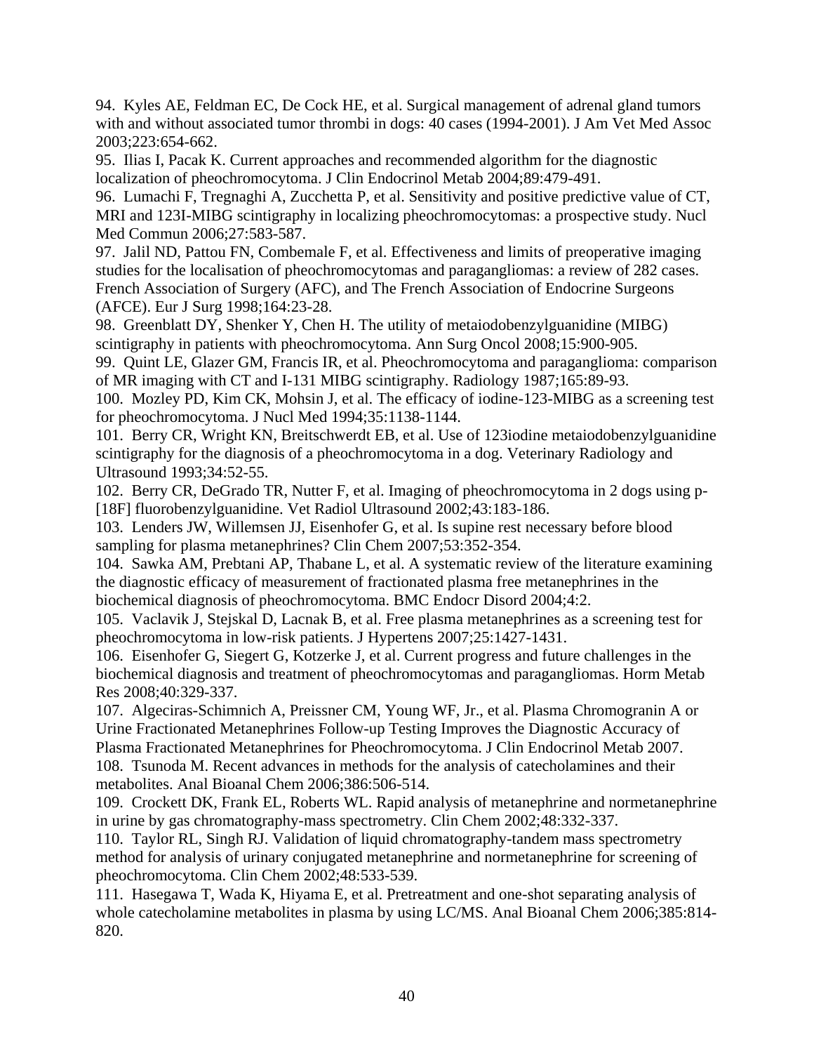94. Kyles AE, Feldman EC, De Cock HE, et al. Surgical management of adrenal gland tumors with and without associated tumor thrombi in dogs: 40 cases (1994-2001). J Am Vet Med Assoc 2003;223:654-662.

95. Ilias I, Pacak K. Current approaches and recommended algorithm for the diagnostic localization of pheochromocytoma. J Clin Endocrinol Metab 2004;89:479-491.

96. Lumachi F, Tregnaghi A, Zucchetta P, et al. Sensitivity and positive predictive value of CT, MRI and 123I-MIBG scintigraphy in localizing pheochromocytomas: a prospective study. Nucl Med Commun 2006;27:583-587.

97. Jalil ND, Pattou FN, Combemale F, et al. Effectiveness and limits of preoperative imaging studies for the localisation of pheochromocytomas and paragangliomas: a review of 282 cases. French Association of Surgery (AFC), and The French Association of Endocrine Surgeons (AFCE). Eur J Surg 1998;164:23-28.

98. Greenblatt DY, Shenker Y, Chen H. The utility of metaiodobenzylguanidine (MIBG) scintigraphy in patients with pheochromocytoma. Ann Surg Oncol 2008;15:900-905.

99. Quint LE, Glazer GM, Francis IR, et al. Pheochromocytoma and paraganglioma: comparison of MR imaging with CT and I-131 MIBG scintigraphy. Radiology 1987;165:89-93.

100. Mozley PD, Kim CK, Mohsin J, et al. The efficacy of iodine-123-MIBG as a screening test for pheochromocytoma. J Nucl Med 1994;35:1138-1144.

101. Berry CR, Wright KN, Breitschwerdt EB, et al. Use of 123iodine metaiodobenzylguanidine scintigraphy for the diagnosis of a pheochromocytoma in a dog. Veterinary Radiology and Ultrasound 1993;34:52-55.

102. Berry CR, DeGrado TR, Nutter F, et al. Imaging of pheochromocytoma in 2 dogs using p-[18F] fluorobenzylguanidine. Vet Radiol Ultrasound 2002;43:183-186.

103. Lenders JW, Willemsen JJ, Eisenhofer G, et al. Is supine rest necessary before blood sampling for plasma metanephrines? Clin Chem 2007;53:352-354.

104. Sawka AM, Prebtani AP, Thabane L, et al. A systematic review of the literature examining the diagnostic efficacy of measurement of fractionated plasma free metanephrines in the biochemical diagnosis of pheochromocytoma. BMC Endocr Disord 2004;4:2.

105. Vaclavik J, Stejskal D, Lacnak B, et al. Free plasma metanephrines as a screening test for pheochromocytoma in low-risk patients. J Hypertens 2007;25:1427-1431.

106. Eisenhofer G, Siegert G, Kotzerke J, et al. Current progress and future challenges in the biochemical diagnosis and treatment of pheochromocytomas and paragangliomas. Horm Metab Res 2008;40:329-337.

107. Algeciras-Schimnich A, Preissner CM, Young WF, Jr., et al. Plasma Chromogranin A or Urine Fractionated Metanephrines Follow-up Testing Improves the Diagnostic Accuracy of Plasma Fractionated Metanephrines for Pheochromocytoma. J Clin Endocrinol Metab 2007.

108. Tsunoda M. Recent advances in methods for the analysis of catecholamines and their metabolites. Anal Bioanal Chem 2006;386:506-514.

109. Crockett DK, Frank EL, Roberts WL. Rapid analysis of metanephrine and normetanephrine in urine by gas chromatography-mass spectrometry. Clin Chem 2002;48:332-337.

110. Taylor RL, Singh RJ. Validation of liquid chromatography-tandem mass spectrometry method for analysis of urinary conjugated metanephrine and normetanephrine for screening of pheochromocytoma. Clin Chem 2002;48:533-539.

111. Hasegawa T, Wada K, Hiyama E, et al. Pretreatment and one-shot separating analysis of whole catecholamine metabolites in plasma by using LC/MS. Anal Bioanal Chem 2006;385:814-820.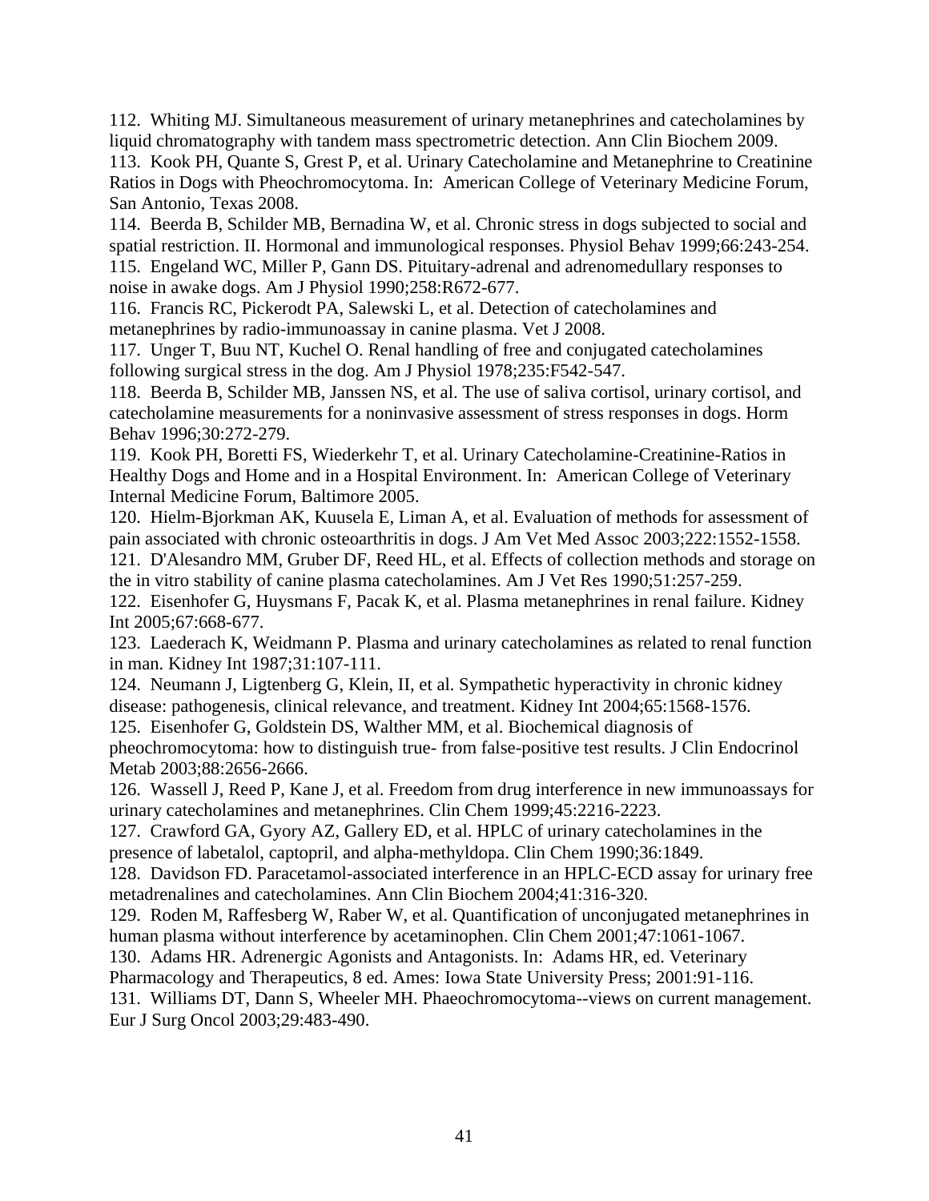112. Whiting MJ. Simultaneous measurement of urinary metanephrines and catecholamines by liquid chromatography with tandem mass spectrometric detection. Ann Clin Biochem 2009.

113. Kook PH, Quante S, Grest P, et al. Urinary Catecholamine and Metanephrine to Creatinine Ratios in Dogs with Pheochromocytoma. In: American College of Veterinary Medicine Forum, San Antonio, Texas 2008.

114. Beerda B, Schilder MB, Bernadina W, et al. Chronic stress in dogs subjected to social and spatial restriction. II. Hormonal and immunological responses. Physiol Behav 1999;66:243-254.

115. Engeland WC, Miller P, Gann DS. Pituitary-adrenal and adrenomedullary responses to noise in awake dogs. Am J Physiol 1990;258:R672-677.

116. Francis RC, Pickerodt PA, Salewski L, et al. Detection of catecholamines and metanephrines by radio-immunoassay in canine plasma. Vet J 2008.

117. Unger T, Buu NT, Kuchel O. Renal handling of free and conjugated catecholamines following surgical stress in the dog. Am J Physiol 1978;235:F542-547.

118. Beerda B, Schilder MB, Janssen NS, et al. The use of saliva cortisol, urinary cortisol, and catecholamine measurements for a noninvasive assessment of stress responses in dogs. Horm Behav 1996;30:272-279.

119. Kook PH, Boretti FS, Wiederkehr T, et al. Urinary Catecholamine-Creatinine-Ratios in Healthy Dogs and Home and in a Hospital Environment. In: American College of Veterinary Internal Medicine Forum, Baltimore 2005.

120. Hielm-Bjorkman AK, Kuusela E, Liman A, et al. Evaluation of methods for assessment of pain associated with chronic osteoarthritis in dogs. J Am Vet Med Assoc 2003;222:1552-1558.

121. D'Alesandro MM, Gruber DF, Reed HL, et al. Effects of collection methods and storage on the in vitro stability of canine plasma catecholamines. Am J Vet Res 1990;51:257-259.

122. Eisenhofer G, Huysmans F, Pacak K, et al. Plasma metanephrines in renal failure. Kidney Int 2005;67:668-677.

123. Laederach K, Weidmann P. Plasma and urinary catecholamines as related to renal function in man. Kidney Int 1987;31:107-111.

124. Neumann J, Ligtenberg G, Klein, II, et al. Sympathetic hyperactivity in chronic kidney disease: pathogenesis, clinical relevance, and treatment. Kidney Int 2004;65:1568-1576.

125. Eisenhofer G, Goldstein DS, Walther MM, et al. Biochemical diagnosis of pheochromocytoma: how to distinguish true- from false-positive test results. J Clin Endocrinol Metab 2003;88:2656-2666.

126. Wassell J, Reed P, Kane J, et al. Freedom from drug interference in new immunoassays for urinary catecholamines and metanephrines. Clin Chem 1999;45:2216-2223.

127. Crawford GA, Gyory AZ, Gallery ED, et al. HPLC of urinary catecholamines in the presence of labetalol, captopril, and alpha-methyldopa. Clin Chem 1990;36:1849.

128. Davidson FD. Paracetamol-associated interference in an HPLC-ECD assay for urinary free metadrenalines and catecholamines. Ann Clin Biochem 2004;41:316-320.

129. Roden M, Raffesberg W, Raber W, et al. Quantification of unconjugated metanephrines in human plasma without interference by acetaminophen. Clin Chem 2001;47:1061-1067.

130. Adams HR. Adrenergic Agonists and Antagonists. In: Adams HR, ed. Veterinary Pharmacology and Therapeutics, 8 ed. Ames: Iowa State University Press; 2001:91-116.

131. Williams DT, Dann S, Wheeler MH. Phaeochromocytoma--views on current management. Eur J Surg Oncol 2003;29:483-490.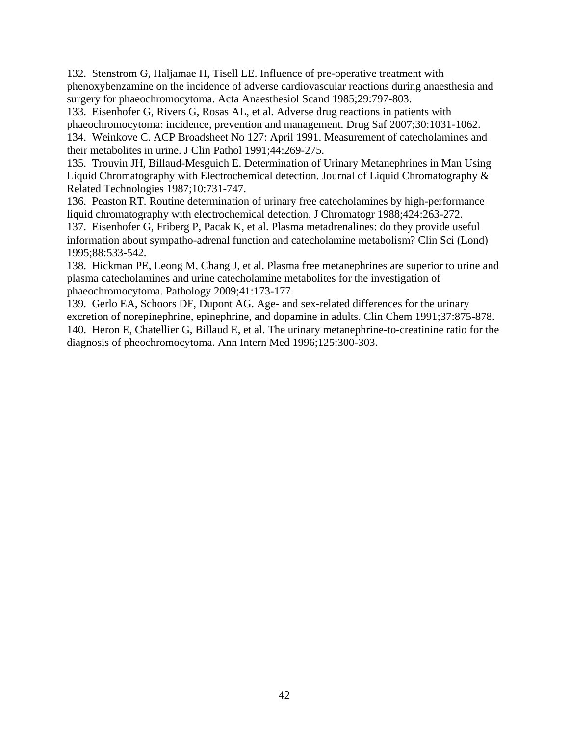132. Stenstrom G, Haljamae H, Tisell LE. Influence of pre-operative treatment with phenoxybenzamine on the incidence of adverse cardiovascular reactions during anaesthesia and surgery for phaeochromocytoma. Acta Anaesthesiol Scand 1985;29:797-803.

133. Eisenhofer G, Rivers G, Rosas AL, et al. Adverse drug reactions in patients with phaeochromocytoma: incidence, prevention and management. Drug Saf 2007;30:1031-1062.

134. Weinkove C. ACP Broadsheet No 127: April 1991. Measurement of catecholamines and their metabolites in urine. J Clin Pathol 1991;44:269-275.

135. Trouvin JH, Billaud-Mesguich E. Determination of Urinary Metanephrines in Man Using Liquid Chromatography with Electrochemical detection. Journal of Liquid Chromatography & Related Technologies 1987;10:731-747.

136. Peaston RT. Routine determination of urinary free catecholamines by high-performance liquid chromatography with electrochemical detection. J Chromatogr 1988;424:263-272.

137. Eisenhofer G, Friberg P, Pacak K, et al. Plasma metadrenalines: do they provide useful information about sympatho-adrenal function and catecholamine metabolism? Clin Sci (Lond) 1995;88:533-542.

138. Hickman PE, Leong M, Chang J, et al. Plasma free metanephrines are superior to urine and plasma catecholamines and urine catecholamine metabolites for the investigation of phaeochromocytoma. Pathology 2009;41:173-177.

139. Gerlo EA, Schoors DF, Dupont AG. Age- and sex-related differences for the urinary excretion of norepinephrine, epinephrine, and dopamine in adults. Clin Chem 1991;37:875-878.

140. Heron E, Chatellier G, Billaud E, et al. The urinary metanephrine-to-creatinine ratio for the diagnosis of pheochromocytoma. Ann Intern Med 1996;125:300-303.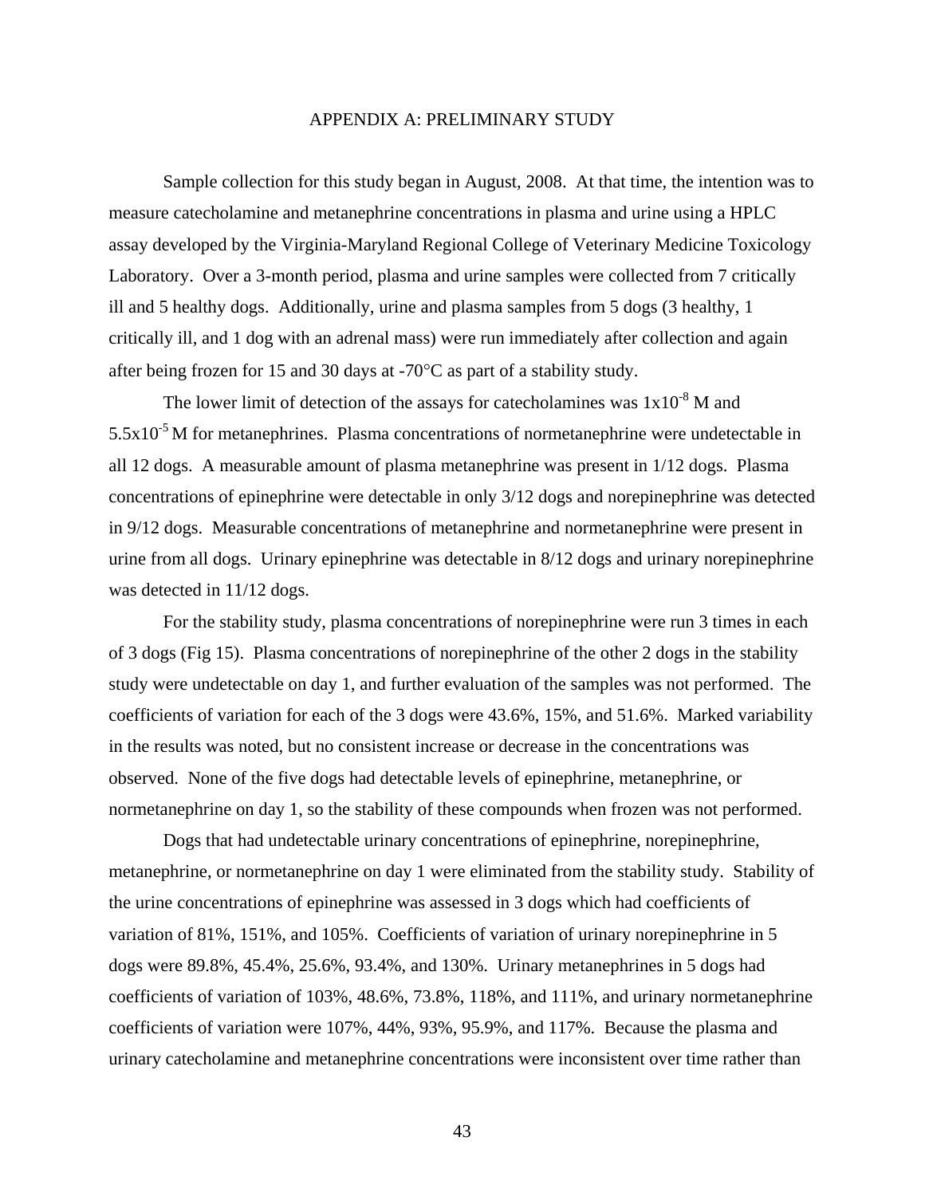# APPENDIX A: PRELIMINARY STUDY

Sample collection for this study began in August, 2008. At that time, the intention was to measure catecholamine and metanephrine concentrations in plasma and urine using a HPLC assay developed by the Virginia-Maryland Regional College of Veterinary Medicine Toxicology Laboratory. Over a 3-month period, plasma and urine samples were collected from 7 critically ill and 5 healthy dogs. Additionally, urine and plasma samples from 5 dogs (3 healthy, 1 critically ill, and 1 dog with an adrenal mass) were run immediately after collection and again after being frozen for 15 and 30 days at -70°C as part of a stability study.

The lower limit of detection of the assays for catecholamines was $1x10^{-8}$ M and $5.5x10^{-5}$ M for metanephrines. Plasma concentrations of normetanephrine were undetectable in all 12 dogs. A measurable amount of plasma metanephrine was present in 1/12 dogs. Plasma concentrations of epinephrine were detectable in only 3/12 dogs and norepinephrine was detected in 9/12 dogs. Measurable concentrations of metanephrine and normetanephrine were present in urine from all dogs. Urinary epinephrine was detectable in 8/12 dogs and urinary norepinephrine was detected in 11/12 dogs.

For the stability study, plasma concentrations of norepinephrine were run 3 times in each of 3 dogs (Fig 15). Plasma concentrations of norepinephrine of the other 2 dogs in the stability study were undetectable on day 1, and further evaluation of the samples was not performed. The coefficients of variation for each of the 3 dogs were 43.6%, 15%, and 51.6%. Marked variability in the results was noted, but no consistent increase or decrease in the concentrations was observed. None of the five dogs had detectable levels of epinephrine, metanephrine, or normetanephrine on day 1, so the stability of these compounds when frozen was not performed.

Dogs that had undetectable urinary concentrations of epinephrine, norepinephrine, metanephrine, or normetanephrine on day 1 were eliminated from the stability study. Stability of the urine concentrations of epinephrine was assessed in 3 dogs which had coefficients of variation of 81%, 151%, and 105%. Coefficients of variation of urinary norepinephrine in 5 dogs were 89.8%, 45.4%, 25.6%, 93.4%, and 130%. Urinary metanephrines in 5 dogs had coefficients of variation of 103%, 48.6%, 73.8%, 118%, and 111%, and urinary normetanephrine coefficients of variation were 107%, 44%, 93%, 95.9%, and 117%. Because the plasma and urinary catecholamine and metanephrine concentrations were inconsistent over time rather than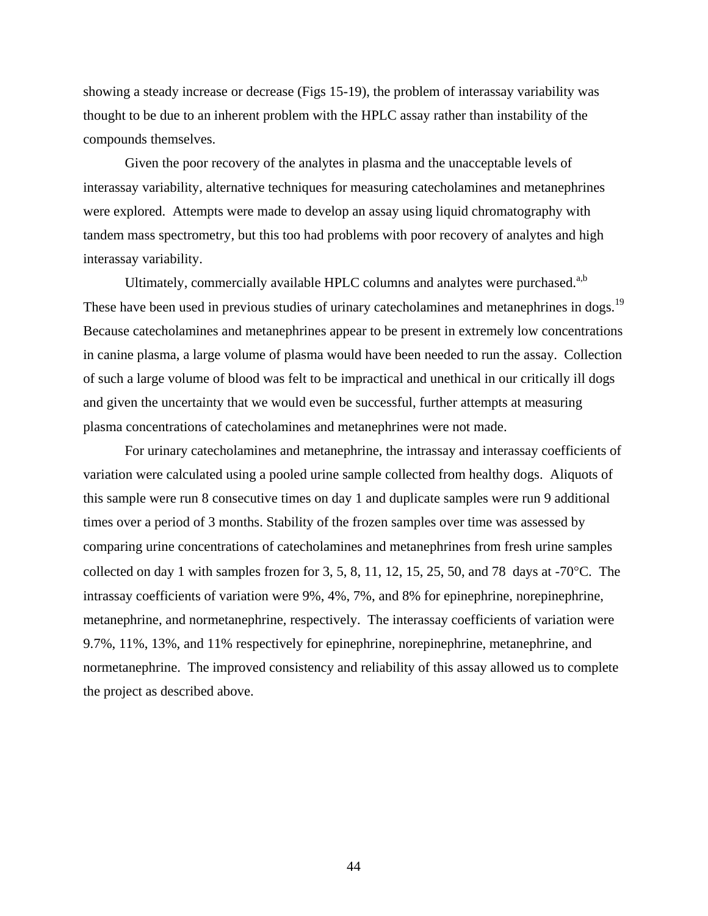showing a steady increase or decrease (Figs 15-19), the problem of interassay variability was thought to be due to an inherent problem with the HPLC assay rather than instability of the compounds themselves.

Given the poor recovery of the analytes in plasma and the unacceptable levels of interassay variability, alternative techniques for measuring catecholamines and metanephrines were explored. Attempts were made to develop an assay using liquid chromatography with tandem mass spectrometry, but this too had problems with poor recovery of analytes and high interassay variability.

Ultimately, commercially available HPLC columns and analytes were purchased.[a,b] These have been used in previous studies of urinary catecholamines and metanephrines in dogs.[19] Because catecholamines and metanephrines appear to be present in extremely low concentrations in canine plasma, a large volume of plasma would have been needed to run the assay. Collection of such a large volume of blood was felt to be impractical and unethical in our critically ill dogs and given the uncertainty that we would even be successful, further attempts at measuring plasma concentrations of catecholamines and metanephrines were not made.

For urinary catecholamines and metanephrine, the intrassay and interassay coefficients of variation were calculated using a pooled urine sample collected from healthy dogs. Aliquots of this sample were run 8 consecutive times on day 1 and duplicate samples were run 9 additional times over a period of 3 months. Stability of the frozen samples over time was assessed by comparing urine concentrations of catecholamines and metanephrines from fresh urine samples collected on day 1 with samples frozen for 3, 5, 8, 11, 12, 15, 25, 50, and 78 days at -70°C. The intrassay coefficients of variation were 9%, 4%, 7%, and 8% for epinephrine, norepinephrine, metanephrine, and normetanephrine, respectively. The interassay coefficients of variation were 9.7%, 11%, 13%, and 11% respectively for epinephrine, norepinephrine, metanephrine, and normetanephrine. The improved consistency and reliability of this assay allowed us to complete the project as described above.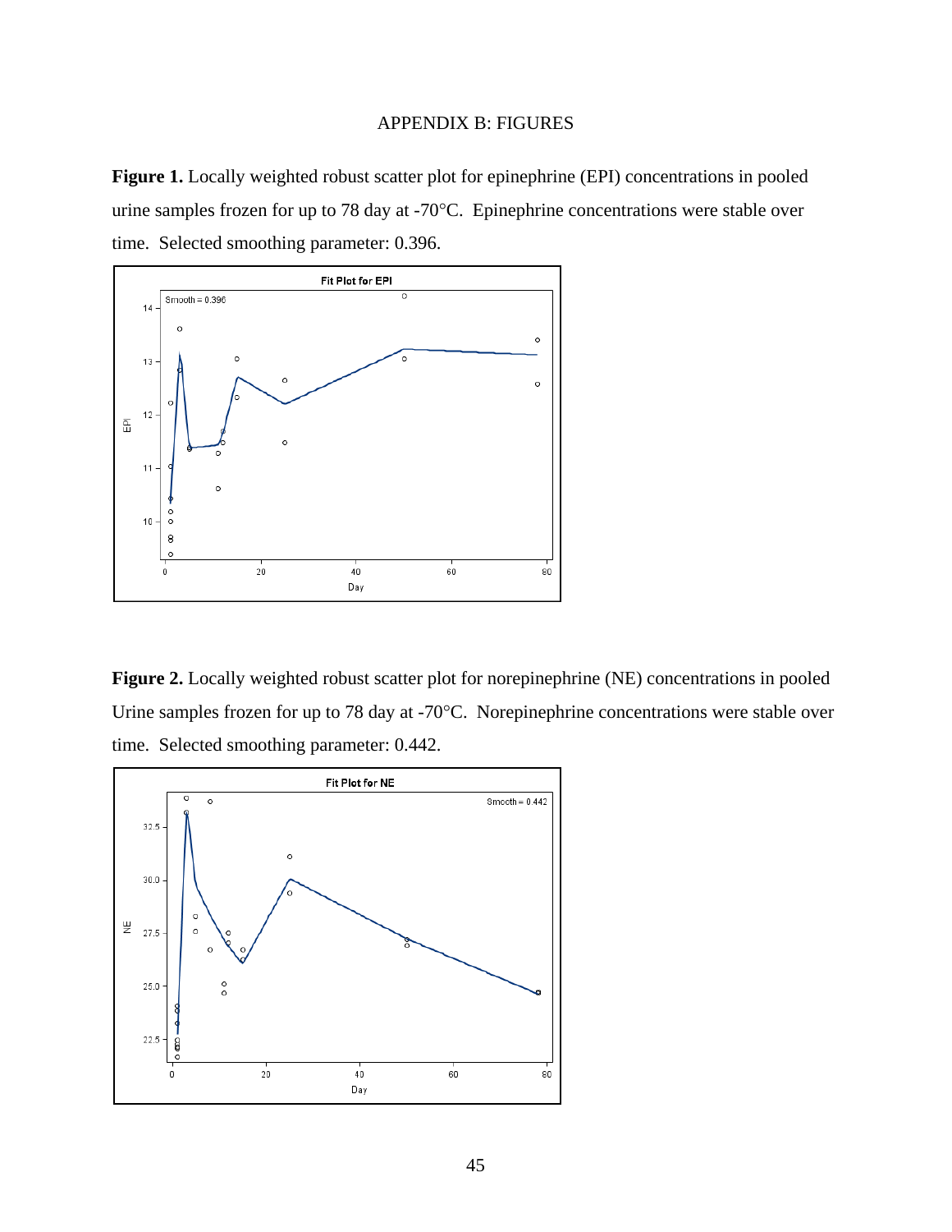APPENDIX B: FIGURES

**Figure 1.** Locally weighted robust scatter plot for epinephrine (EPI) concentrations in pooled urine samples frozen for up to 78 day at -70°C. Epinephrine concentrations were stable over time. Selected smoothing parameter: 0.396.

Fit Plot for EPI

Smooth = 0.396

EPI

14
13
12
11
10

0
20
40
60
80

Day

**Figure 2.** Locally weighted robust scatter plot for norepinephrine (NE) concentrations in pooled Urine samples frozen for up to 78 day at -70°C. Norepinephrine concentrations were stable over time. Selected smoothing parameter: 0.442.

Fit Plot for NE

Smooth = 0.442

NE

32.5
30.0
27.5
25.0
22.5

0
20
40
60
80

Day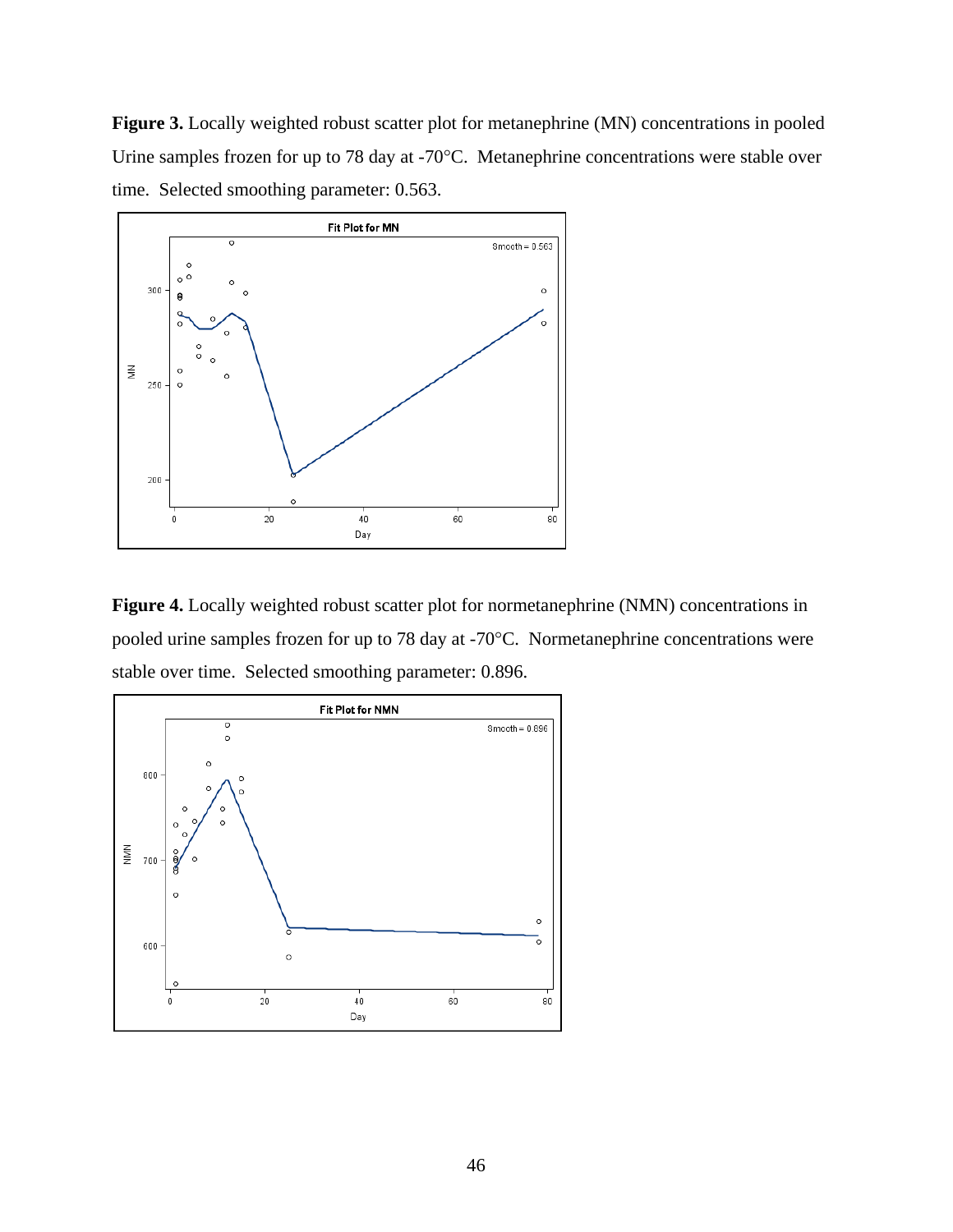**Figure 3.** Locally weighted robust scatter plot for metanephrine (MN) concentrations in pooled Urine samples frozen for up to 78 day at -70°C. Metanephrine concentrations were stable over time. Selected smoothing parameter: 0.563.

Fit Plot for MN

Smooth = 0.563

MN

300
250
200

0
20
40
60
80

Day

**Figure 4.** Locally weighted robust scatter plot for normetanephrine (NMN) concentrations in pooled urine samples frozen for up to 78 day at -70°C. Normetanephrine concentrations were stable over time. Selected smoothing parameter: 0.896.

Fit Plot for NMN

Smooth = 0.896

NMN

800
700
600

0
20
40
60
80

Day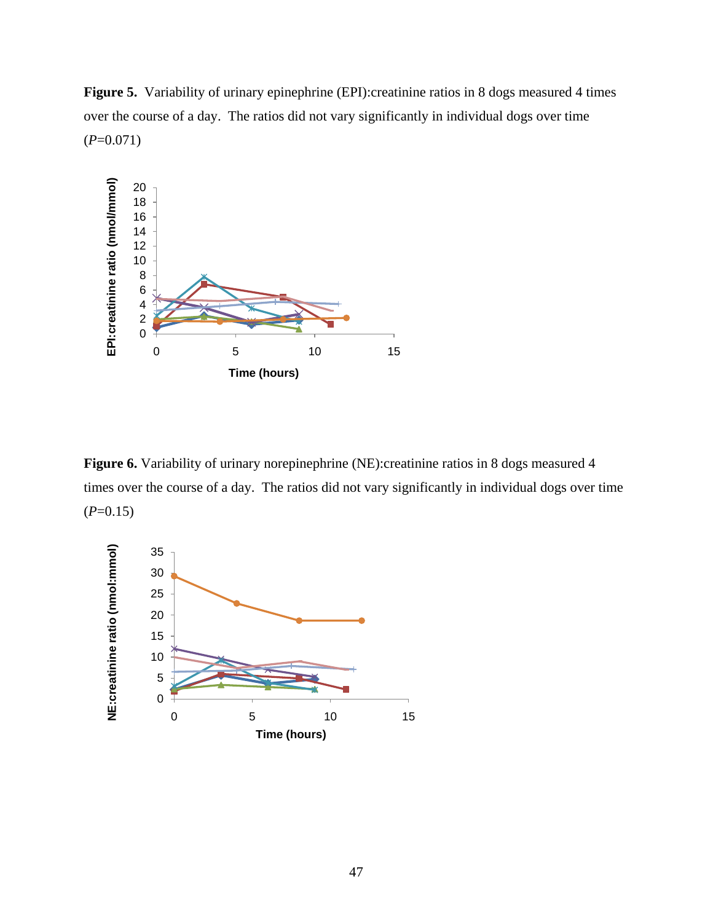**Figure 5.** Variability of urinary epinephrine (EPI):creatinine ratios in 8 dogs measured 4 times over the course of a day. The ratios did not vary significantly in individual dogs over time ($P$=0.071)

EPI:creatinine ratio (nmol/mmol)

20
18
16
14
12
10
8
6
4
2
0

0
5
10
15

Time (hours)

**Figure 6.** Variability of urinary norepinephrine (NE):creatinine ratios in 8 dogs measured 4 times over the course of a day. The ratios did not vary significantly in individual dogs over time ($P$=0.15)

NE:creatinine ratio (nmol:mmol)

35
30
25
20
15
10
5
0

0
5
10
15

Time (hours)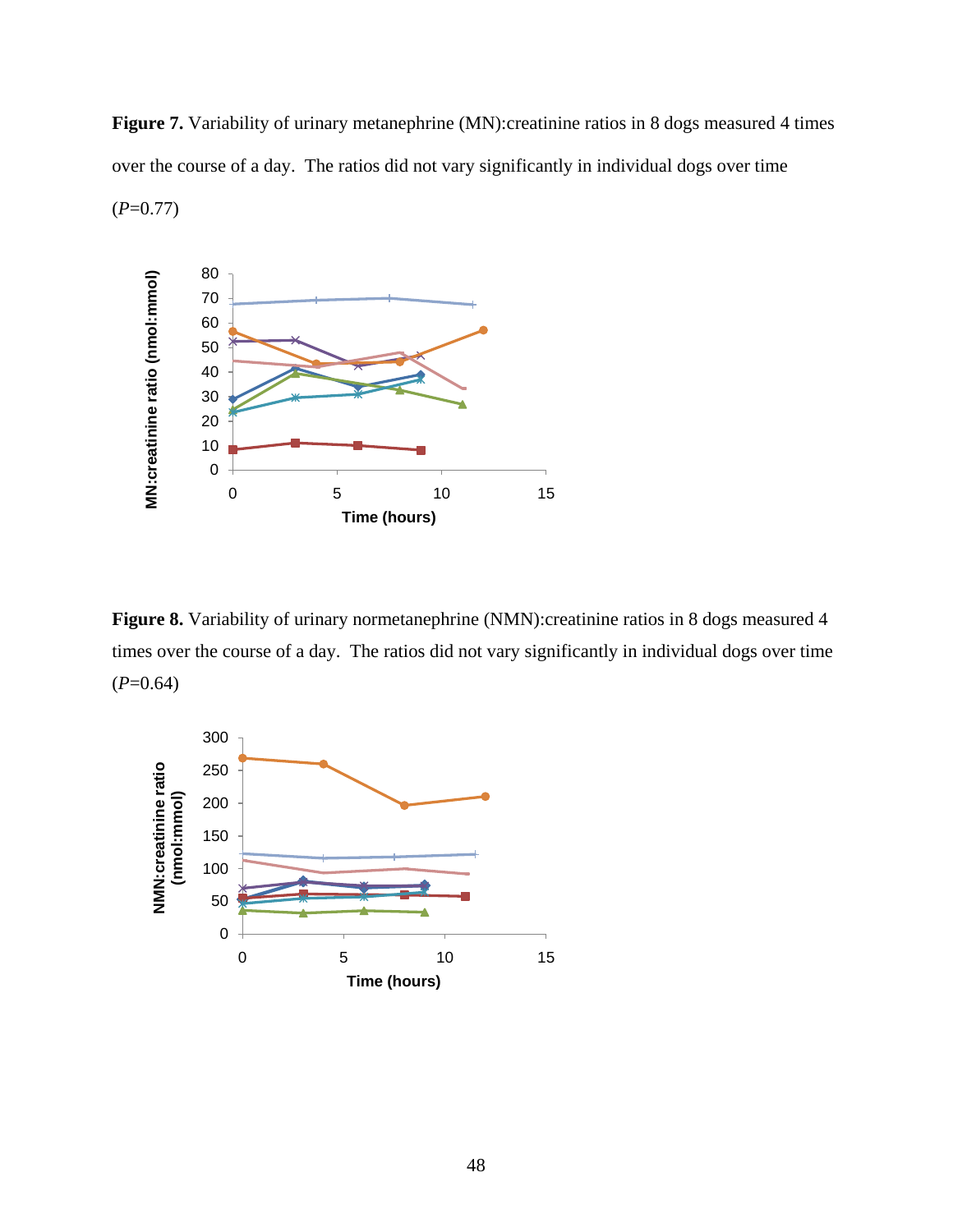**Figure 7.** Variability of urinary metanephrine (MN):creatinine ratios in 8 dogs measured 4 times over the course of a day. The ratios did not vary significantly in individual dogs over time ($P$=0.77)

MN:creatinine ratio (nmol:mmol)

80
70
60
50
40
30
20
10
0

0
5
10
15

Time (hours)

**Figure 8.** Variability of urinary normetanephrine (NMN):creatinine ratios in 8 dogs measured 4 times over the course of a day. The ratios did not vary significantly in individual dogs over time ($P$=0.64)

NMN:creatinine ratio (nmol:mmol)

300
250
200
150
100
50
0

0
5
10
15

Time (hours)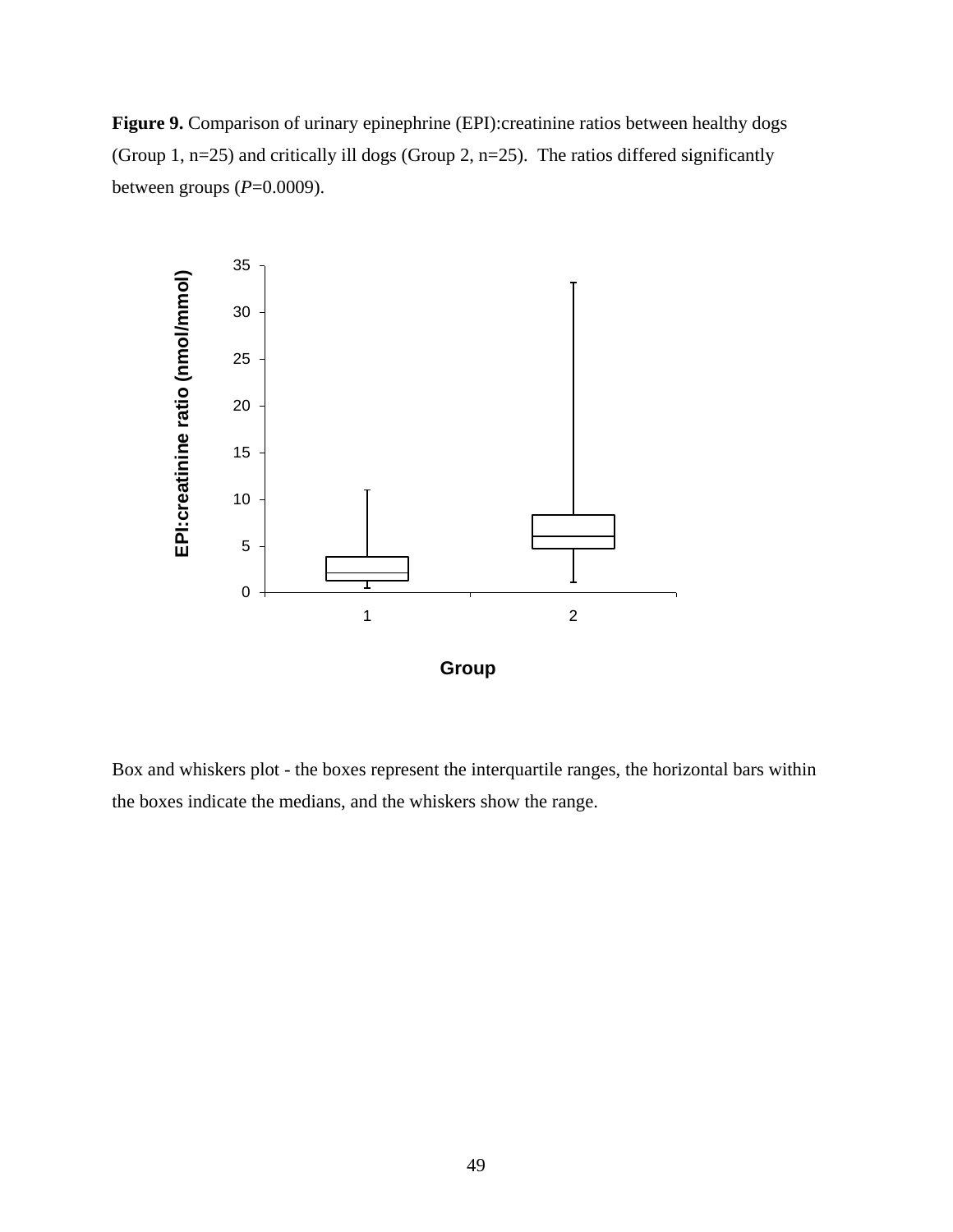**Figure 9.** Comparison of urinary epinephrine (EPI):creatinine ratios between healthy dogs (Group 1, n=25) and critically ill dogs (Group 2, n=25). The ratios differed significantly between groups (*P*=0.0009).

EPI:creatinine ratio (nmol/mmol)

35
30
25
20
15
10
5
0

1
2

Group

Box and whiskers plot - the boxes represent the interquartile ranges, the horizontal bars within the boxes indicate the medians, and the whiskers show the range.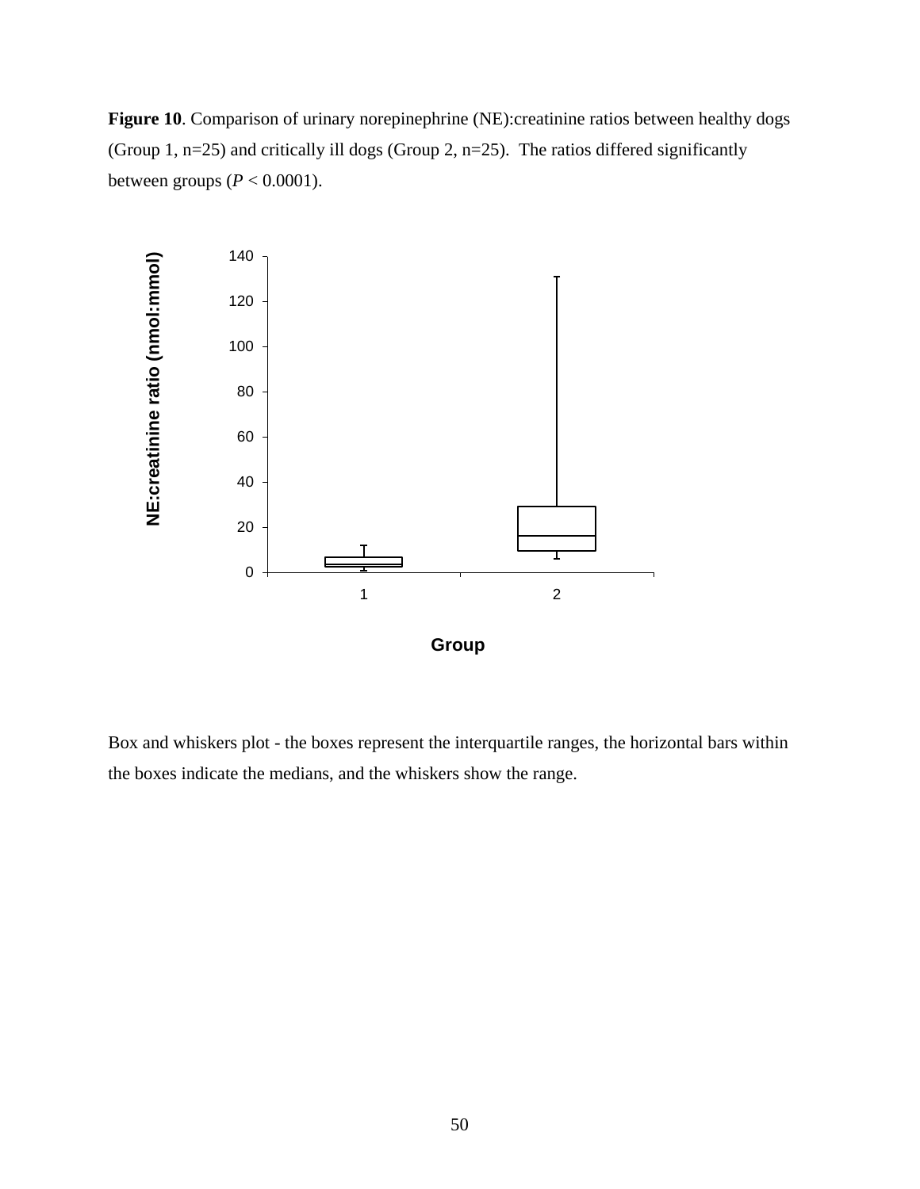**Figure 10**. Comparison of urinary norepinephrine (NE):creatinine ratios between healthy dogs (Group 1, n=25) and critically ill dogs (Group 2, n=25). The ratios differed significantly between groups (*P* < 0.0001).

NE:creatinine ratio (nmol:mmol)

140
120
100
80
60
40
20
0

1
2

Group

Box and whiskers plot - the boxes represent the interquartile ranges, the horizontal bars within the boxes indicate the medians, and the whiskers show the range.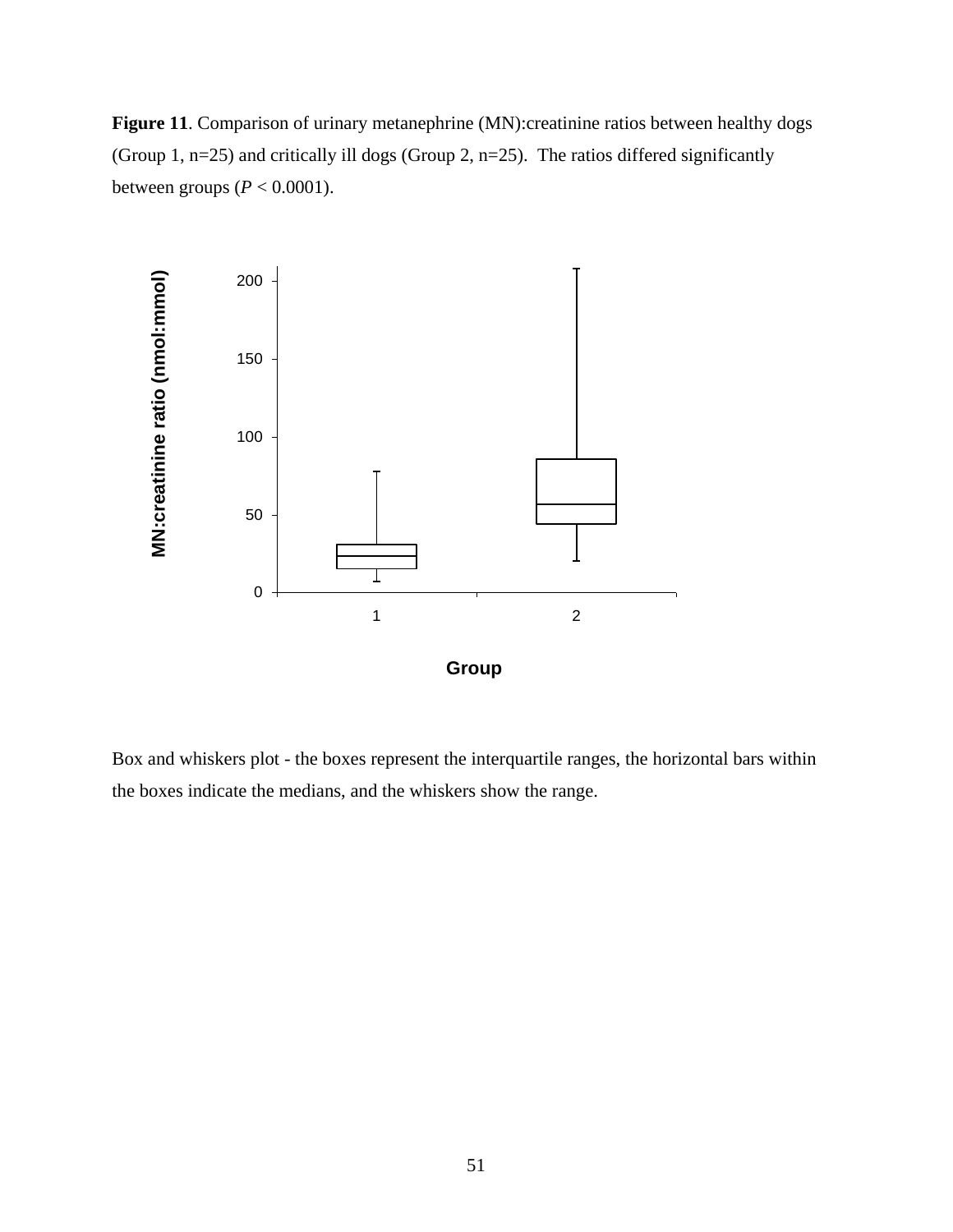**Figure 11**. Comparison of urinary metanephrine (MN):creatinine ratios between healthy dogs (Group 1, n=25) and critically ill dogs (Group 2, n=25). The ratios differed significantly between groups (*P* < 0.0001).

MN:creatinine ratio (nmol:mmol)

200

150

100

50

0

1

2

Group

Box and whiskers plot - the boxes represent the interquartile ranges, the horizontal bars within the boxes indicate the medians, and the whiskers show the range.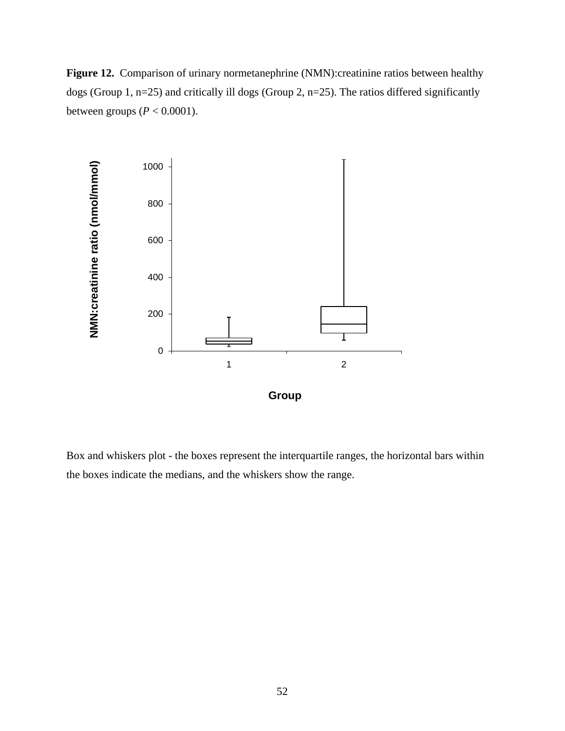**Figure 12.** Comparison of urinary normetanephrine (NMN):creatinine ratios between healthy dogs (Group 1, n=25) and critically ill dogs (Group 2, n=25). The ratios differed significantly between groups ($P < 0.0001$).

NMN:creatinine ratio (nmol/mmol)

1000

800

600

400

200

0

1

2

Group

Box and whiskers plot - the boxes represent the interquartile ranges, the horizontal bars within the boxes indicate the medians, and the whiskers show the range.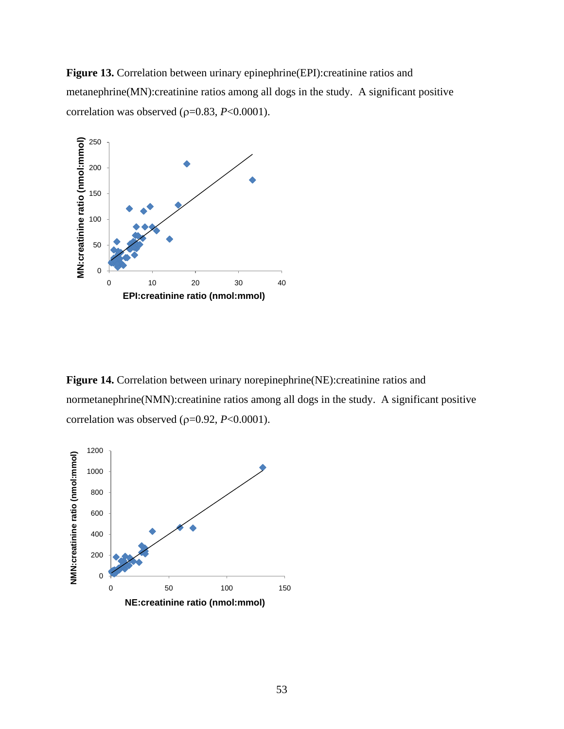**Figure 13.** Correlation between urinary epinephrine(EPI):creatinine ratios and metanephrine(MN):creatinine ratios among all dogs in the study. A significant positive correlation was observed ($\rho$=0.83, $P$<0.0001).

MN:creatinine ratio (nmol:mmol)

250
200
150
100
50
0

0 10 20 30 40

EPI:creatinine ratio (nmol:mmol)

**Figure 14.** Correlation between urinary norepinephrine(NE):creatinine ratios and normetanephrine(NMN):creatinine ratios among all dogs in the study. A significant positive correlation was observed ($\rho$=0.92, $P$<0.0001).

NMN:creatinine ratio (nmol:mmol)

1200
1000
800
600
400
200
0

0 50 100 150

NE:creatinine ratio (nmol:mmol)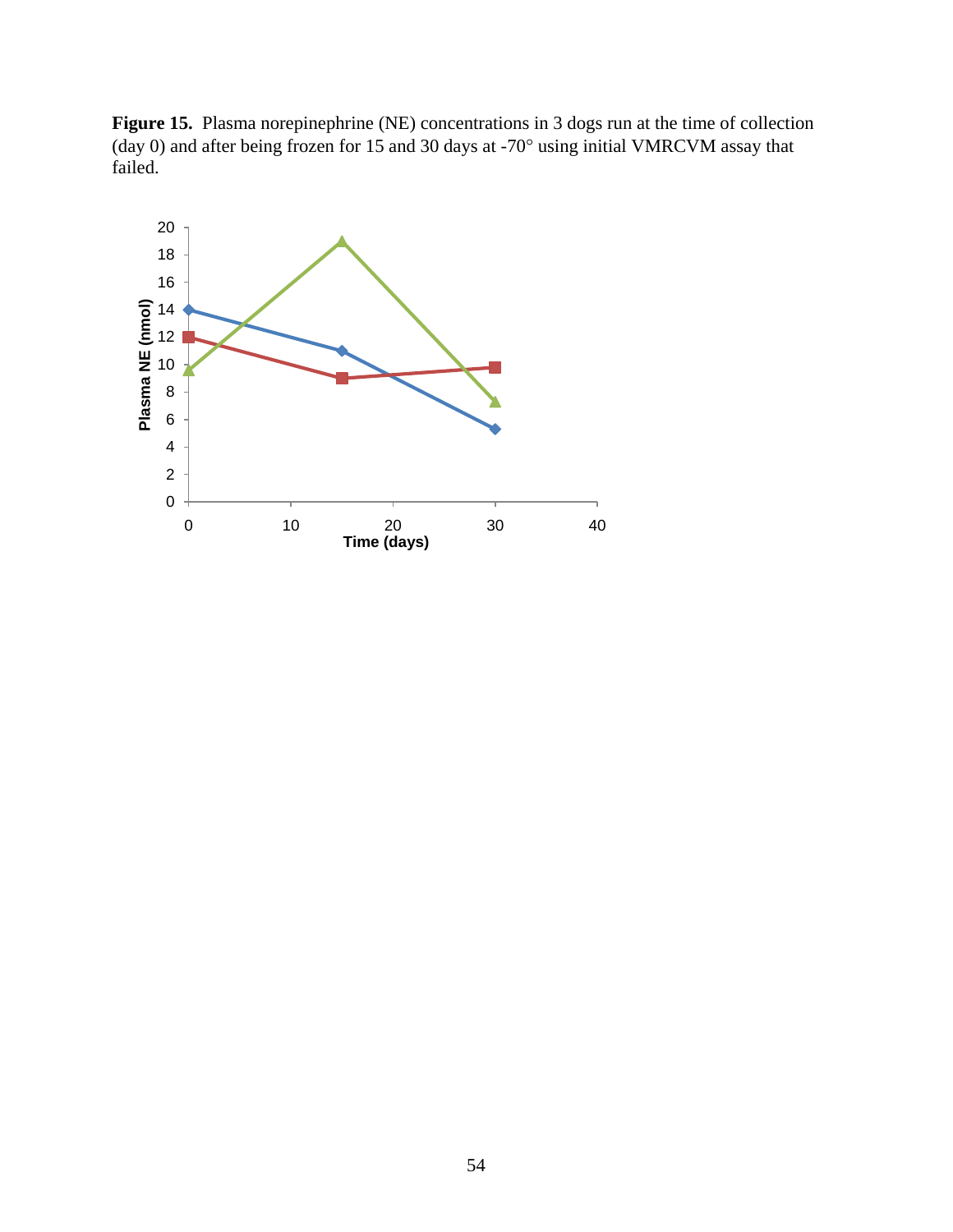**Figure 15.** Plasma norepinephrine (NE) concentrations in 3 dogs run at the time of collection (day 0) and after being frozen for 15 and 30 days at -70° using initial VMRCVM assay that failed.

Plasma NE (nmol)

20
18
16
14
12
10
8
6
4
2
0

0
10
20
30
40

Time (days)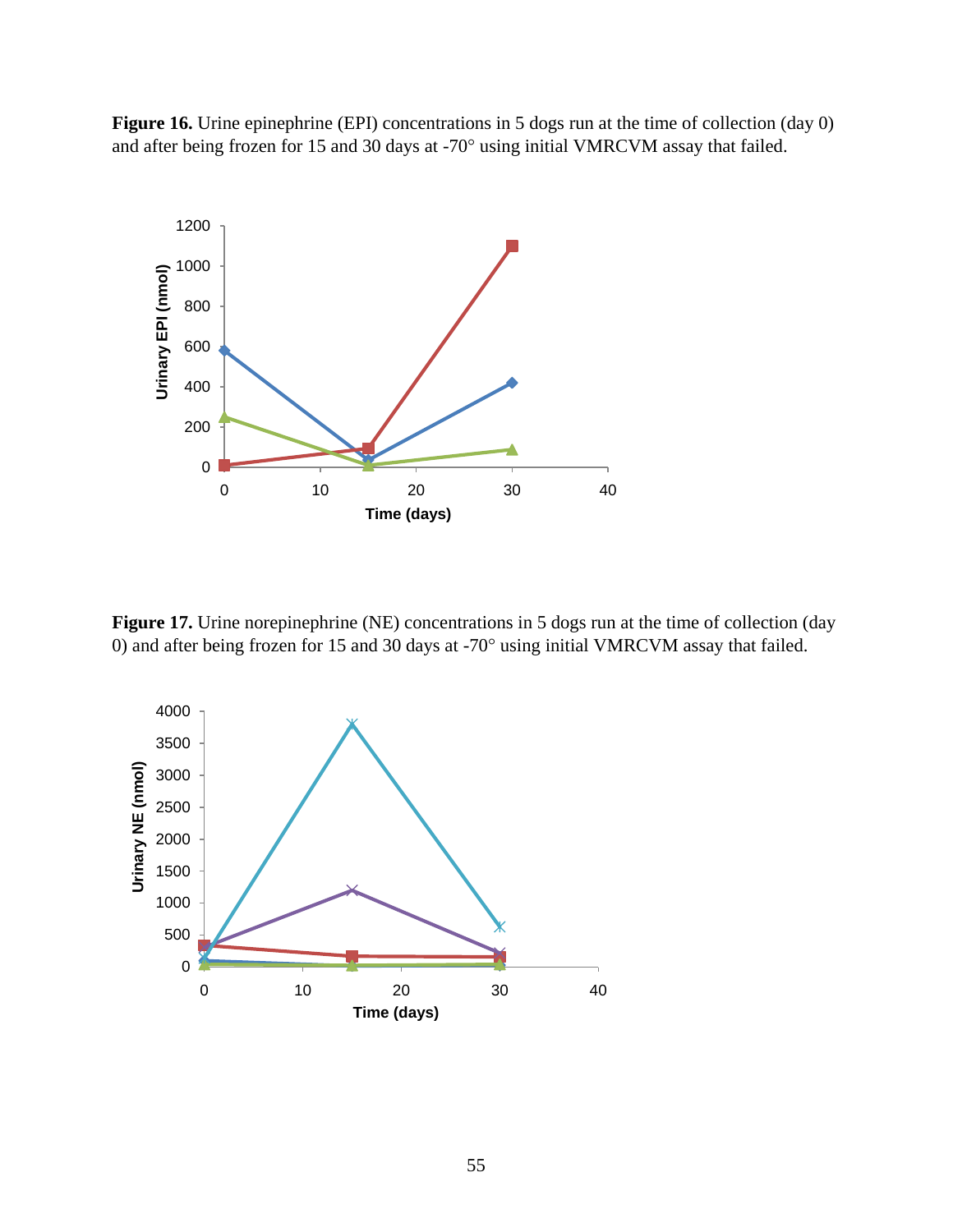**Figure 16.** Urine epinephrine (EPI) concentrations in 5 dogs run at the time of collection (day 0) and after being frozen for 15 and 30 days at -70° using initial VMRCVM assay that failed.

Urinary EPI (nmol)

1200
1000
800
600
400
200
0

0 10 20 30 40

Time (days)

**Figure 17.** Urine norepinephrine (NE) concentrations in 5 dogs run at the time of collection (day 0) and after being frozen for 15 and 30 days at -70° using initial VMRCVM assay that failed.

Urinary NE (nmol)

4000
3500
3000
2500
2000
1500
1000
500
0

0 10 20 30 40

Time (days)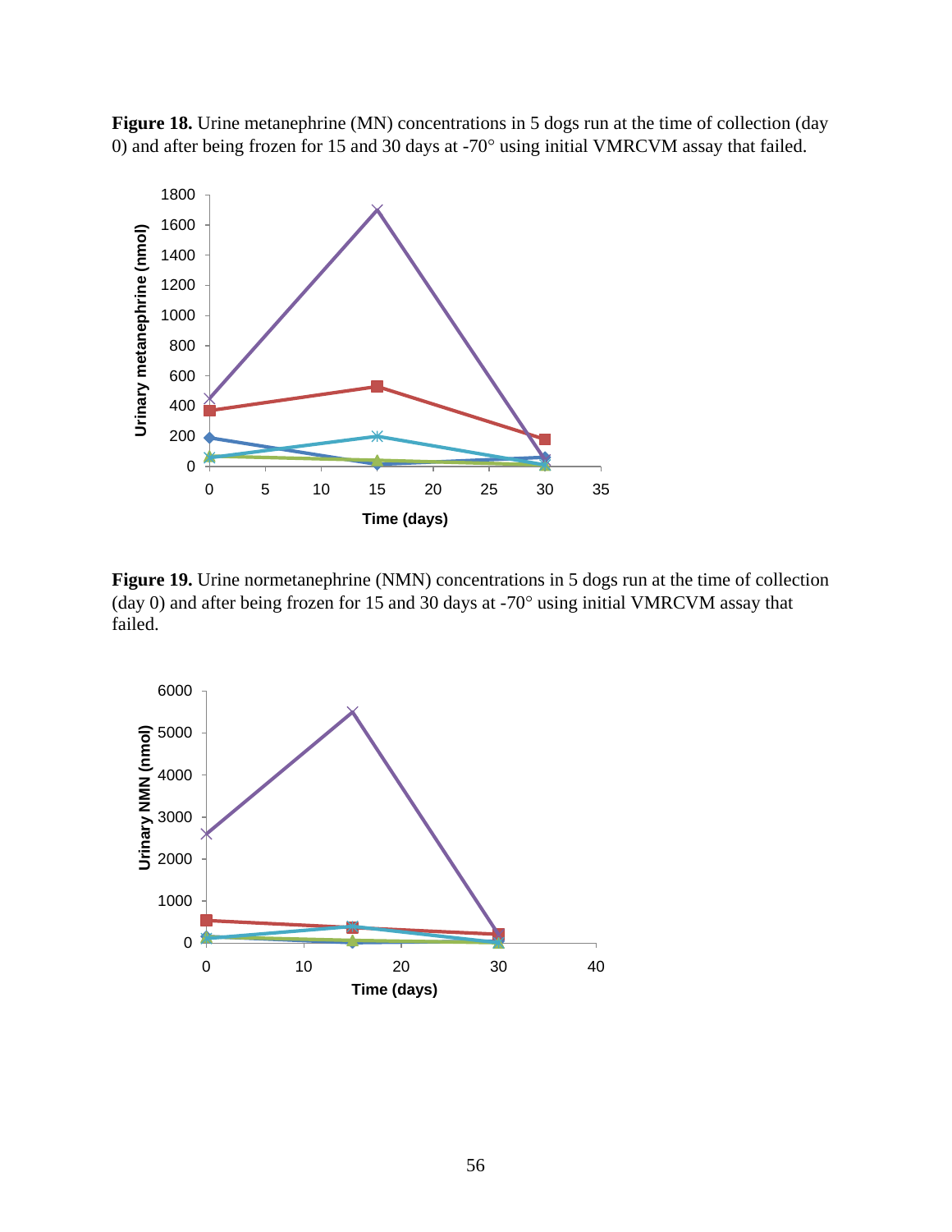**Figure 18.** Urine metanephrine (MN) concentrations in 5 dogs run at the time of collection (day 0) and after being frozen for 15 and 30 days at -70° using initial VMRCVM assay that failed.

**Figure 19.** Urine normetanephrine (NMN) concentrations in 5 dogs run at the time of collection (day 0) and after being frozen for 15 and 30 days at -70° using initial VMRCVM assay that failed.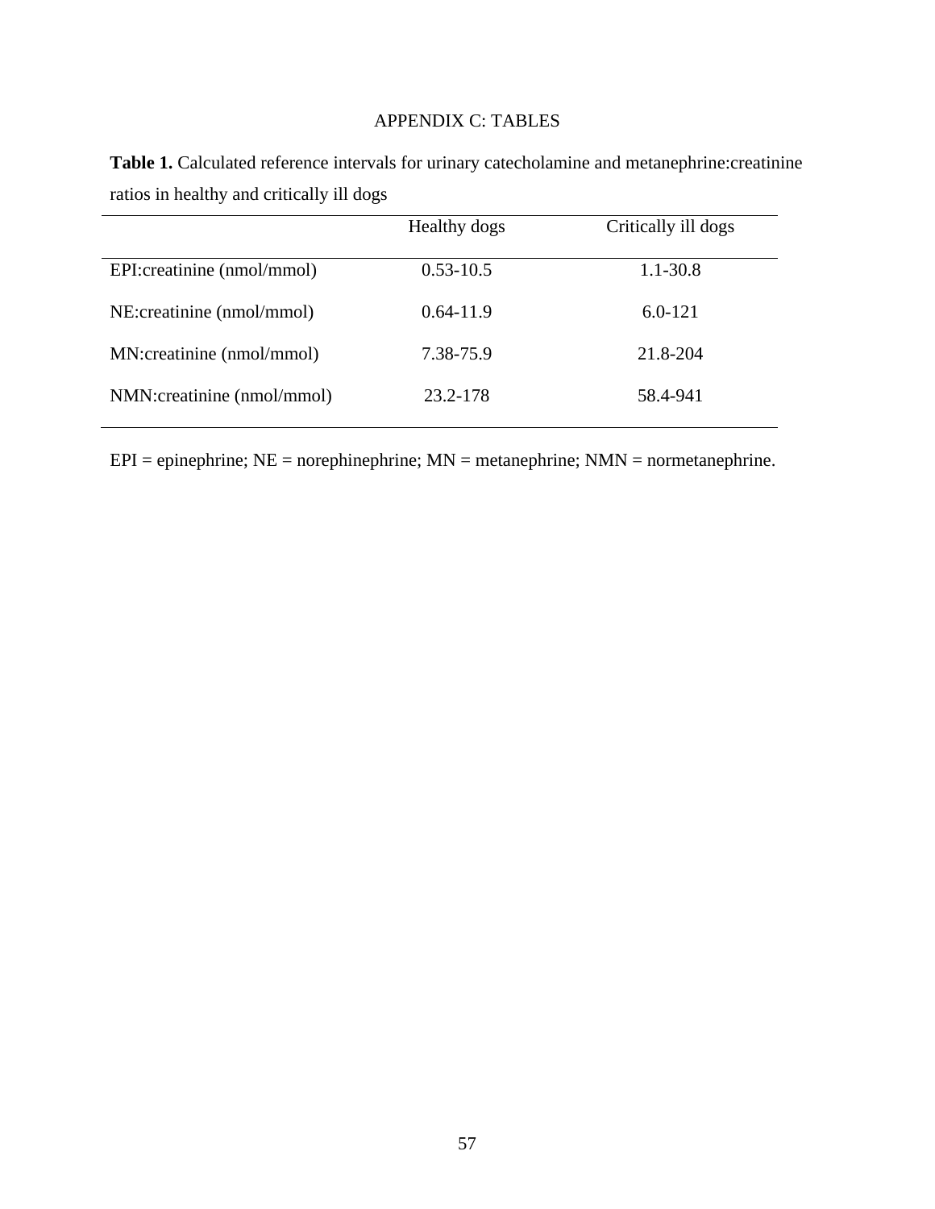# APPENDIX C: TABLES

**Table 1.** Calculated reference intervals for urinary catecholamine and metanephrine:creatinine ratios in healthy and critically ill dogs

| | Healthy dogs | Critically ill dogs |
|---|---|---|
| EPI:creatinine (nmol/mmol) | 0.53-10.5 | 1.1-30.8 |
| NE:creatinine (nmol/mmol) | 0.64-11.9 | 6.0-121 |
| MN:creatinine (nmol/mmol) | 7.38-75.9 | 21.8-204 |
| NMN:creatinine (nmol/mmol) | 23.2-178 | 58.4-941 |

EPI = epinephrine; NE = norephinephrine; MN = metanephrine; NMN = normetanephrine.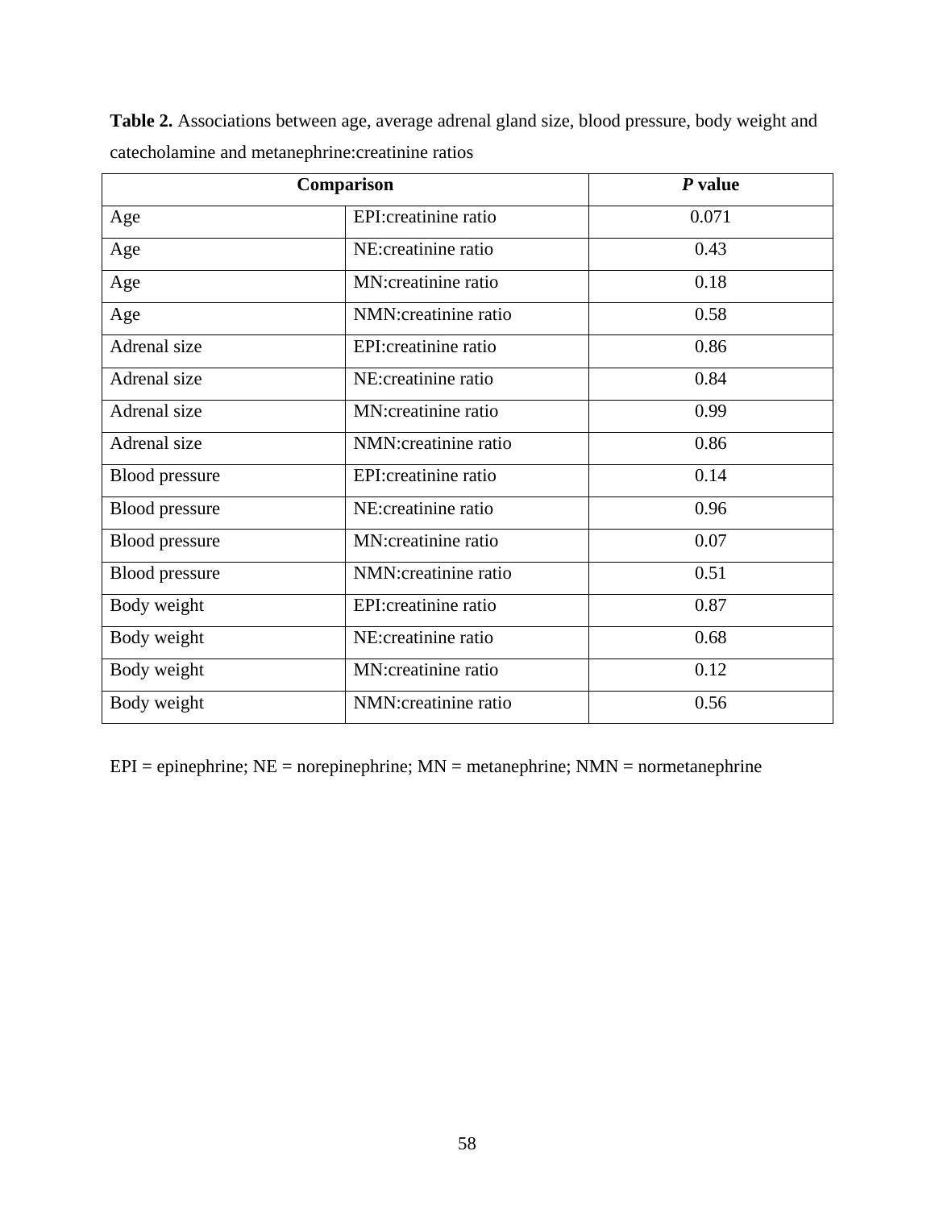**Table 2.** Associations between age, average adrenal gland size, blood pressure, body weight and catecholamine and metanephrine:creatinine ratios

| Comparison | | ***P* value** |
|---|---|---|
| Age | EPI:creatinine ratio | 0.071 |
| Age | NE:creatinine ratio | 0.43 |
| Age | MN:creatinine ratio | 0.18 |
| Age | NMN:creatinine ratio | 0.58 |
| Adrenal size | EPI:creatinine ratio | 0.86 |
| Adrenal size | NE:creatinine ratio | 0.84 |
| Adrenal size | MN:creatinine ratio | 0.99 |
| Adrenal size | NMN:creatinine ratio | 0.86 |
| Blood pressure | EPI:creatinine ratio | 0.14 |
| Blood pressure | NE:creatinine ratio | 0.96 |
| Blood pressure | MN:creatinine ratio | 0.07 |
| Blood pressure | NMN:creatinine ratio | 0.51 |
| Body weight | EPI:creatinine ratio | 0.87 |
| Body weight | NE:creatinine ratio | 0.68 |
| Body weight | MN:creatinine ratio | 0.12 |
| Body weight | NMN:creatinine ratio | 0.56 |

EPI = epinephrine; NE = norepinephrine; MN = metanephrine; NMN = normetanephrine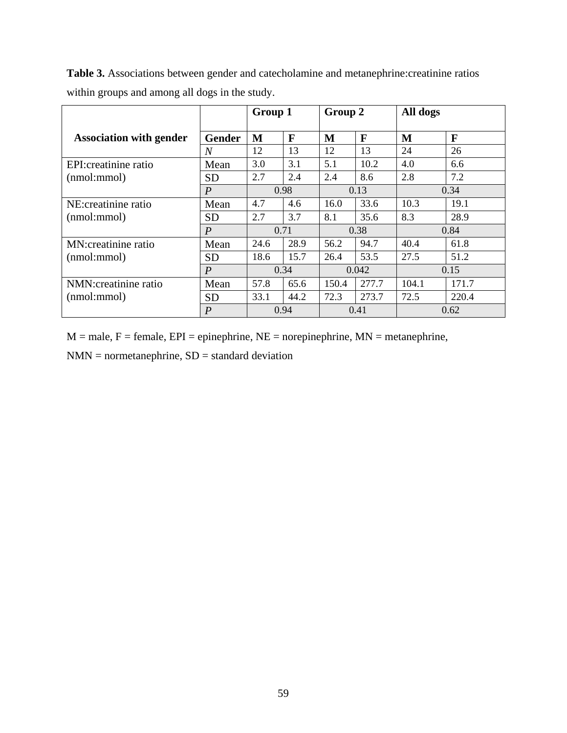**Table 3.** Associations between gender and catecholamine and metanephrine:creatinine ratios within groups and among all dogs in the study.

| Association with gender | | Group 1 | | Group 2 | | All dogs | |
|---|---|---|---|---|---|---|---|
| | Gender | M | F | M | F | M | F |
| | *N* | 12 | 13 | 12 | 13 | 24 | 26 |
| EPI:creatinine ratio (nmol:mmol) | Mean | 3.0 | 3.1 | 5.1 | 10.2 | 4.0 | 6.6 |
| | SD | 2.7 | 2.4 | 2.4 | 8.6 | 2.8 | 7.2 |
| | *P* | 0.98 | | 0.13 | | 0.34 | |
| NE:creatinine ratio (nmol:mmol) | Mean | 4.7 | 4.6 | 16.0 | 33.6 | 10.3 | 19.1 |
| | SD | 2.7 | 3.7 | 8.1 | 35.6 | 8.3 | 28.9 |
| | *P* | 0.71 | | 0.38 | | 0.84 | |
| MN:creatinine ratio (nmol:mmol) | Mean | 24.6 | 28.9 | 56.2 | 94.7 | 40.4 | 61.8 |
| | SD | 18.6 | 15.7 | 26.4 | 53.5 | 27.5 | 51.2 |
| | *P* | 0.34 | | 0.042 | | 0.15 | |
| NMN:creatinine ratio (nmol:mmol) | Mean | 57.8 | 65.6 | 150.4 | 277.7 | 104.1 | 171.7 |
| | SD | 33.1 | 44.2 | 72.3 | 273.7 | 72.5 | 220.4 |
| | *P* | 0.94 | | 0.41 | | 0.62 | |

M = male, F = female, EPI = epinephrine, NE = norepinephrine, MN = metanephrine,
NMN = normetanephrine, SD = standard deviation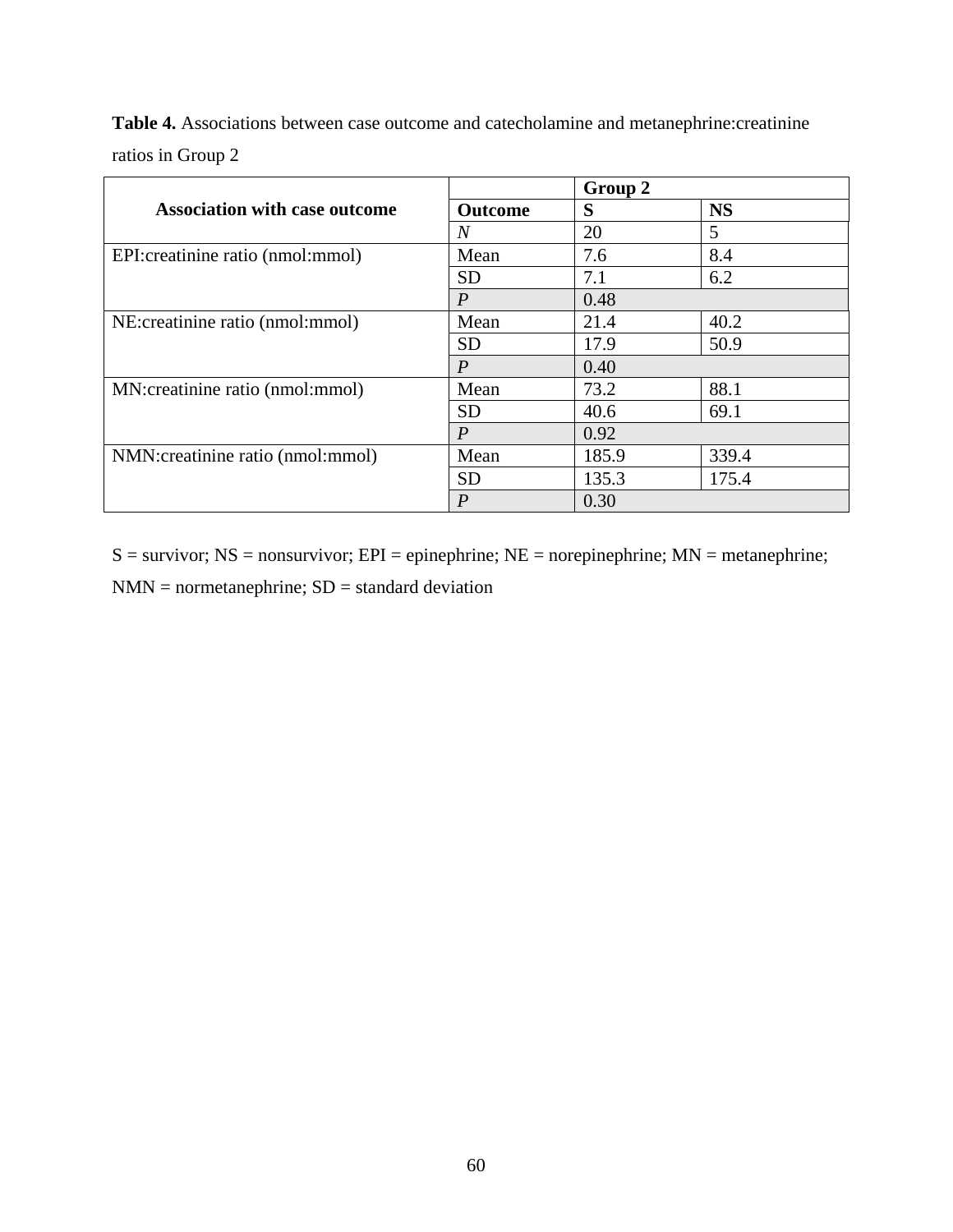**Table 4.** Associations between case outcome and catecholamine and metanephrine:creatinine ratios in Group 2

| Association with case outcome | | Group 2 | |
|---|---|---|---|
| | Outcome | S | NS |
| | *N* | 20 | 5 |
| EPI:creatinine ratio (nmol:mmol) | Mean | 7.6 | 8.4 |
| | SD | 7.1 | 6.2 |
| | *P* | 0.48 | |
| NE:creatinine ratio (nmol:mmol) | Mean | 21.4 | 40.2 |
| | SD | 17.9 | 50.9 |
| | *P* | 0.40 | |
| MN:creatinine ratio (nmol:mmol) | Mean | 73.2 | 88.1 |
| | SD | 40.6 | 69.1 |
| | *P* | 0.92 | |
| NMN:creatinine ratio (nmol:mmol) | Mean | 185.9 | 339.4 |
| | SD | 135.3 | 175.4 |
| | *P* | 0.30 | |

S = survivor; NS = nonsurvivor; EPI = epinephrine; NE = norepinephrine; MN = metanephrine; NMN = normetanephrine; SD = standard deviation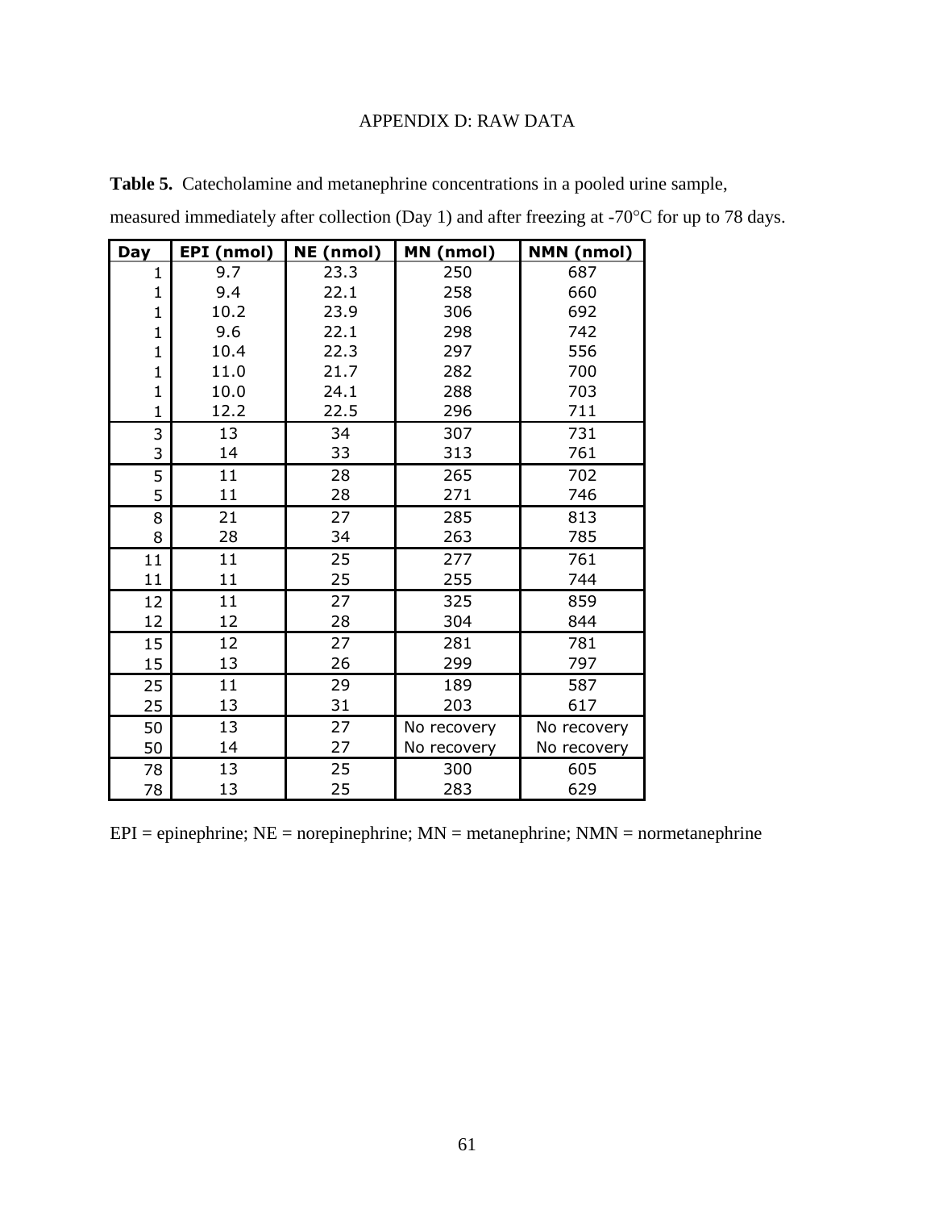# APPENDIX D: RAW DATA

**Table 5.** Catecholamine and metanephrine concentrations in a pooled urine sample, measured immediately after collection (Day 1) and after freezing at -70°C for up to 78 days.

| Day | EPI (nmol) | NE (nmol) | MN (nmol) | NMN (nmol) |
|---|---|---|---|---|
| 1 | 9.7 | 23.3 | 250 | 687 |
| 1 | 9.4 | 22.1 | 258 | 660 |
| 1 | 10.2 | 23.9 | 306 | 692 |
| 1 | 9.6 | 22.1 | 298 | 742 |
| 1 | 10.4 | 22.3 | 297 | 556 |
| 1 | 11.0 | 21.7 | 282 | 700 |
| 1 | 10.0 | 24.1 | 288 | 703 |
| 1 | 12.2 | 22.5 | 296 | 711 |
| 3 | 13 | 34 | 307 | 731 |
| 3 | 14 | 33 | 313 | 761 |
| 5 | 11 | 28 | 265 | 702 |
| 5 | 11 | 28 | 271 | 746 |
| 8 | 21 | 27 | 285 | 813 |
| 8 | 28 | 34 | 263 | 785 |
| 11 | 11 | 25 | 277 | 761 |
| 11 | 11 | 25 | 255 | 744 |
| 12 | 11 | 27 | 325 | 859 |
| 12 | 12 | 28 | 304 | 844 |
| 15 | 12 | 27 | 281 | 781 |
| 15 | 13 | 26 | 299 | 797 |
| 25 | 11 | 29 | 189 | 587 |
| 25 | 13 | 31 | 203 | 617 |
| 50 | 13 | 27 | No recovery | No recovery |
| 50 | 14 | 27 | No recovery | No recovery |
| 78 | 13 | 25 | 300 | 605 |
| 78 | 13 | 25 | 283 | 629 |

EPI = epinephrine; NE = norepinephrine; MN = metanephrine; NMN = normetanephrine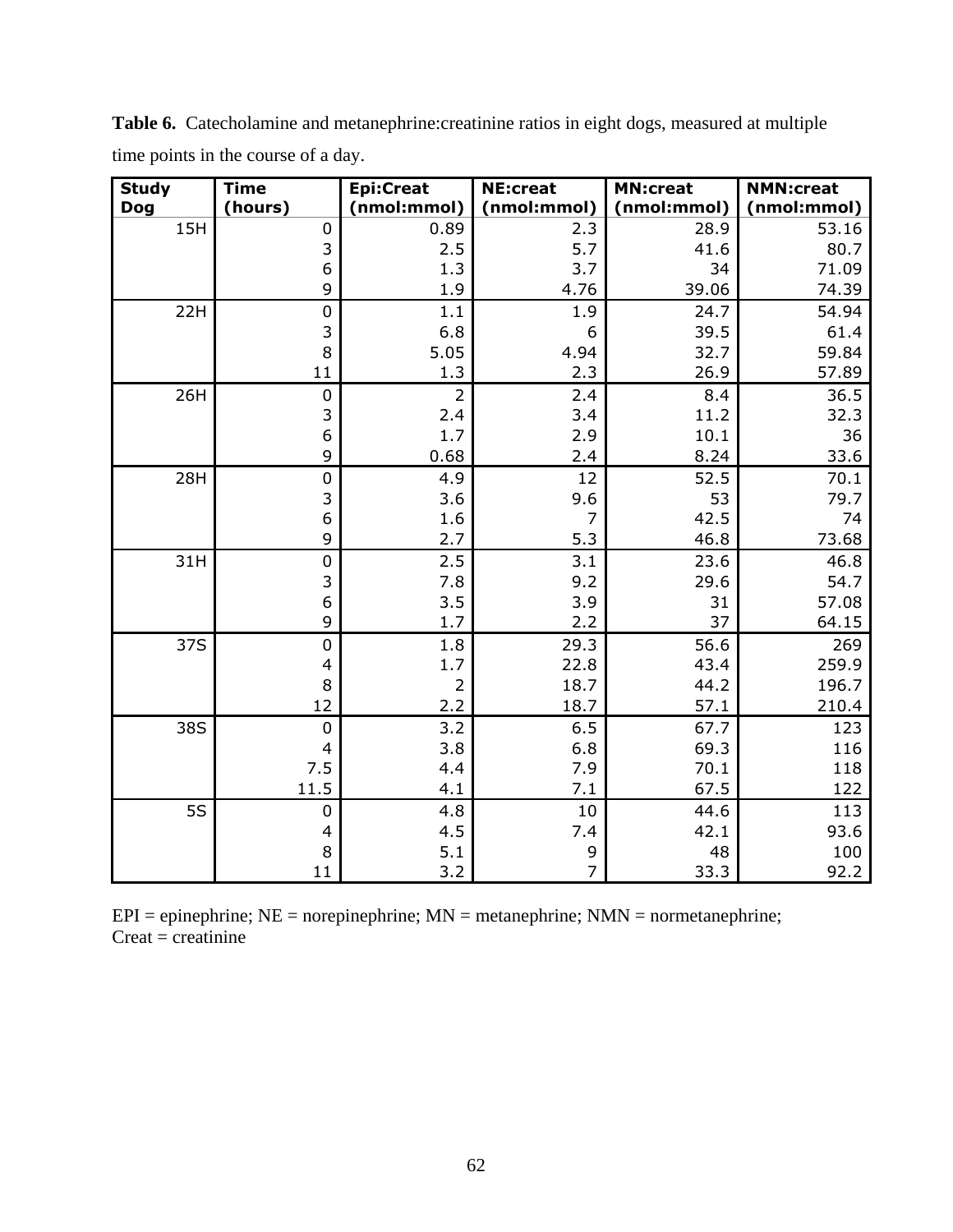**Table 6.** Catecholamine and metanephrine:creatinine ratios in eight dogs, measured at multiple time points in the course of a day.

| Study Dog | Time (hours) | Epi:Creat (nmol:mmol) | NE:creat (nmol:mmol) | MN:creat (nmol:mmol) | NMN:creat (nmol:mmol) |
|---|---|---|---|---|---|
| 15H | 0 | 0.89 | 2.3 | 28.9 | 53.16 |
| | 3 | 2.5 | 5.7 | 41.6 | 80.7 |
| | 6 | 1.3 | 3.7 | 34 | 71.09 |
| | 9 | 1.9 | 4.76 | 39.06 | 74.39 |
| 22H | 0 | 1.1 | 1.9 | 24.7 | 54.94 |
| | 3 | 6.8 | 6 | 39.5 | 61.4 |
| | 8 | 5.05 | 4.94 | 32.7 | 59.84 |
| | 11 | 1.3 | 2.3 | 26.9 | 57.89 |
| 26H | 0 | 2 | 2.4 | 8.4 | 36.5 |
| | 3 | 2.4 | 3.4 | 11.2 | 32.3 |
| | 6 | 1.7 | 2.9 | 10.1 | 36 |
| | 9 | 0.68 | 2.4 | 8.24 | 33.6 |
| 28H | 0 | 4.9 | 12 | 52.5 | 70.1 |
| | 3 | 3.6 | 9.6 | 53 | 79.7 |
| | 6 | 1.6 | 7 | 42.5 | 74 |
| | 9 | 2.7 | 5.3 | 46.8 | 73.68 |
| 31H | 0 | 2.5 | 3.1 | 23.6 | 46.8 |
| | 3 | 7.8 | 9.2 | 29.6 | 54.7 |
| | 6 | 3.5 | 3.9 | 31 | 57.08 |
| | 9 | 1.7 | 2.2 | 37 | 64.15 |
| 37S | 0 | 1.8 | 29.3 | 56.6 | 269 |
| | 4 | 1.7 | 22.8 | 43.4 | 259.9 |
| | 8 | 2 | 18.7 | 44.2 | 196.7 |
| | 12 | 2.2 | 18.7 | 57.1 | 210.4 |
| 38S | 0 | 3.2 | 6.5 | 67.7 | 123 |
| | 4 | 3.8 | 6.8 | 69.3 | 116 |
| | 7.5 | 4.4 | 7.9 | 70.1 | 118 |
| | 11.5 | 4.1 | 7.1 | 67.5 | 122 |
| 5S | 0 | 4.8 | 10 | 44.6 | 113 |
| | 4 | 4.5 | 7.4 | 42.1 | 93.6 |
| | 8 | 5.1 | 9 | 48 | 100 |
| | 11 | 3.2 | 7 | 33.3 | 92.2 |

EPI = epinephrine; NE = norepinephrine; MN = metanephrine; NMN = normetanephrine; Creat = creatinine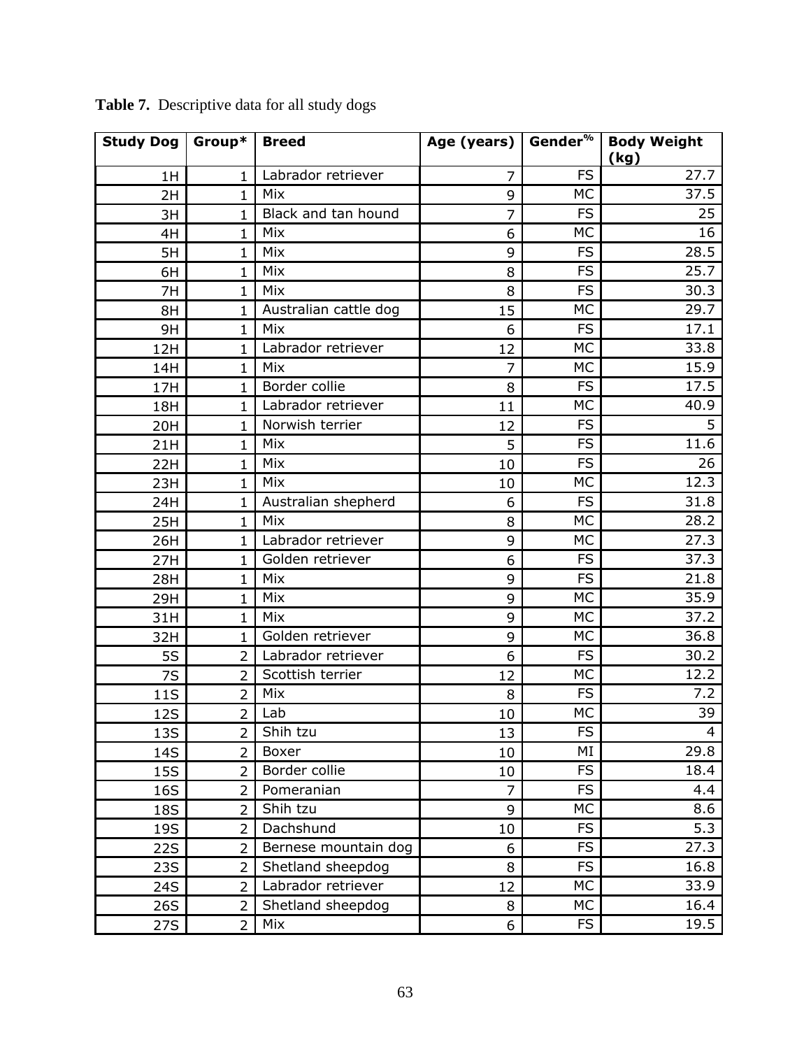**Table 7.** Descriptive data for all study dogs

| Study Dog | Group* | Breed | Age (years) | Gender% | Body Weight (kg) |
|---|---|---|---|---|---|
| 1H | 1 | Labrador retriever | 7 | FS | 27.7 |
| 2H | 1 | Mix | 9 | MC | 37.5 |
| 3H | 1 | Black and tan hound | 7 | FS | 25 |
| 4H | 1 | Mix | 6 | MC | 16 |
| 5H | 1 | Mix | 9 | FS | 28.5 |
| 6H | 1 | Mix | 8 | FS | 25.7 |
| 7H | 1 | Mix | 8 | FS | 30.3 |
| 8H | 1 | Australian cattle dog | 15 | MC | 29.7 |
| 9H | 1 | Mix | 6 | FS | 17.1 |
| 12H | 1 | Labrador retriever | 12 | MC | 33.8 |
| 14H | 1 | Mix | 7 | MC | 15.9 |
| 17H | 1 | Border collie | 8 | FS | 17.5 |
| 18H | 1 | Labrador retriever | 11 | MC | 40.9 |
| 20H | 1 | Norwish terrier | 12 | FS | 5 |
| 21H | 1 | Mix | 5 | FS | 11.6 |
| 22H | 1 | Mix | 10 | FS | 26 |
| 23H | 1 | Mix | 10 | MC | 12.3 |
| 24H | 1 | Australian shepherd | 6 | FS | 31.8 |
| 25H | 1 | Mix | 8 | MC | 28.2 |
| 26H | 1 | Labrador retriever | 9 | MC | 27.3 |
| 27H | 1 | Golden retriever | 6 | FS | 37.3 |
| 28H | 1 | Mix | 9 | FS | 21.8 |
| 29H | 1 | Mix | 9 | MC | 35.9 |
| 31H | 1 | Mix | 9 | MC | 37.2 |
| 32H | 1 | Golden retriever | 9 | MC | 36.8 |
| 5S | 2 | Labrador retriever | 6 | FS | 30.2 |
| 7S | 2 | Scottish terrier | 12 | MC | 12.2 |
| 11S | 2 | Mix | 8 | FS | 7.2 |
| 12S | 2 | Lab | 10 | MC | 39 |
| 13S | 2 | Shih tzu | 13 | FS | 4 |
| 14S | 2 | Boxer | 10 | MI | 29.8 |
| 15S | 2 | Border collie | 10 | FS | 18.4 |
| 16S | 2 | Pomeranian | 7 | FS | 4.4 |
| 18S | 2 | Shih tzu | 9 | MC | 8.6 |
| 19S | 2 | Dachshund | 10 | FS | 5.3 |
| 22S | 2 | Bernese mountain dog | 6 | FS | 27.3 |
| 23S | 2 | Shetland sheepdog | 8 | FS | 16.8 |
| 24S | 2 | Labrador retriever | 12 | MC | 33.9 |
| 26S | 2 | Shetland sheepdog | 8 | MC | 16.4 |
| 27S | 2 | Mix | 6 | FS | 19.5 |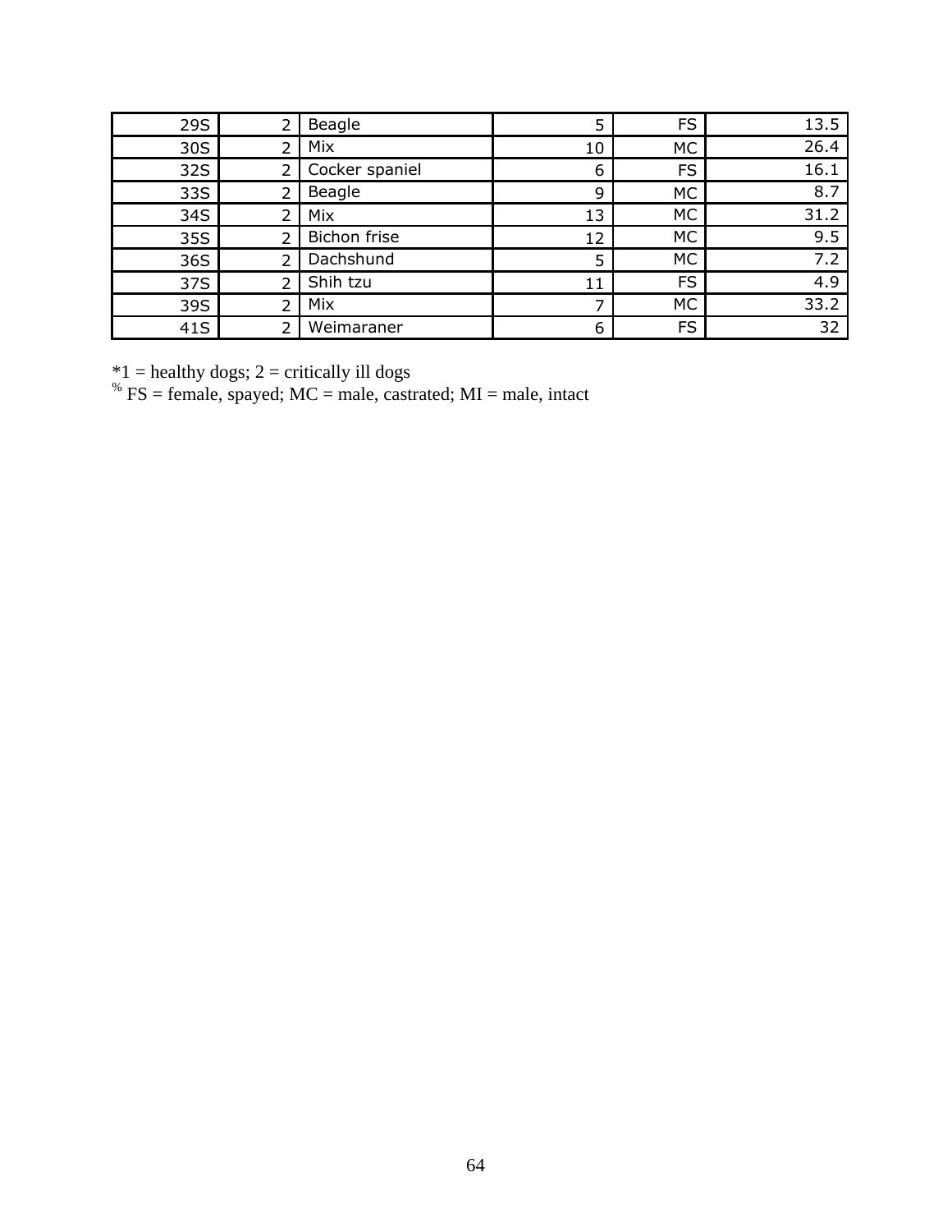| | | | | | |
|---|---|---|---|---|---|
| 29S | 2 | Beagle | 5 | FS | 13.5 |
| 30S | 2 | Mix | 10 | MC | 26.4 |
| 32S | 2 | Cocker spaniel | 6 | FS | 16.1 |
| 33S | 2 | Beagle | 9 | MC | 8.7 |
| 34S | 2 | Mix | 13 | MC | 31.2 |
| 35S | 2 | Bichon frise | 12 | MC | 9.5 |
| 36S | 2 | Dachshund | 5 | MC | 7.2 |
| 37S | 2 | Shih tzu | 11 | FS | 4.9 |
| 39S | 2 | Mix | 7 | MC | 33.2 |
| 41S | 2 | Weimaraner | 6 | FS | 32 |

*1 = healthy dogs; 2 = critically ill dogs

% FS = female, spayed; MC = male, castrated; MI = male, intact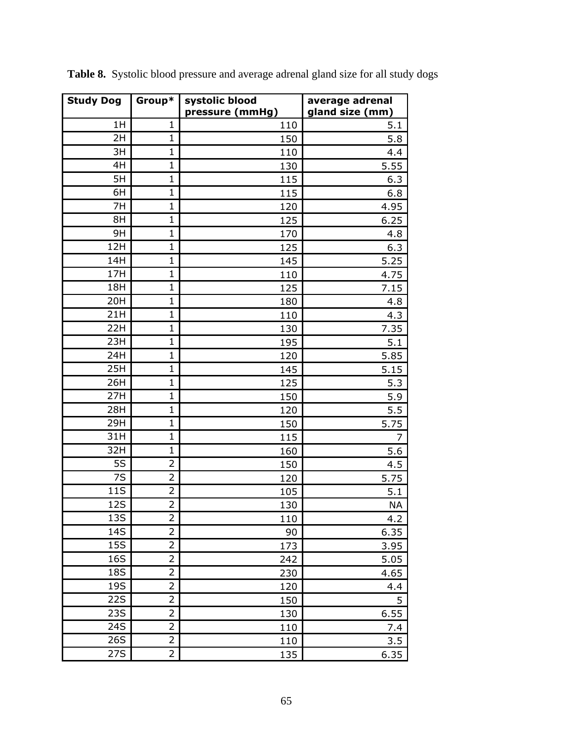**Table 8.** Systolic blood pressure and average adrenal gland size for all study dogs

| Study Dog | Group* | systolic blood pressure (mmHg) | average adrenal gland size (mm) |
|---|---|---|---|
| 1H | 1 | 110 | 5.1 |
| 2H | 1 | 150 | 5.8 |
| 3H | 1 | 110 | 4.4 |
| 4H | 1 | 130 | 5.55 |
| 5H | 1 | 115 | 6.3 |
| 6H | 1 | 115 | 6.8 |
| 7H | 1 | 120 | 4.95 |
| 8H | 1 | 125 | 6.25 |
| 9H | 1 | 170 | 4.8 |
| 12H | 1 | 125 | 6.3 |
| 14H | 1 | 145 | 5.25 |
| 17H | 1 | 110 | 4.75 |
| 18H | 1 | 125 | 7.15 |
| 20H | 1 | 180 | 4.8 |
| 21H | 1 | 110 | 4.3 |
| 22H | 1 | 130 | 7.35 |
| 23H | 1 | 195 | 5.1 |
| 24H | 1 | 120 | 5.85 |
| 25H | 1 | 145 | 5.15 |
| 26H | 1 | 125 | 5.3 |
| 27H | 1 | 150 | 5.9 |
| 28H | 1 | 120 | 5.5 |
| 29H | 1 | 150 | 5.75 |
| 31H | 1 | 115 | 7 |
| 32H | 1 | 160 | 5.6 |
| 5S | 2 | 150 | 4.5 |
| 7S | 2 | 120 | 5.75 |
| 11S | 2 | 105 | 5.1 |
| 12S | 2 | 130 | NA |
| 13S | 2 | 110 | 4.2 |
| 14S | 2 | 90 | 6.35 |
| 15S | 2 | 173 | 3.95 |
| 16S | 2 | 242 | 5.05 |
| 18S | 2 | 230 | 4.65 |
| 19S | 2 | 120 | 4.4 |
| 22S | 2 | 150 | 5 |
| 23S | 2 | 130 | 6.55 |
| 24S | 2 | 110 | 7.4 |
| 26S | 2 | 110 | 3.5 |
| 27S | 2 | 135 | 6.35 |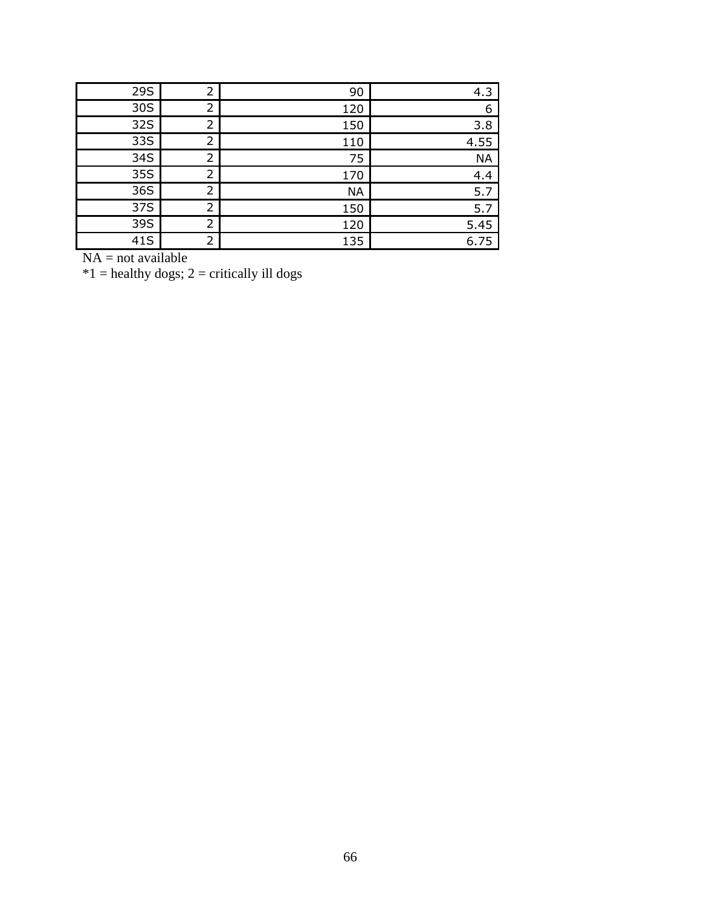| | | | |
|---|---|---|---|
| 29S | 2 | 90 | 4.3 |
| 30S | 2 | 120 | 6 |
| 32S | 2 | 150 | 3.8 |
| 33S | 2 | 110 | 4.55 |
| 34S | 2 | 75 | NA |
| 35S | 2 | 170 | 4.4 |
| 36S | 2 | NA | 5.7 |
| 37S | 2 | 150 | 5.7 |
| 39S | 2 | 120 | 5.45 |
| 41S | 2 | 135 | 6.75 |

NA = not available

*1 = healthy dogs; 2 = critically ill dogs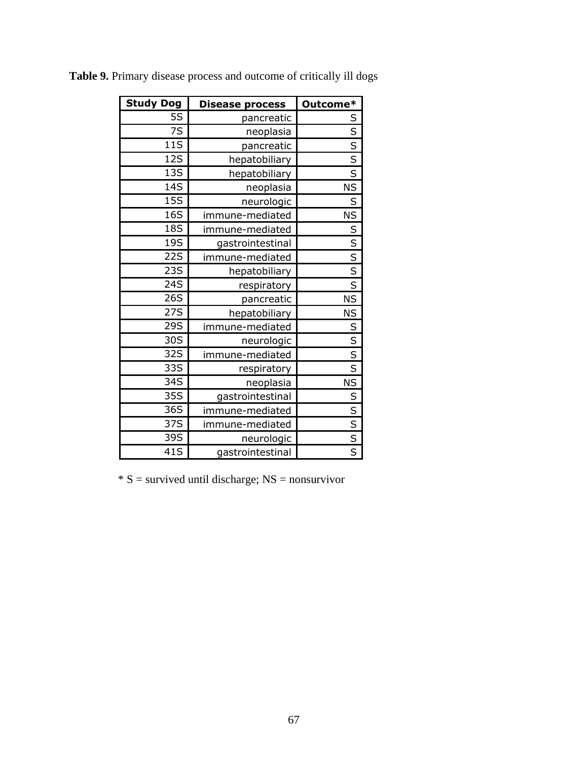**Table 9.** Primary disease process and outcome of critically ill dogs

| Study Dog | Disease process | Outcome* |
|---|---|---|
| 5S | pancreatic | S |
| 7S | neoplasia | S |
| 11S | pancreatic | S |
| 12S | hepatobiliary | S |
| 13S | hepatobiliary | S |
| 14S | neoplasia | NS |
| 15S | neurologic | S |
| 16S | immune-mediated | NS |
| 18S | immune-mediated | S |
| 19S | gastrointestinal | S |
| 22S | immune-mediated | S |
| 23S | hepatobiliary | S |
| 24S | respiratory | S |
| 26S | pancreatic | NS |
| 27S | hepatobiliary | NS |
| 29S | immune-mediated | S |
| 30S | neurologic | S |
| 32S | immune-mediated | S |
| 33S | respiratory | S |
| 34S | neoplasia | NS |
| 35S | gastrointestinal | S |
| 36S | immune-mediated | S |
| 37S | immune-mediated | S |
| 39S | neurologic | S |
| 41S | gastrointestinal | S |

* S = survived until discharge; NS = nonsurvivor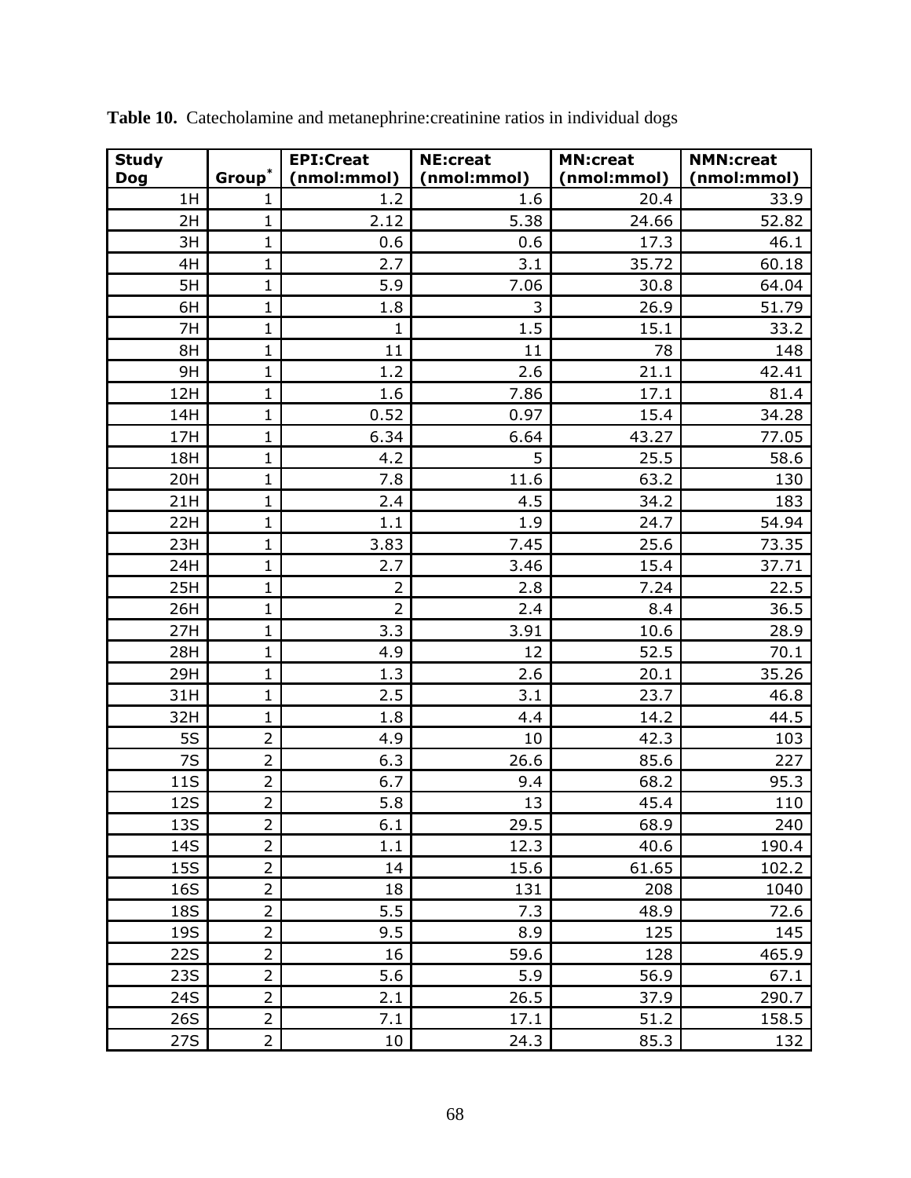**Table 10.** Catecholamine and metanephrine:creatinine ratios in individual dogs

| Study Dog | Group* | EPI:Creat (nmol:mmol) | NE:creat (nmol:mmol) | MN:creat (nmol:mmol) | NMN:creat (nmol:mmol) |
|---|---|---|---|---|---|
| 1H | 1 | 1.2 | 1.6 | 20.4 | 33.9 |
| 2H | 1 | 2.12 | 5.38 | 24.66 | 52.82 |
| 3H | 1 | 0.6 | 0.6 | 17.3 | 46.1 |
| 4H | 1 | 2.7 | 3.1 | 35.72 | 60.18 |
| 5H | 1 | 5.9 | 7.06 | 30.8 | 64.04 |
| 6H | 1 | 1.8 | 3 | 26.9 | 51.79 |
| 7H | 1 | 1 | 1.5 | 15.1 | 33.2 |
| 8H | 1 | 11 | 11 | 78 | 148 |
| 9H | 1 | 1.2 | 2.6 | 21.1 | 42.41 |
| 12H | 1 | 1.6 | 7.86 | 17.1 | 81.4 |
| 14H | 1 | 0.52 | 0.97 | 15.4 | 34.28 |
| 17H | 1 | 6.34 | 6.64 | 43.27 | 77.05 |
| 18H | 1 | 4.2 | 5 | 25.5 | 58.6 |
| 20H | 1 | 7.8 | 11.6 | 63.2 | 130 |
| 21H | 1 | 2.4 | 4.5 | 34.2 | 183 |
| 22H | 1 | 1.1 | 1.9 | 24.7 | 54.94 |
| 23H | 1 | 3.83 | 7.45 | 25.6 | 73.35 |
| 24H | 1 | 2.7 | 3.46 | 15.4 | 37.71 |
| 25H | 1 | 2 | 2.8 | 7.24 | 22.5 |
| 26H | 1 | 2 | 2.4 | 8.4 | 36.5 |
| 27H | 1 | 3.3 | 3.91 | 10.6 | 28.9 |
| 28H | 1 | 4.9 | 12 | 52.5 | 70.1 |
| 29H | 1 | 1.3 | 2.6 | 20.1 | 35.26 |
| 31H | 1 | 2.5 | 3.1 | 23.7 | 46.8 |
| 32H | 1 | 1.8 | 4.4 | 14.2 | 44.5 |
| 5S | 2 | 4.9 | 10 | 42.3 | 103 |
| 7S | 2 | 6.3 | 26.6 | 85.6 | 227 |
| 11S | 2 | 6.7 | 9.4 | 68.2 | 95.3 |
| 12S | 2 | 5.8 | 13 | 45.4 | 110 |
| 13S | 2 | 6.1 | 29.5 | 68.9 | 240 |
| 14S | 2 | 1.1 | 12.3 | 40.6 | 190.4 |
| 15S | 2 | 14 | 15.6 | 61.65 | 102.2 |
| 16S | 2 | 18 | 131 | 208 | 1040 |
| 18S | 2 | 5.5 | 7.3 | 48.9 | 72.6 |
| 19S | 2 | 9.5 | 8.9 | 125 | 145 |
| 22S | 2 | 16 | 59.6 | 128 | 465.9 |
| 23S | 2 | 5.6 | 5.9 | 56.9 | 67.1 |
| 24S | 2 | 2.1 | 26.5 | 37.9 | 290.7 |
| 26S | 2 | 7.1 | 17.1 | 51.2 | 158.5 |
| 27S | 2 | 10 | 24.3 | 85.3 | 132 |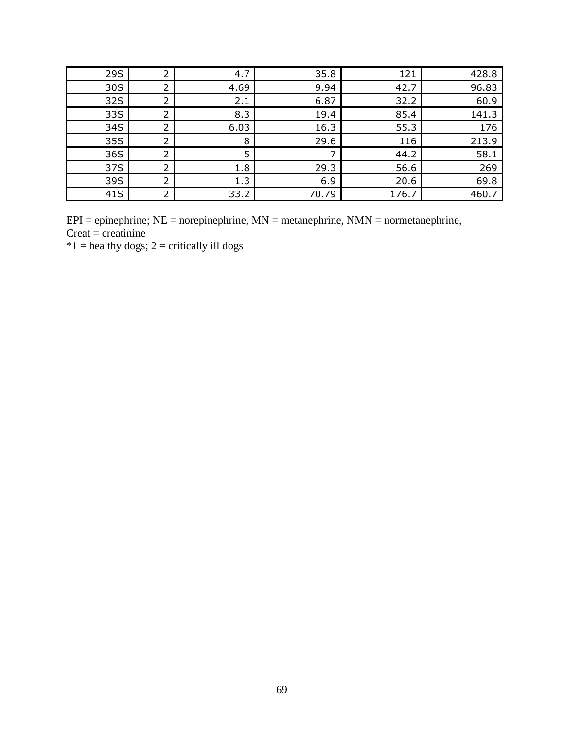| | | | | | |
|---|---|---|---|---|---|
| 29S | 2 | 4.7 | 35.8 | 121 | 428.8 |
| 30S | 2 | 4.69 | 9.94 | 42.7 | 96.83 |
| 32S | 2 | 2.1 | 6.87 | 32.2 | 60.9 |
| 33S | 2 | 8.3 | 19.4 | 85.4 | 141.3 |
| 34S | 2 | 6.03 | 16.3 | 55.3 | 176 |
| 35S | 2 | 8 | 29.6 | 116 | 213.9 |
| 36S | 2 | 5 | 7 | 44.2 | 58.1 |
| 37S | 2 | 1.8 | 29.3 | 56.6 | 269 |
| 39S | 2 | 1.3 | 6.9 | 20.6 | 69.8 |
| 41S | 2 | 33.2 | 70.79 | 176.7 | 460.7 |

EPI = epinephrine; NE = norepinephrine, MN = metanephrine, NMN = normetanephrine, Creat = creatinine

*1 = healthy dogs; 2 = critically ill dogs